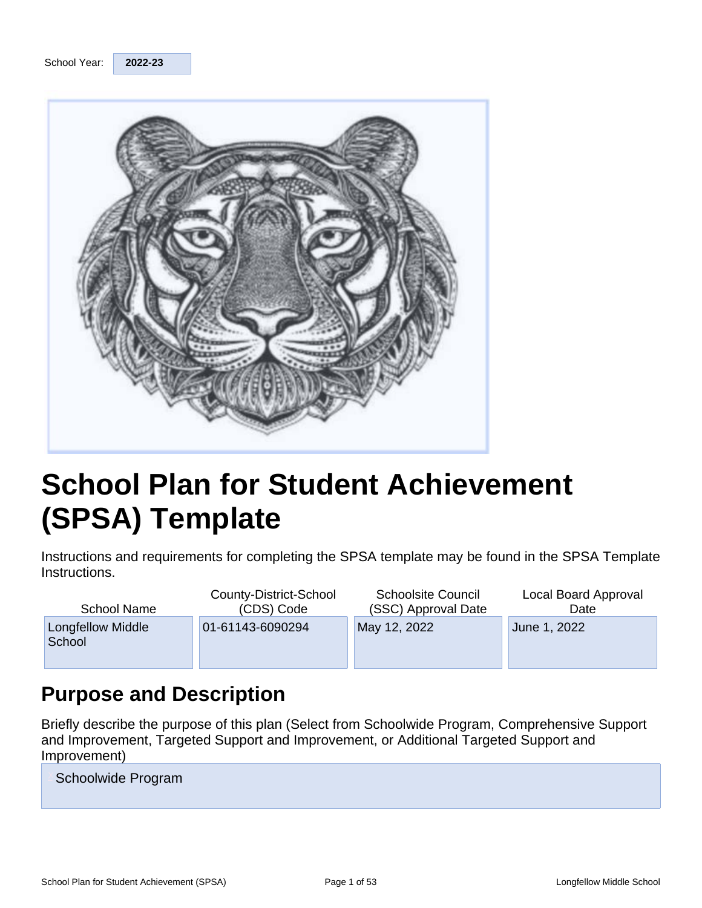School Year: **2022-23**

# School Plan for Student Achievement (SPSA) Template

Instructions and requirements for completing the SPSA template may be found in the SPSA Template Instructions.

| School Name | County-District-School (CDS) Code | Schoolsite Council (SSC) Approval Date | Local Board Approval Date |
|---|---|---|---|
| Longfellow Middle School | 01-61143-6090294 | May 12, 2022 | June 1, 2022 |

## Purpose and Description

Briefly describe the purpose of this plan (Select from Schoolwide Program, Comprehensive Support and Improvement, Targeted Support and Improvement, or Additional Targeted Support and Improvement)

Schoolwide Program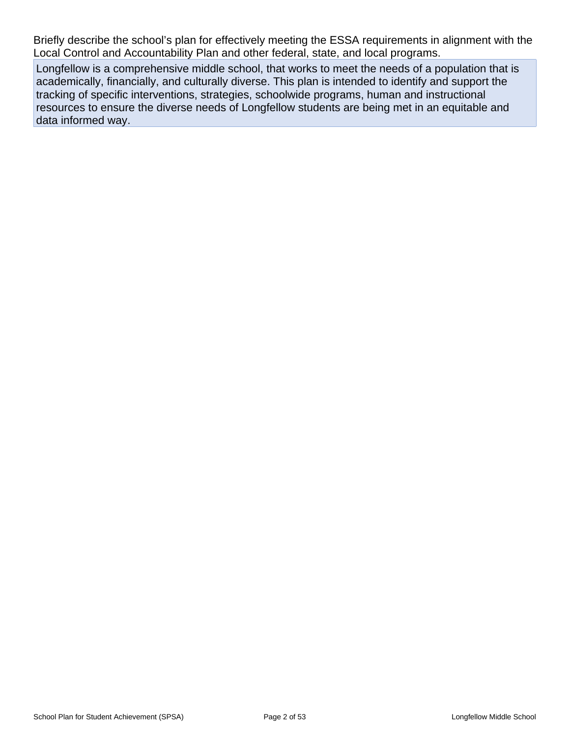Briefly describe the school's plan for effectively meeting the ESSA requirements in alignment with the Local Control and Accountability Plan and other federal, state, and local programs.

Longfellow is a comprehensive middle school, that works to meet the needs of a population that is academically, financially, and culturally diverse. This plan is intended to identify and support the tracking of specific interventions, strategies, schoolwide programs, human and instructional resources to ensure the diverse needs of Longfellow students are being met in an equitable and data informed way.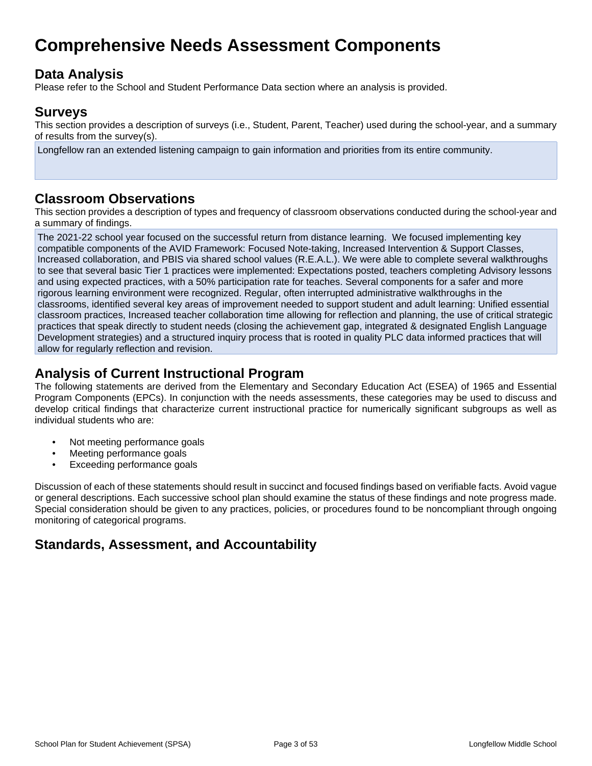# Comprehensive Needs Assessment Components

## Data Analysis

Please refer to the School and Student Performance Data section where an analysis is provided.

## Surveys

This section provides a description of surveys (i.e., Student, Parent, Teacher) used during the school-year, and a summary of results from the survey(s).

Longfellow ran an extended listening campaign to gain information and priorities from its entire community.

## Classroom Observations

This section provides a description of types and frequency of classroom observations conducted during the school-year and a summary of findings.

The 2021-22 school year focused on the successful return from distance learning. We focused implementing key compatible components of the AVID Framework: Focused Note-taking, Increased Intervention & Support Classes, Increased collaboration, and PBIS via shared school values (R.E.A.L.). We were able to complete several walkthroughs to see that several basic Tier 1 practices were implemented: Expectations posted, teachers completing Advisory lessons and using expected practices, with a 50% participation rate for teaches. Several components for a safer and more rigorous learning environment were recognized. Regular, often interrupted administrative walkthroughs in the classrooms, identified several key areas of improvement needed to support student and adult learning: Unified essential classroom practices, Increased teacher collaboration time allowing for reflection and planning, the use of critical strategic practices that speak directly to student needs (closing the achievement gap, integrated & designated English Language Development strategies) and a structured inquiry process that is rooted in quality PLC data informed practices that will allow for regularly reflection and revision.

## Analysis of Current Instructional Program

The following statements are derived from the Elementary and Secondary Education Act (ESEA) of 1965 and Essential Program Components (EPCs). In conjunction with the needs assessments, these categories may be used to discuss and develop critical findings that characterize current instructional practice for numerically significant subgroups as well as individual students who are:

- Not meeting performance goals
- Meeting performance goals
- Exceeding performance goals

Discussion of each of these statements should result in succinct and focused findings based on verifiable facts. Avoid vague or general descriptions. Each successive school plan should examine the status of these findings and note progress made. Special consideration should be given to any practices, policies, or procedures found to be noncompliant through ongoing monitoring of categorical programs.

## Standards, Assessment, and Accountability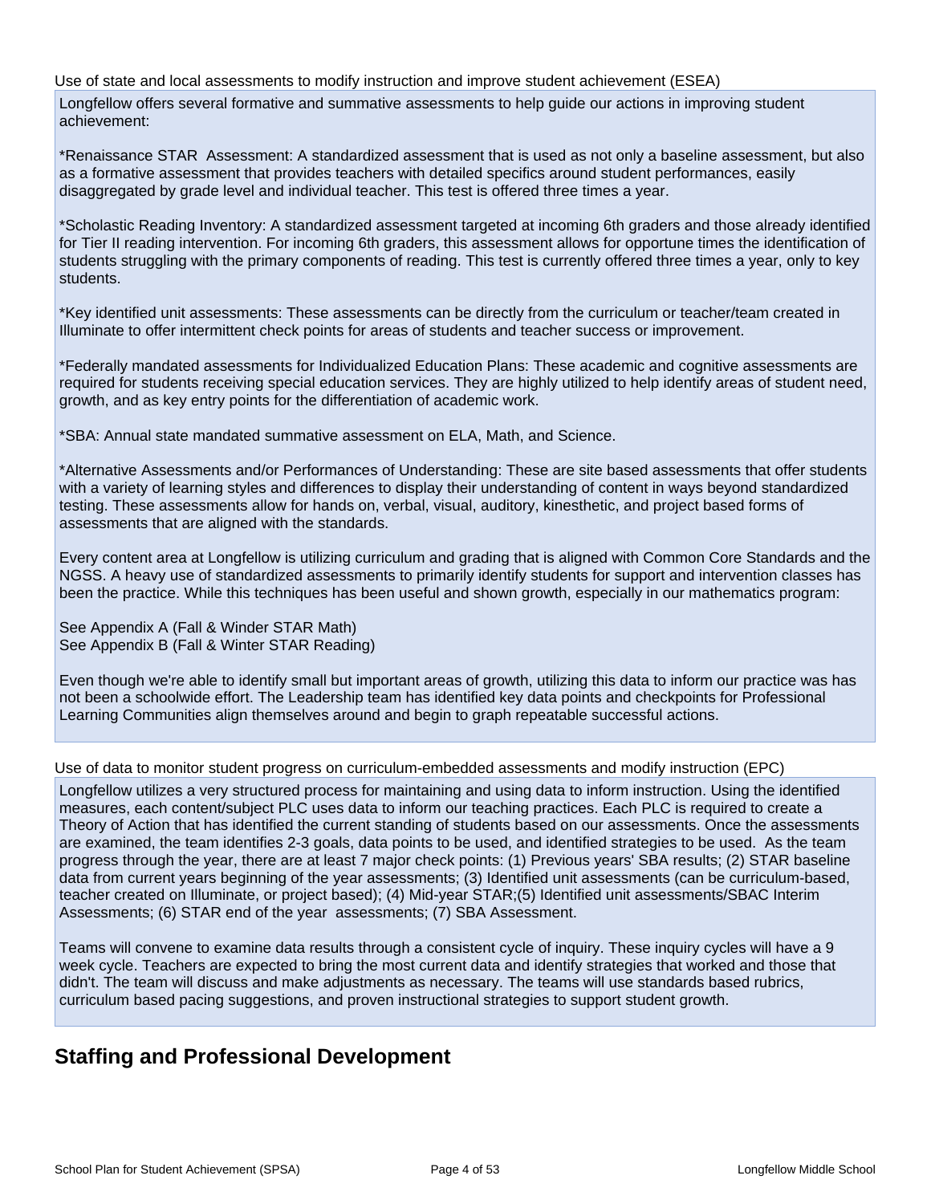Use of state and local assessments to modify instruction and improve student achievement (ESEA)

Longfellow offers several formative and summative assessments to help guide our actions in improving student achievement:

*Renaissance STAR  Assessment: A standardized assessment that is used as not only a baseline assessment, but also as a formative assessment that provides teachers with detailed specifics around student performances, easily disaggregated by grade level and individual teacher. This test is offered three times a year.

*Scholastic Reading Inventory: A standardized assessment targeted at incoming 6th graders and those already identified for Tier II reading intervention. For incoming 6th graders, this assessment allows for opportune times the identification of students struggling with the primary components of reading. This test is currently offered three times a year, only to key students.

*Key identified unit assessments: These assessments can be directly from the curriculum or teacher/team created in Illuminate to offer intermittent check points for areas of students and teacher success or improvement.

*Federally mandated assessments for Individualized Education Plans: These academic and cognitive assessments are required for students receiving special education services. They are highly utilized to help identify areas of student need, growth, and as key entry points for the differentiation of academic work.

*SBA: Annual state mandated summative assessment on ELA, Math, and Science.

*Alternative Assessments and/or Performances of Understanding: These are site based assessments that offer students with a variety of learning styles and differences to display their understanding of content in ways beyond standardized testing. These assessments allow for hands on, verbal, visual, auditory, kinesthetic, and project based forms of assessments that are aligned with the standards.

Every content area at Longfellow is utilizing curriculum and grading that is aligned with Common Core Standards and the NGSS. A heavy use of standardized assessments to primarily identify students for support and intervention classes has been the practice. While this techniques has been useful and shown growth, especially in our mathematics program:

See Appendix A (Fall & Winder STAR Math)
See Appendix B (Fall & Winter STAR Reading)

Even though we're able to identify small but important areas of growth, utilizing this data to inform our practice was has not been a schoolwide effort. The Leadership team has identified key data points and checkpoints for Professional Learning Communities align themselves around and begin to graph repeatable successful actions.

Use of data to monitor student progress on curriculum-embedded assessments and modify instruction (EPC)

Longfellow utilizes a very structured process for maintaining and using data to inform instruction. Using the identified measures, each content/subject PLC uses data to inform our teaching practices. Each PLC is required to create a Theory of Action that has identified the current standing of students based on our assessments. Once the assessments are examined, the team identifies 2-3 goals, data points to be used, and identified strategies to be used.  As the team progress through the year, there are at least 7 major check points: (1) Previous years' SBA results; (2) STAR baseline data from current years beginning of the year assessments; (3) Identified unit assessments (can be curriculum-based, teacher created on Illuminate, or project based); (4) Mid-year STAR;(5) Identified unit assessments/SBAC Interim Assessments; (6) STAR end of the year  assessments; (7) SBA Assessment.

Teams will convene to examine data results through a consistent cycle of inquiry. These inquiry cycles will have a 9 week cycle. Teachers are expected to bring the most current data and identify strategies that worked and those that didn't. The team will discuss and make adjustments as necessary. The teams will use standards based rubrics, curriculum based pacing suggestions, and proven instructional strategies to support student growth.

## Staffing and Professional Development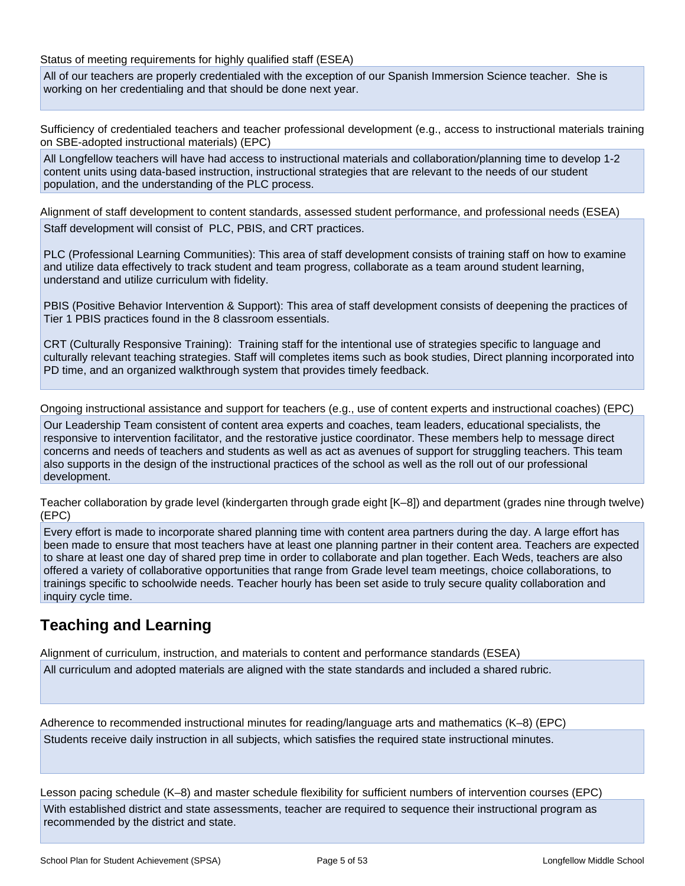Status of meeting requirements for highly qualified staff (ESEA)

All of our teachers are properly credentialed with the exception of our Spanish Immersion Science teacher. She is working on her credentialing and that should be done next year.

Sufficiency of credentialed teachers and teacher professional development (e.g., access to instructional materials training on SBE-adopted instructional materials) (EPC)

All Longfellow teachers will have had access to instructional materials and collaboration/planning time to develop 1-2 content units using data-based instruction, instructional strategies that are relevant to the needs of our student population, and the understanding of the PLC process.

Alignment of staff development to content standards, assessed student performance, and professional needs (ESEA)

Staff development will consist of PLC, PBIS, and CRT practices.

PLC (Professional Learning Communities): This area of staff development consists of training staff on how to examine and utilize data effectively to track student and team progress, collaborate as a team around student learning, understand and utilize curriculum with fidelity.

PBIS (Positive Behavior Intervention & Support): This area of staff development consists of deepening the practices of Tier 1 PBIS practices found in the 8 classroom essentials.

CRT (Culturally Responsive Training): Training staff for the intentional use of strategies specific to language and culturally relevant teaching strategies. Staff will completes items such as book studies, Direct planning incorporated into PD time, and an organized walkthrough system that provides timely feedback.

Ongoing instructional assistance and support for teachers (e.g., use of content experts and instructional coaches) (EPC)

Our Leadership Team consistent of content area experts and coaches, team leaders, educational specialists, the responsive to intervention facilitator, and the restorative justice coordinator. These members help to message direct concerns and needs of teachers and students as well as act as avenues of support for struggling teachers. This team also supports in the design of the instructional practices of the school as well as the roll out of our professional development.

Teacher collaboration by grade level (kindergarten through grade eight [K–8]) and department (grades nine through twelve) (EPC)

Every effort is made to incorporate shared planning time with content area partners during the day. A large effort has been made to ensure that most teachers have at least one planning partner in their content area. Teachers are expected to share at least one day of shared prep time in order to collaborate and plan together. Each Weds, teachers are also offered a variety of collaborative opportunities that range from Grade level team meetings, choice collaborations, to trainings specific to schoolwide needs. Teacher hourly has been set aside to truly secure quality collaboration and inquiry cycle time.

## Teaching and Learning

Alignment of curriculum, instruction, and materials to content and performance standards (ESEA)

All curriculum and adopted materials are aligned with the state standards and included a shared rubric.

Adherence to recommended instructional minutes for reading/language arts and mathematics (K–8) (EPC)

Students receive daily instruction in all subjects, which satisfies the required state instructional minutes.

Lesson pacing schedule (K–8) and master schedule flexibility for sufficient numbers of intervention courses (EPC)

With established district and state assessments, teacher are required to sequence their instructional program as recommended by the district and state.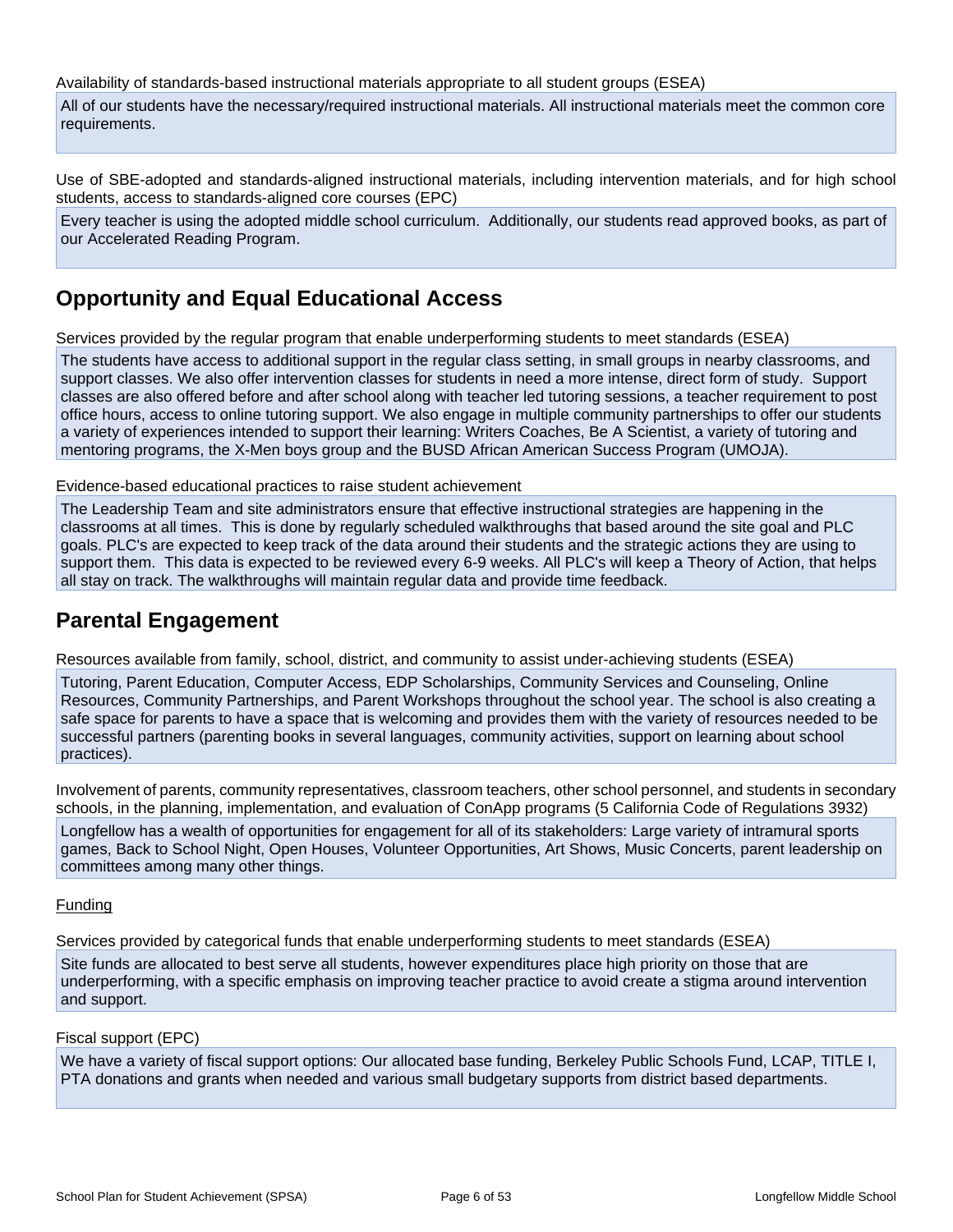Availability of standards-based instructional materials appropriate to all student groups (ESEA)

All of our students have the necessary/required instructional materials. All instructional materials meet the common core requirements.

Use of SBE-adopted and standards-aligned instructional materials, including intervention materials, and for high school students, access to standards-aligned core courses (EPC)

Every teacher is using the adopted middle school curriculum. Additionally, our students read approved books, as part of our Accelerated Reading Program.

## Opportunity and Equal Educational Access

Services provided by the regular program that enable underperforming students to meet standards (ESEA)

The students have access to additional support in the regular class setting, in small groups in nearby classrooms, and support classes. We also offer intervention classes for students in need a more intense, direct form of study. Support classes are also offered before and after school along with teacher led tutoring sessions, a teacher requirement to post office hours, access to online tutoring support. We also engage in multiple community partnerships to offer our students a variety of experiences intended to support their learning: Writers Coaches, Be A Scientist, a variety of tutoring and mentoring programs, the X-Men boys group and the BUSD African American Success Program (UMOJA).

Evidence-based educational practices to raise student achievement

The Leadership Team and site administrators ensure that effective instructional strategies are happening in the classrooms at all times. This is done by regularly scheduled walkthroughs that based around the site goal and PLC goals. PLC's are expected to keep track of the data around their students and the strategic actions they are using to support them. This data is expected to be reviewed every 6-9 weeks. All PLC's will keep a Theory of Action, that helps all stay on track. The walkthroughs will maintain regular data and provide time feedback.

## Parental Engagement

Resources available from family, school, district, and community to assist under-achieving students (ESEA)

Tutoring, Parent Education, Computer Access, EDP Scholarships, Community Services and Counseling, Online Resources, Community Partnerships, and Parent Workshops throughout the school year. The school is also creating a safe space for parents to have a space that is welcoming and provides them with the variety of resources needed to be successful partners (parenting books in several languages, community activities, support on learning about school practices).

Involvement of parents, community representatives, classroom teachers, other school personnel, and students in secondary schools, in the planning, implementation, and evaluation of ConApp programs (5 California Code of Regulations 3932)

Longfellow has a wealth of opportunities for engagement for all of its stakeholders: Large variety of intramural sports games, Back to School Night, Open Houses, Volunteer Opportunities, Art Shows, Music Concerts, parent leadership on committees among many other things.

Funding

Services provided by categorical funds that enable underperforming students to meet standards (ESEA)

Site funds are allocated to best serve all students, however expenditures place high priority on those that are underperforming, with a specific emphasis on improving teacher practice to avoid create a stigma around intervention and support.

Fiscal support (EPC)

We have a variety of fiscal support options: Our allocated base funding, Berkeley Public Schools Fund, LCAP, TITLE I, PTA donations and grants when needed and various small budgetary supports from district based departments.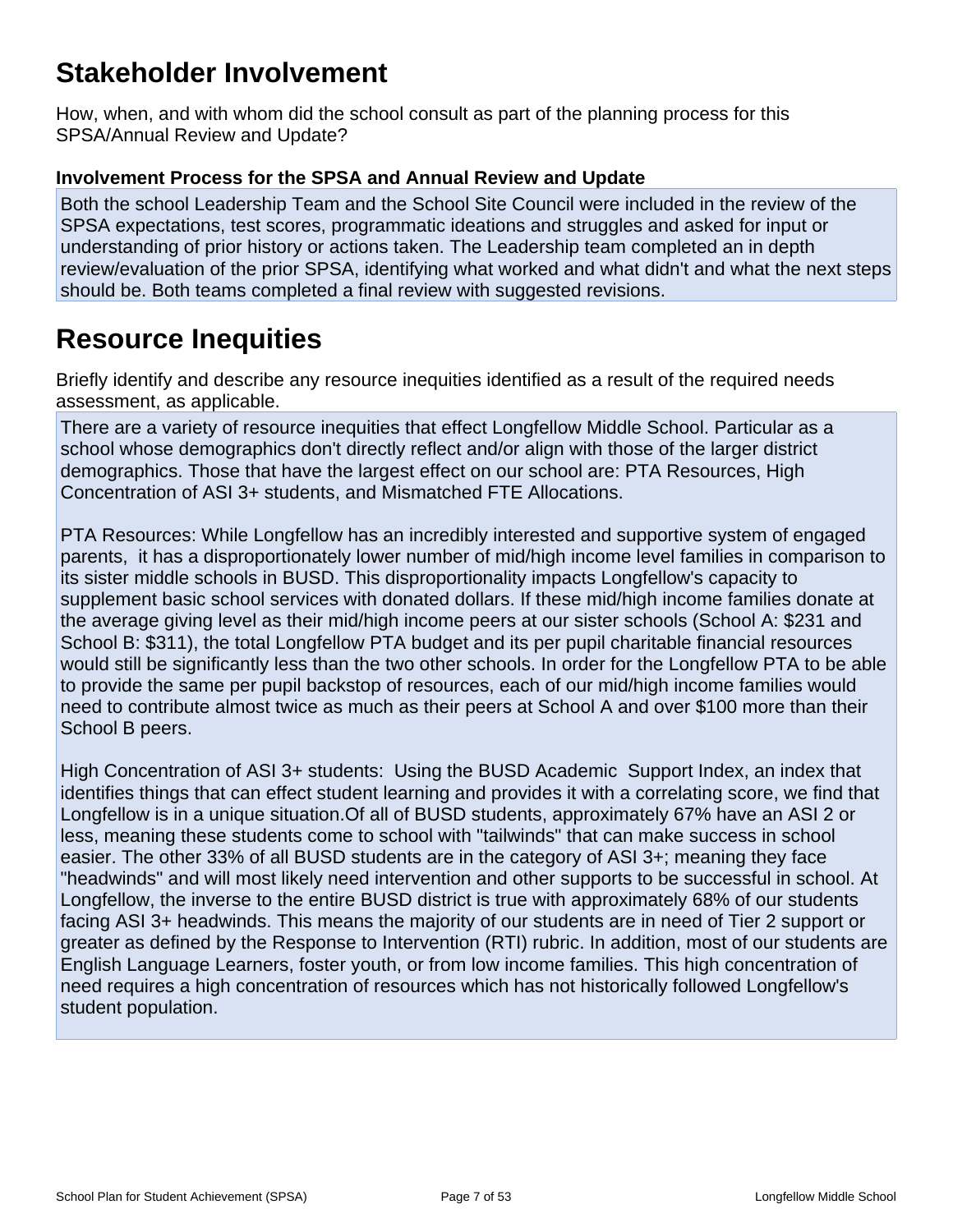## Stakeholder Involvement

How, when, and with whom did the school consult as part of the planning process for this SPSA/Annual Review and Update?

### Involvement Process for the SPSA and Annual Review and Update

Both the school Leadership Team and the School Site Council were included in the review of the SPSA expectations, test scores, programmatic ideations and struggles and asked for input or understanding of prior history or actions taken. The Leadership team completed an in depth review/evaluation of the prior SPSA, identifying what worked and what didn't and what the next steps should be. Both teams completed a final review with suggested revisions.

## Resource Inequities

Briefly identify and describe any resource inequities identified as a result of the required needs assessment, as applicable.

There are a variety of resource inequities that effect Longfellow Middle School. Particular as a school whose demographics don't directly reflect and/or align with those of the larger district demographics. Those that have the largest effect on our school are: PTA Resources, High Concentration of ASI 3+ students, and Mismatched FTE Allocations.

PTA Resources: While Longfellow has an incredibly interested and supportive system of engaged parents, it has a disproportionately lower number of mid/high income level families in comparison to its sister middle schools in BUSD. This disproportionality impacts Longfellow's capacity to supplement basic school services with donated dollars. If these mid/high income families donate at the average giving level as their mid/high income peers at our sister schools (School A: $231 and School B: $311), the total Longfellow PTA budget and its per pupil charitable financial resources would still be significantly less than the two other schools. In order for the Longfellow PTA to be able to provide the same per pupil backstop of resources, each of our mid/high income families would need to contribute almost twice as much as their peers at School A and over $100 more than their School B peers.

High Concentration of ASI 3+ students: Using the BUSD Academic Support Index, an index that identifies things that can effect student learning and provides it with a correlating score, we find that Longfellow is in a unique situation.Of all of BUSD students, approximately 67% have an ASI 2 or less, meaning these students come to school with "tailwinds" that can make success in school easier. The other 33% of all BUSD students are in the category of ASI 3+; meaning they face "headwinds" and will most likely need intervention and other supports to be successful in school. At Longfellow, the inverse to the entire BUSD district is true with approximately 68% of our students facing ASI 3+ headwinds. This means the majority of our students are in need of Tier 2 support or greater as defined by the Response to Intervention (RTI) rubric. In addition, most of our students are English Language Learners, foster youth, or from low income families. This high concentration of need requires a high concentration of resources which has not historically followed Longfellow's student population.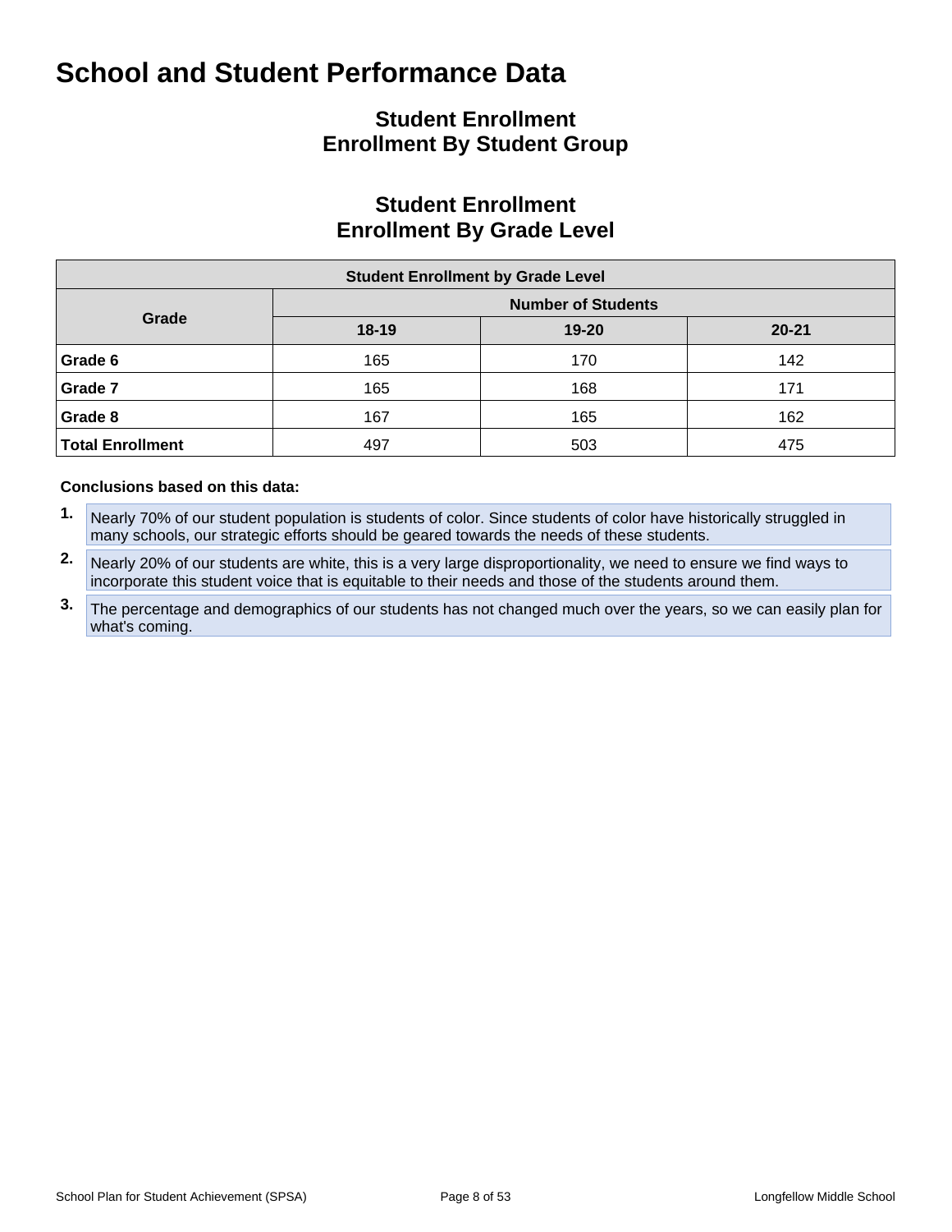# School and Student Performance Data

## Student Enrollment
## Enrollment By Student Group

## Student Enrollment
## Enrollment By Grade Level

| Student Enrollment by Grade Level | | | |
|---|---|---|---|
| **Grade** | **Number of Students** | | |
| | **18-19** | **19-20** | **20-21** |
| **Grade 6** | 165 | 170 | 142 |
| **Grade 7** | 165 | 168 | 171 |
| **Grade 8** | 167 | 165 | 162 |
| **Total Enrollment** | 497 | 503 | 475 |

**Conclusions based on this data:**

1. Nearly 70% of our student population is students of color. Since students of color have historically struggled in many schools, our strategic efforts should be geared towards the needs of these students.
2. Nearly 20% of our students are white, this is a very large disproportionality, we need to ensure we find ways to incorporate this student voice that is equitable to their needs and those of the students around them.
3. The percentage and demographics of our students has not changed much over the years, so we can easily plan for what's coming.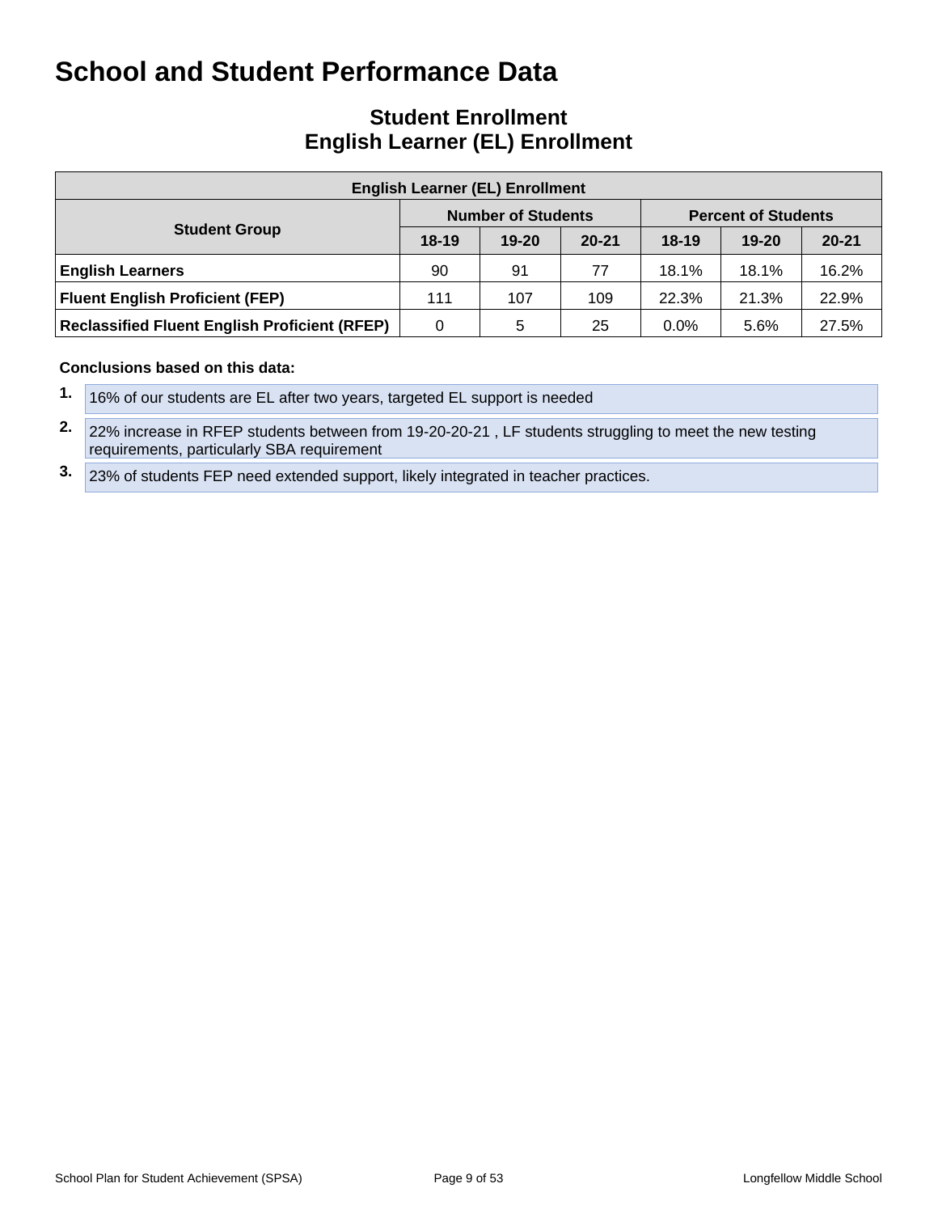# School and Student Performance Data

## Student Enrollment
## English Learner (EL) Enrollment

| English Learner (EL) Enrollment | | | | | | |
|---|---|---|---|---|---|---|
| **Student Group** | **Number of Students** | | | **Percent of Students** | | |
| | **18-19** | **19-20** | **20-21** | **18-19** | **19-20** | **20-21** |
| **English Learners** | 90 | 91 | 77 | 18.1% | 18.1% | 16.2% |
| **Fluent English Proficient (FEP)** | 111 | 107 | 109 | 22.3% | 21.3% | 22.9% |
| **Reclassified Fluent English Proficient (RFEP)** | 0 | 5 | 25 | 0.0% | 5.6% | 27.5% |

**Conclusions based on this data:**

1. 16% of our students are EL after two years, targeted EL support is needed
2. 22% increase in RFEP students between from 19-20-20-21 , LF students struggling to meet the new testing requirements, particularly SBA requirement
3. 23% of students FEP need extended support, likely integrated in teacher practices.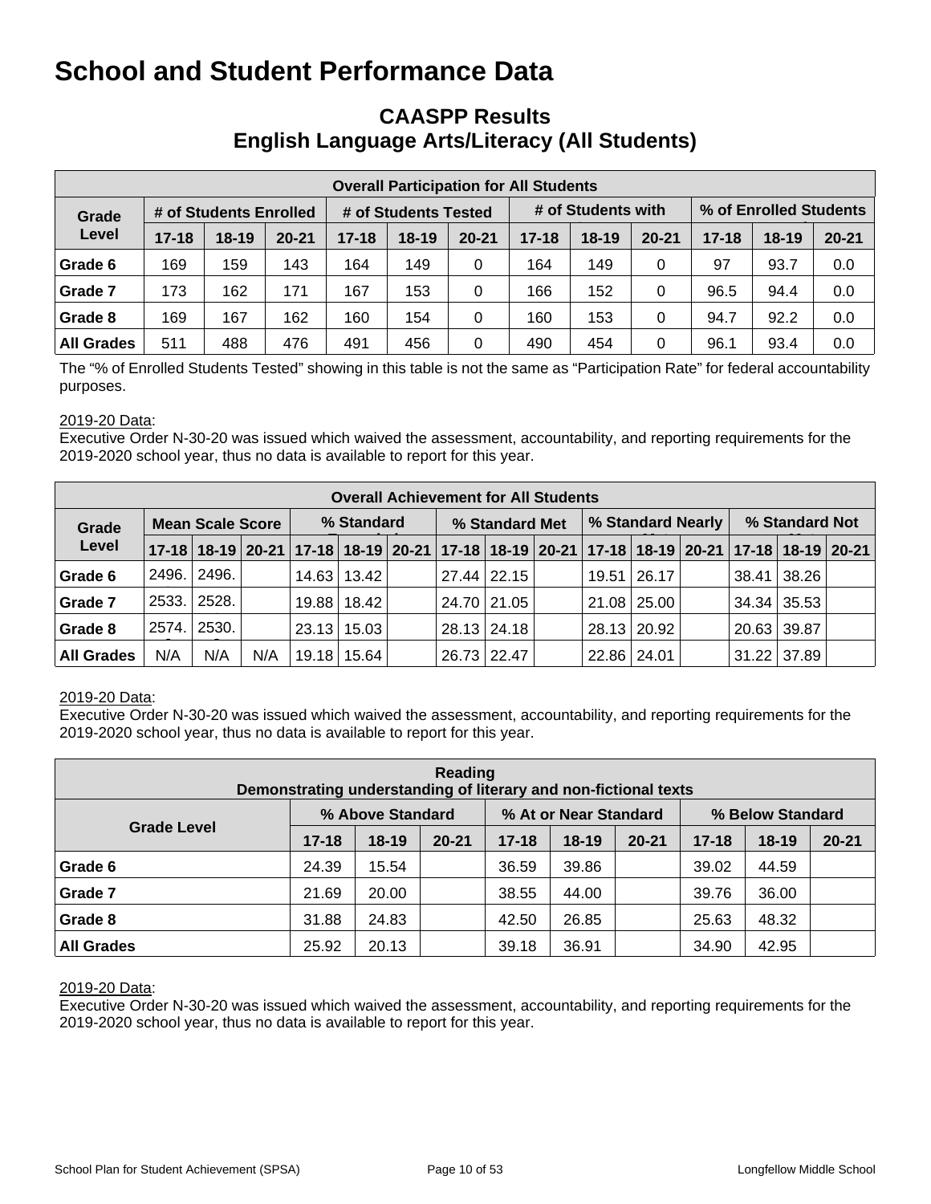# School and Student Performance Data

## CAASPP Results
## English Language Arts/Literacy (All Students)

| Overall Participation for All Students | | | | | | | | | | | | |
|---|---|---|---|---|---|---|---|---|---|---|---|---|
| Grade Level | # of Students Enrolled | | | # of Students Tested | | | # of Students with | | | % of Enrolled Students | | |
| | 17-18 | 18-19 | 20-21 | 17-18 | 18-19 | 20-21 | 17-18 | 18-19 | 20-21 | 17-18 | 18-19 | 20-21 |
| Grade 6 | 169 | 159 | 143 | 164 | 149 | 0 | 164 | 149 | 0 | 97 | 93.7 | 0.0 |
| Grade 7 | 173 | 162 | 171 | 167 | 153 | 0 | 166 | 152 | 0 | 96.5 | 94.4 | 0.0 |
| Grade 8 | 169 | 167 | 162 | 160 | 154 | 0 | 160 | 153 | 0 | 94.7 | 92.2 | 0.0 |
| All Grades | 511 | 488 | 476 | 491 | 456 | 0 | 490 | 454 | 0 | 96.1 | 93.4 | 0.0 |

The "% of Enrolled Students Tested" showing in this table is not the same as "Participation Rate" for federal accountability purposes.

2019-20 Data:
Executive Order N-30-20 was issued which waived the assessment, accountability, and reporting requirements for the 2019-2020 school year, thus no data is available to report for this year.

| Overall Achievement for All Students | | | | | | | | | | | | | | | | |
|---|---|---|---|---|---|---|---|---|---|---|---|---|---|---|---|---|
| Grade Level | Mean Scale Score | | | % Standard | | | % Standard Met | | | % Standard Nearly | | | % Standard Not | | |
| | 17-18 | 18-19 | 20-21 | 17-18 | 18-19 | 20-21 | 17-18 | 18-19 | 20-21 | 17-18 | 18-19 | 20-21 | 17-18 | 18-19 | 20-21 |
| Grade 6 | 2496. | 2496. | | 14.63 | 13.42 | | 27.44 | 22.15 | | 19.51 | 26.17 | | 38.41 | 38.26 | |
| Grade 7 | 2533. | 2528. | | 19.88 | 18.42 | | 24.70 | 21.05 | | 21.08 | 25.00 | | 34.34 | 35.53 | |
| Grade 8 | 2574. | 2530. | | 23.13 | 15.03 | | 28.13 | 24.18 | | 28.13 | 20.92 | | 20.63 | 39.87 | |
| All Grades | N/A | N/A | N/A | 19.18 | 15.64 | | 26.73 | 22.47 | | 22.86 | 24.01 | | 31.22 | 37.89 | |

2019-20 Data:
Executive Order N-30-20 was issued which waived the assessment, accountability, and reporting requirements for the 2019-2020 school year, thus no data is available to report for this year.

| Reading<br>Demonstrating understanding of literary and non-fictional texts | | | | | | | | | |
|---|---|---|---|---|---|---|---|---|---|
| Grade Level | % Above Standard | | | % At or Near Standard | | | % Below Standard | | |
| | 17-18 | 18-19 | 20-21 | 17-18 | 18-19 | 20-21 | 17-18 | 18-19 | 20-21 |
| Grade 6 | 24.39 | 15.54 | | 36.59 | 39.86 | | 39.02 | 44.59 | |
| Grade 7 | 21.69 | 20.00 | | 38.55 | 44.00 | | 39.76 | 36.00 | |
| Grade 8 | 31.88 | 24.83 | | 42.50 | 26.85 | | 25.63 | 48.32 | |
| All Grades | 25.92 | 20.13 | | 39.18 | 36.91 | | 34.90 | 42.95 | |

2019-20 Data:
Executive Order N-30-20 was issued which waived the assessment, accountability, and reporting requirements for the 2019-2020 school year, thus no data is available to report for this year.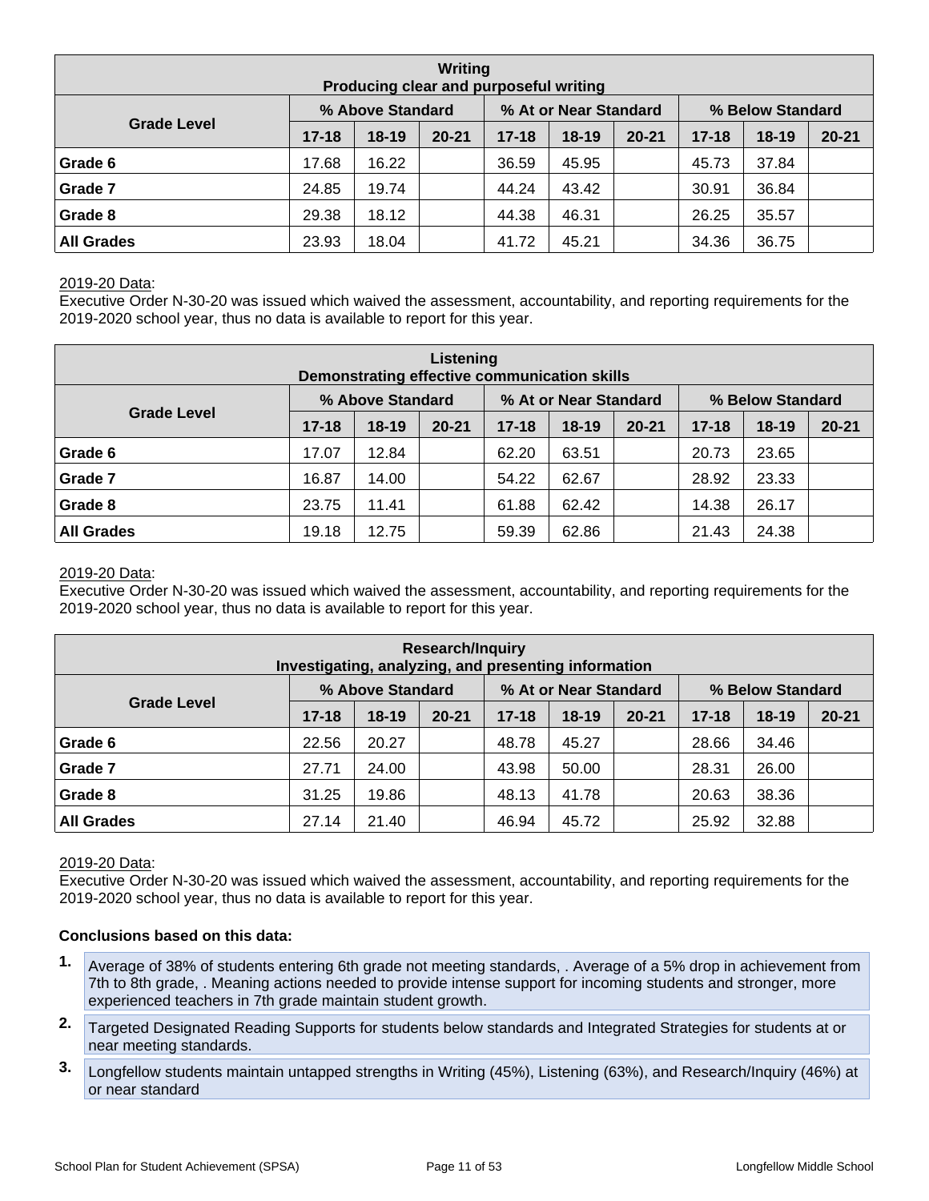| Writing<br>Producing clear and purposeful writing | | | | | | | | | |
|---|---|---|---|---|---|---|---|---|---|
| Grade Level | % Above Standard | | | % At or Near Standard | | | % Below Standard | | |
| | 17-18 | 18-19 | 20-21 | 17-18 | 18-19 | 20-21 | 17-18 | 18-19 | 20-21 |
| Grade 6 | 17.68 | 16.22 | | 36.59 | 45.95 | | 45.73 | 37.84 | |
| Grade 7 | 24.85 | 19.74 | | 44.24 | 43.42 | | 30.91 | 36.84 | |
| Grade 8 | 29.38 | 18.12 | | 44.38 | 46.31 | | 26.25 | 35.57 | |
| All Grades | 23.93 | 18.04 | | 41.72 | 45.21 | | 34.36 | 36.75 | |

2019-20 Data:
Executive Order N-30-20 was issued which waived the assessment, accountability, and reporting requirements for the 2019-2020 school year, thus no data is available to report for this year.

| Listening<br>Demonstrating effective communication skills | | | | | | | | | |
|---|---|---|---|---|---|---|---|---|---|
| Grade Level | % Above Standard | | | % At or Near Standard | | | % Below Standard | | |
| | 17-18 | 18-19 | 20-21 | 17-18 | 18-19 | 20-21 | 17-18 | 18-19 | 20-21 |
| Grade 6 | 17.07 | 12.84 | | 62.20 | 63.51 | | 20.73 | 23.65 | |
| Grade 7 | 16.87 | 14.00 | | 54.22 | 62.67 | | 28.92 | 23.33 | |
| Grade 8 | 23.75 | 11.41 | | 61.88 | 62.42 | | 14.38 | 26.17 | |
| All Grades | 19.18 | 12.75 | | 59.39 | 62.86 | | 21.43 | 24.38 | |

2019-20 Data:
Executive Order N-30-20 was issued which waived the assessment, accountability, and reporting requirements for the 2019-2020 school year, thus no data is available to report for this year.

| Research/Inquiry<br>Investigating, analyzing, and presenting information | | | | | | | | | |
|---|---|---|---|---|---|---|---|---|---|
| Grade Level | % Above Standard | | | % At or Near Standard | | | % Below Standard | | |
| | 17-18 | 18-19 | 20-21 | 17-18 | 18-19 | 20-21 | 17-18 | 18-19 | 20-21 |
| Grade 6 | 22.56 | 20.27 | | 48.78 | 45.27 | | 28.66 | 34.46 | |
| Grade 7 | 27.71 | 24.00 | | 43.98 | 50.00 | | 28.31 | 26.00 | |
| Grade 8 | 31.25 | 19.86 | | 48.13 | 41.78 | | 20.63 | 38.36 | |
| All Grades | 27.14 | 21.40 | | 46.94 | 45.72 | | 25.92 | 32.88 | |

2019-20 Data:
Executive Order N-30-20 was issued which waived the assessment, accountability, and reporting requirements for the 2019-2020 school year, thus no data is available to report for this year.

**Conclusions based on this data:**

1. Average of 38% of students entering 6th grade not meeting standards, . Average of a 5% drop in achievement from 7th to 8th grade, . Meaning actions needed to provide intense support for incoming students and stronger, more experienced teachers in 7th grade maintain student growth.
2. Targeted Designated Reading Supports for students below standards and Integrated Strategies for students at or near meeting standards.
3. Longfellow students maintain untapped strengths in Writing (45%), Listening (63%), and Research/Inquiry (46%) at or near standard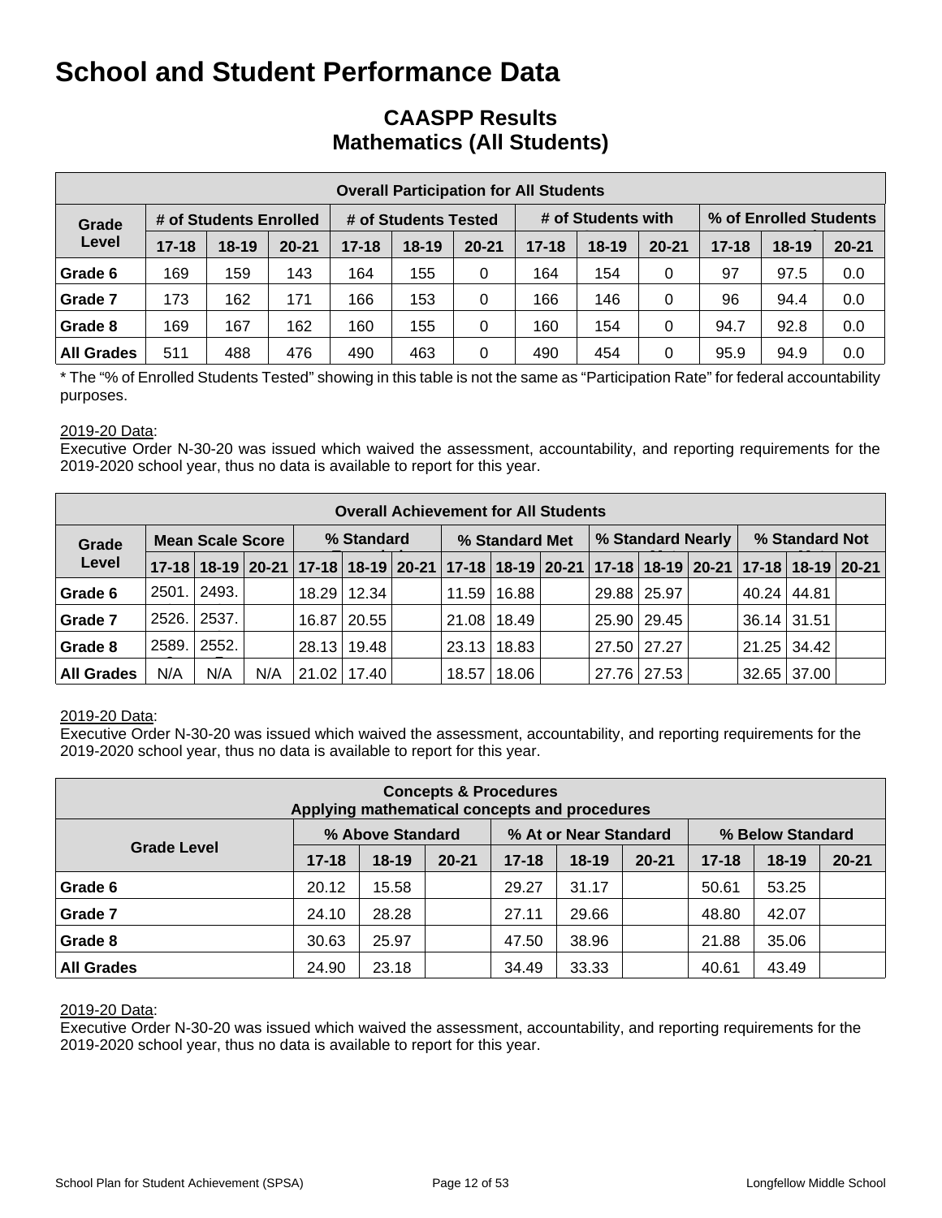# School and Student Performance Data

## CAASPP Results
## Mathematics (All Students)

| Overall Participation for All Students | | | | | | | | | | | | |
|---|---|---|---|---|---|---|---|---|---|---|---|---|
| Grade Level | # of Students Enrolled | | | # of Students Tested | | | # of Students with Scores | | | % of Enrolled Students Tested | | |
| | 17-18 | 18-19 | 20-21 | 17-18 | 18-19 | 20-21 | 17-18 | 18-19 | 20-21 | 17-18 | 18-19 | 20-21 |
| Grade 6 | 169 | 159 | 143 | 164 | 155 | 0 | 164 | 154 | 0 | 97 | 97.5 | 0.0 |
| Grade 7 | 173 | 162 | 171 | 166 | 153 | 0 | 166 | 146 | 0 | 96 | 94.4 | 0.0 |
| Grade 8 | 169 | 167 | 162 | 160 | 155 | 0 | 160 | 154 | 0 | 94.7 | 92.8 | 0.0 |
| All Grades | 511 | 488 | 476 | 490 | 463 | 0 | 490 | 454 | 0 | 95.9 | 94.9 | 0.0 |

* The "% of Enrolled Students Tested" showing in this table is not the same as "Participation Rate" for federal accountability purposes.

2019-20 Data:
Executive Order N-30-20 was issued which waived the assessment, accountability, and reporting requirements for the 2019-2020 school year, thus no data is available to report for this year.

| Overall Achievement for All Students | | | | | | | | | | | | | | | | |
|---|---|---|---|---|---|---|---|---|---|---|---|---|---|---|---|---|
| Grade Level | Mean Scale Score | | | % Standard Exceeded | | | % Standard Met | | | % Standard Nearly Met | | | % Standard Not Met | | |
| | 17-18 | 18-19 | 20-21 | 17-18 | 18-19 | 20-21 | 17-18 | 18-19 | 20-21 | 17-18 | 18-19 | 20-21 | 17-18 | 18-19 | 20-21 |
| Grade 6 | 2501. | 2493. | | 18.29 | 12.34 | | 11.59 | 16.88 | | 29.88 | 25.97 | | 40.24 | 44.81 | |
| Grade 7 | 2526. | 2537. | | 16.87 | 20.55 | | 21.08 | 18.49 | | 25.90 | 29.45 | | 36.14 | 31.51 | |
| Grade 8 | 2589. | 2552. | | 28.13 | 19.48 | | 23.13 | 18.83 | | 27.50 | 27.27 | | 21.25 | 34.42 | |
| All Grades | N/A | N/A | N/A | 21.02 | 17.40 | | 18.57 | 18.06 | | 27.76 | 27.53 | | 32.65 | 37.00 | |

2019-20 Data:
Executive Order N-30-20 was issued which waived the assessment, accountability, and reporting requirements for the 2019-2020 school year, thus no data is available to report for this year.

| Concepts & Procedures<br>Applying mathematical concepts and procedures | | | | | | | | | |
|---|---|---|---|---|---|---|---|---|---|
| Grade Level | % Above Standard | | | % At or Near Standard | | | % Below Standard | | |
| | 17-18 | 18-19 | 20-21 | 17-18 | 18-19 | 20-21 | 17-18 | 18-19 | 20-21 |
| Grade 6 | 20.12 | 15.58 | | 29.27 | 31.17 | | 50.61 | 53.25 | |
| Grade 7 | 24.10 | 28.28 | | 27.11 | 29.66 | | 48.80 | 42.07 | |
| Grade 8 | 30.63 | 25.97 | | 47.50 | 38.96 | | 21.88 | 35.06 | |
| All Grades | 24.90 | 23.18 | | 34.49 | 33.33 | | 40.61 | 43.49 | |

2019-20 Data:
Executive Order N-30-20 was issued which waived the assessment, accountability, and reporting requirements for the 2019-2020 school year, thus no data is available to report for this year.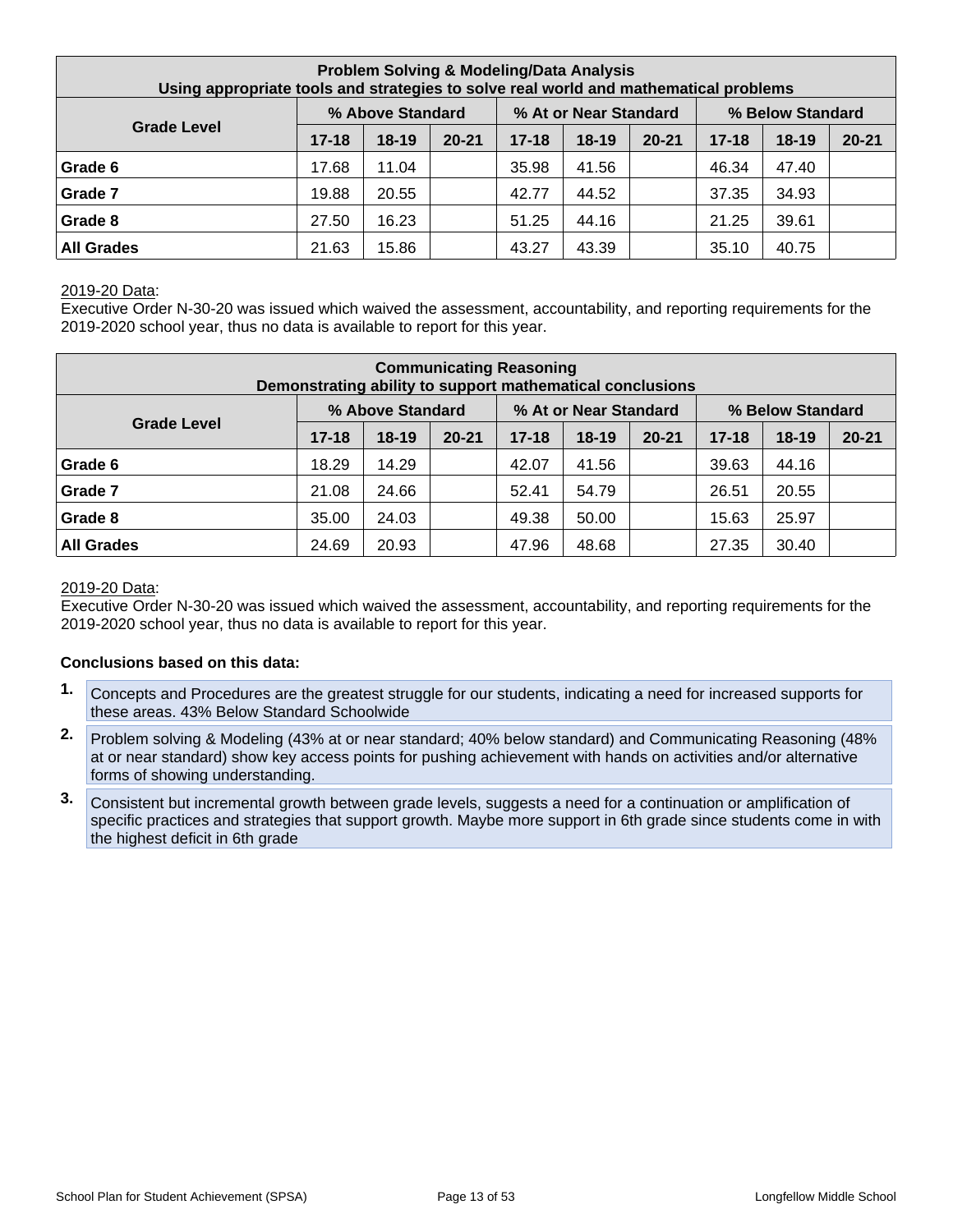| Problem Solving & Modeling/Data Analysis<br>Using appropriate tools and strategies to solve real world and mathematical problems | | | | | | | | | |
|---|---|---|---|---|---|---|---|---|---|
| Grade Level | % Above Standard | | | % At or Near Standard | | | % Below Standard | | |
| | 17-18 | 18-19 | 20-21 | 17-18 | 18-19 | 20-21 | 17-18 | 18-19 | 20-21 |
| Grade 6 | 17.68 | 11.04 | | 35.98 | 41.56 | | 46.34 | 47.40 | |
| Grade 7 | 19.88 | 20.55 | | 42.77 | 44.52 | | 37.35 | 34.93 | |
| Grade 8 | 27.50 | 16.23 | | 51.25 | 44.16 | | 21.25 | 39.61 | |
| All Grades | 21.63 | 15.86 | | 43.27 | 43.39 | | 35.10 | 40.75 | |

2019-20 Data:
Executive Order N-30-20 was issued which waived the assessment, accountability, and reporting requirements for the 2019-2020 school year, thus no data is available to report for this year.

| Communicating Reasoning<br>Demonstrating ability to support mathematical conclusions | | | | | | | | | |
|---|---|---|---|---|---|---|---|---|---|
| Grade Level | % Above Standard | | | % At or Near Standard | | | % Below Standard | | |
| | 17-18 | 18-19 | 20-21 | 17-18 | 18-19 | 20-21 | 17-18 | 18-19 | 20-21 |
| Grade 6 | 18.29 | 14.29 | | 42.07 | 41.56 | | 39.63 | 44.16 | |
| Grade 7 | 21.08 | 24.66 | | 52.41 | 54.79 | | 26.51 | 20.55 | |
| Grade 8 | 35.00 | 24.03 | | 49.38 | 50.00 | | 15.63 | 25.97 | |
| All Grades | 24.69 | 20.93 | | 47.96 | 48.68 | | 27.35 | 30.40 | |

2019-20 Data:
Executive Order N-30-20 was issued which waived the assessment, accountability, and reporting requirements for the 2019-2020 school year, thus no data is available to report for this year.

**Conclusions based on this data:**

1. Concepts and Procedures are the greatest struggle for our students, indicating a need for increased supports for these areas. 43% Below Standard Schoolwide
2. Problem solving & Modeling (43% at or near standard; 40% below standard) and Communicating Reasoning (48% at or near standard) show key access points for pushing achievement with hands on activities and/or alternative forms of showing understanding.
3. Consistent but incremental growth between grade levels, suggests a need for a continuation or amplification of specific practices and strategies that support growth. Maybe more support in 6th grade since students come in with the highest deficit in 6th grade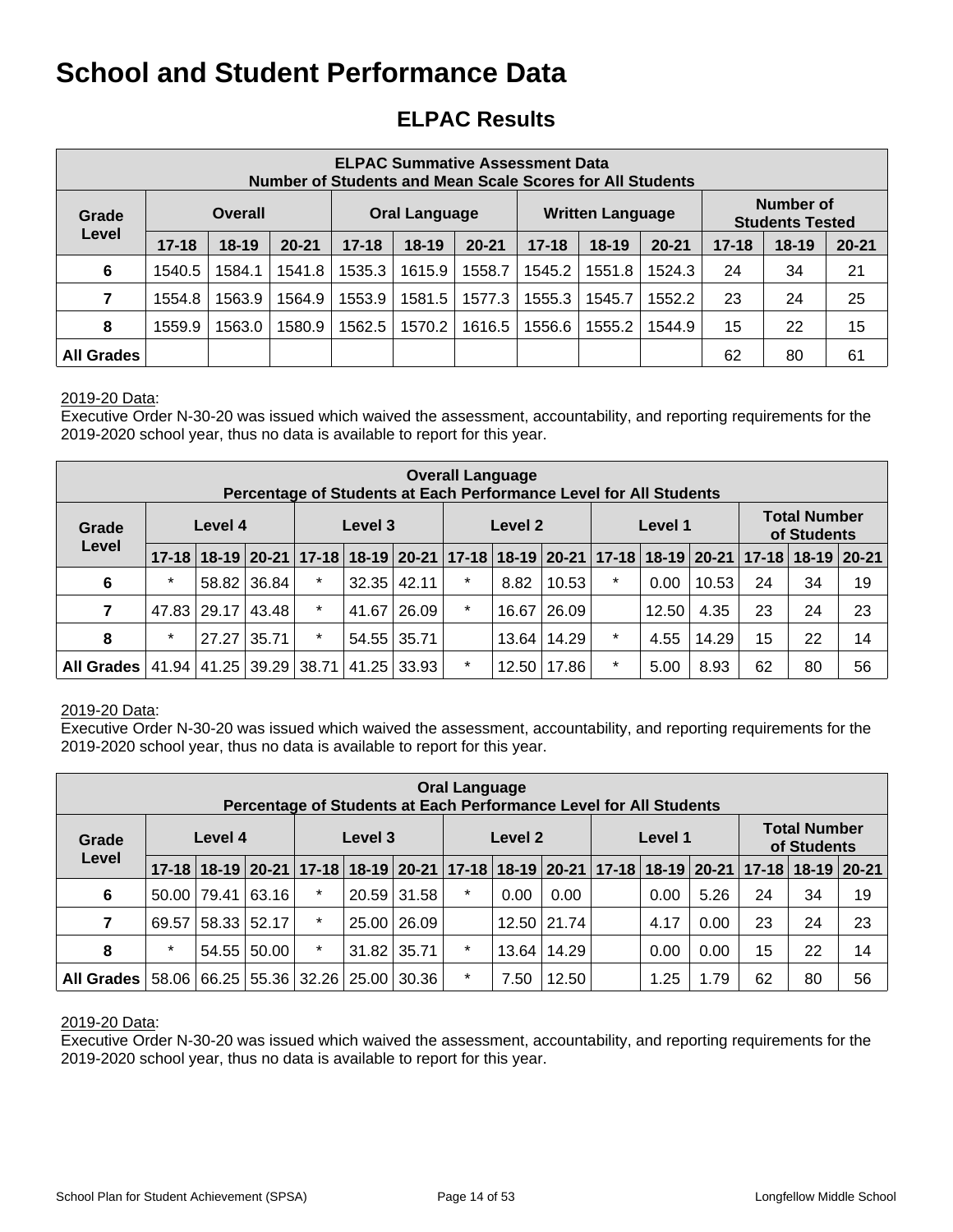# School and Student Performance Data

## ELPAC Results

| ELPAC Summative Assessment Data Number of Students and Mean Scale Scores for All Students | | | | | | | | | | | | |
|---|---|---|---|---|---|---|---|---|---|---|---|---|
| Grade Level | Overall | | | Oral Language | | | Written Language | | | Number of Students Tested | | |
| | 17-18 | 18-19 | 20-21 | 17-18 | 18-19 | 20-21 | 17-18 | 18-19 | 20-21 | 17-18 | 18-19 | 20-21 |
| 6 | 1540.5 | 1584.1 | 1541.8 | 1535.3 | 1615.9 | 1558.7 | 1545.2 | 1551.8 | 1524.3 | 24 | 34 | 21 |
| 7 | 1554.8 | 1563.9 | 1564.9 | 1553.9 | 1581.5 | 1577.3 | 1555.3 | 1545.7 | 1552.2 | 23 | 24 | 25 |
| 8 | 1559.9 | 1563.0 | 1580.9 | 1562.5 | 1570.2 | 1616.5 | 1556.6 | 1555.2 | 1544.9 | 15 | 22 | 15 |
| All Grades | | | | | | | | | | 62 | 80 | 61 |

2019-20 Data:
Executive Order N-30-20 was issued which waived the assessment, accountability, and reporting requirements for the 2019-2020 school year, thus no data is available to report for this year.

| Overall Language Percentage of Students at Each Performance Level for All Students | | | | | | | | | | | | | | | |
|---|---|---|---|---|---|---|---|---|---|---|---|---|---|---|---|
| Grade Level | Level 4 | | | Level 3 | | | Level 2 | | | Level 1 | | | Total Number of Students | | |
| | 17-18 | 18-19 | 20-21 | 17-18 | 18-19 | 20-21 | 17-18 | 18-19 | 20-21 | 17-18 | 18-19 | 20-21 | 17-18 | 18-19 | 20-21 |
| 6 | * | 58.82 | 36.84 | * | 32.35 | 42.11 | * | 8.82 | 10.53 | * | 0.00 | 10.53 | 24 | 34 | 19 |
| 7 | 47.83 | 29.17 | 43.48 | * | 41.67 | 26.09 | * | 16.67 | 26.09 | | 12.50 | 4.35 | 23 | 24 | 23 |
| 8 | * | 27.27 | 35.71 | * | 54.55 | 35.71 | | 13.64 | 14.29 | * | 4.55 | 14.29 | 15 | 22 | 14 |
| All Grades | 41.94 | 41.25 | 39.29 | 38.71 | 41.25 | 33.93 | * | 12.50 | 17.86 | * | 5.00 | 8.93 | 62 | 80 | 56 |

2019-20 Data:
Executive Order N-30-20 was issued which waived the assessment, accountability, and reporting requirements for the 2019-2020 school year, thus no data is available to report for this year.

| Oral Language Percentage of Students at Each Performance Level for All Students | | | | | | | | | | | | | | | |
|---|---|---|---|---|---|---|---|---|---|---|---|---|---|---|---|
| Grade Level | Level 4 | | | Level 3 | | | Level 2 | | | Level 1 | | | Total Number of Students | | |
| | 17-18 | 18-19 | 20-21 | 17-18 | 18-19 | 20-21 | 17-18 | 18-19 | 20-21 | 17-18 | 18-19 | 20-21 | 17-18 | 18-19 | 20-21 |
| 6 | 50.00 | 79.41 | 63.16 | * | 20.59 | 31.58 | * | 0.00 | 0.00 | | 0.00 | 5.26 | 24 | 34 | 19 |
| 7 | 69.57 | 58.33 | 52.17 | * | 25.00 | 26.09 | | 12.50 | 21.74 | | 4.17 | 0.00 | 23 | 24 | 23 |
| 8 | * | 54.55 | 50.00 | * | 31.82 | 35.71 | * | 13.64 | 14.29 | | 0.00 | 0.00 | 15 | 22 | 14 |
| All Grades | 58.06 | 66.25 | 55.36 | 32.26 | 25.00 | 30.36 | * | 7.50 | 12.50 | | 1.25 | 1.79 | 62 | 80 | 56 |

2019-20 Data:
Executive Order N-30-20 was issued which waived the assessment, accountability, and reporting requirements for the 2019-2020 school year, thus no data is available to report for this year.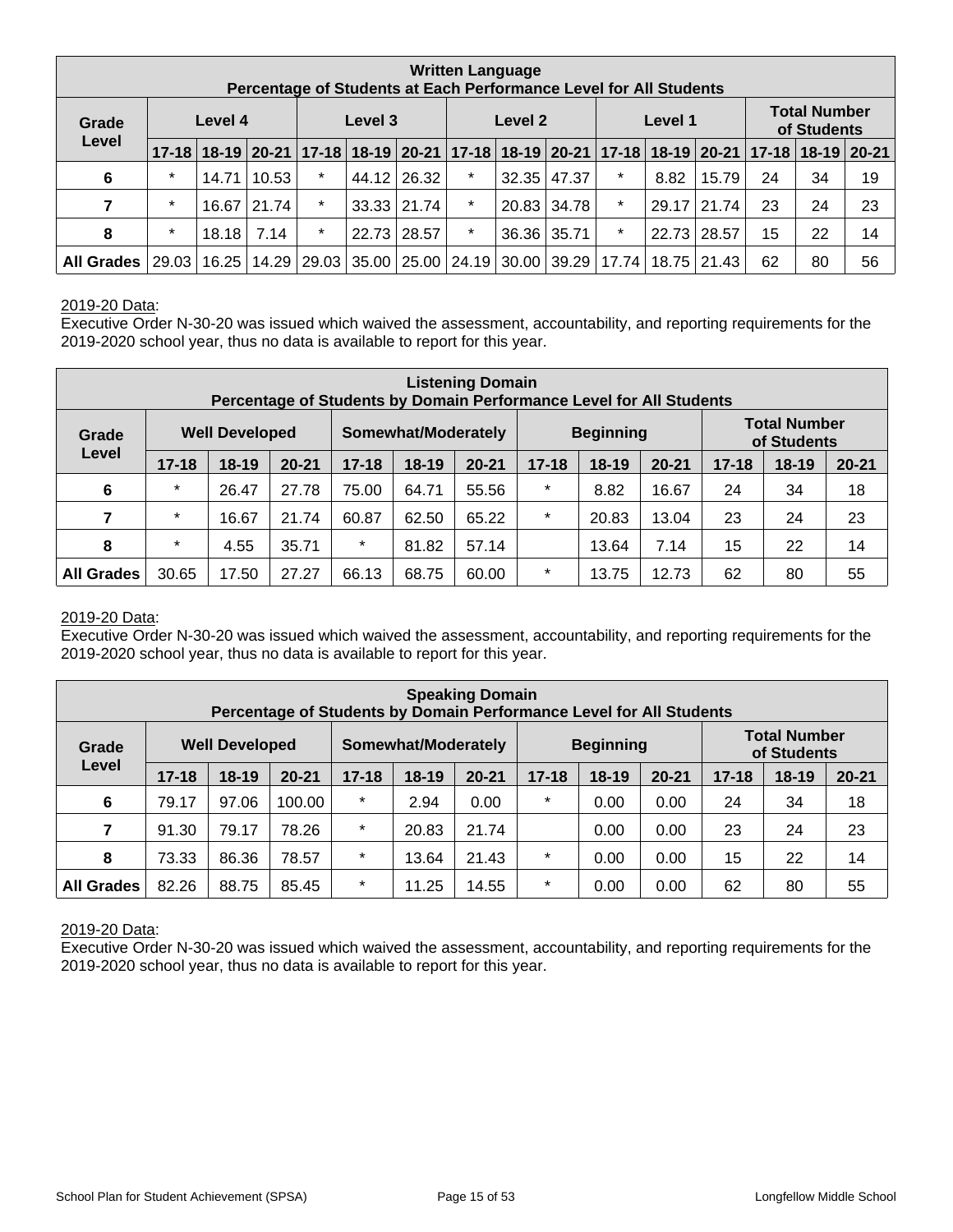| Written Language<br>Percentage of Students at Each Performance Level for All Students | | | | | | | | | | | | | | | |
|---|---|---|---|---|---|---|---|---|---|---|---|---|---|---|---|
| Grade Level | Level 4 | | | Level 3 | | | Level 2 | | | Level 1 | | | Total Number of Students | | |
| | 17-18 | 18-19 | 20-21 | 17-18 | 18-19 | 20-21 | 17-18 | 18-19 | 20-21 | 17-18 | 18-19 | 20-21 | 17-18 | 18-19 | 20-21 |
| 6 | * | 14.71 | 10.53 | * | 44.12 | 26.32 | * | 32.35 | 47.37 | * | 8.82 | 15.79 | 24 | 34 | 19 |
| 7 | * | 16.67 | 21.74 | * | 33.33 | 21.74 | * | 20.83 | 34.78 | * | 29.17 | 21.74 | 23 | 24 | 23 |
| 8 | * | 18.18 | 7.14 | * | 22.73 | 28.57 | * | 36.36 | 35.71 | * | 22.73 | 28.57 | 15 | 22 | 14 |
| All Grades | 29.03 | 16.25 | 14.29 | 29.03 | 35.00 | 25.00 | 24.19 | 30.00 | 39.29 | 17.74 | 18.75 | 21.43 | 62 | 80 | 56 |

2019-20 Data:
Executive Order N-30-20 was issued which waived the assessment, accountability, and reporting requirements for the 2019-2020 school year, thus no data is available to report for this year.

| Listening Domain<br>Percentage of Students by Domain Performance Level for All Students | | | | | | | | | | | | |
|---|---|---|---|---|---|---|---|---|---|---|---|---|
| Grade Level | Well Developed | | | Somewhat/Moderately | | | Beginning | | | Total Number of Students | | |
| | 17-18 | 18-19 | 20-21 | 17-18 | 18-19 | 20-21 | 17-18 | 18-19 | 20-21 | 17-18 | 18-19 | 20-21 |
| 6 | * | 26.47 | 27.78 | 75.00 | 64.71 | 55.56 | * | 8.82 | 16.67 | 24 | 34 | 18 |
| 7 | * | 16.67 | 21.74 | 60.87 | 62.50 | 65.22 | * | 20.83 | 13.04 | 23 | 24 | 23 |
| 8 | * | 4.55 | 35.71 | * | 81.82 | 57.14 | | 13.64 | 7.14 | 15 | 22 | 14 |
| All Grades | 30.65 | 17.50 | 27.27 | 66.13 | 68.75 | 60.00 | * | 13.75 | 12.73 | 62 | 80 | 55 |

2019-20 Data:
Executive Order N-30-20 was issued which waived the assessment, accountability, and reporting requirements for the 2019-2020 school year, thus no data is available to report for this year.

| Speaking Domain<br>Percentage of Students by Domain Performance Level for All Students | | | | | | | | | | | | |
|---|---|---|---|---|---|---|---|---|---|---|---|---|
| Grade Level | Well Developed | | | Somewhat/Moderately | | | Beginning | | | Total Number of Students | | |
| | 17-18 | 18-19 | 20-21 | 17-18 | 18-19 | 20-21 | 17-18 | 18-19 | 20-21 | 17-18 | 18-19 | 20-21 |
| 6 | 79.17 | 97.06 | 100.00 | * | 2.94 | 0.00 | * | 0.00 | 0.00 | 24 | 34 | 18 |
| 7 | 91.30 | 79.17 | 78.26 | * | 20.83 | 21.74 | | 0.00 | 0.00 | 23 | 24 | 23 |
| 8 | 73.33 | 86.36 | 78.57 | * | 13.64 | 21.43 | * | 0.00 | 0.00 | 15 | 22 | 14 |
| All Grades | 82.26 | 88.75 | 85.45 | * | 11.25 | 14.55 | * | 0.00 | 0.00 | 62 | 80 | 55 |

2019-20 Data:
Executive Order N-30-20 was issued which waived the assessment, accountability, and reporting requirements for the 2019-2020 school year, thus no data is available to report for this year.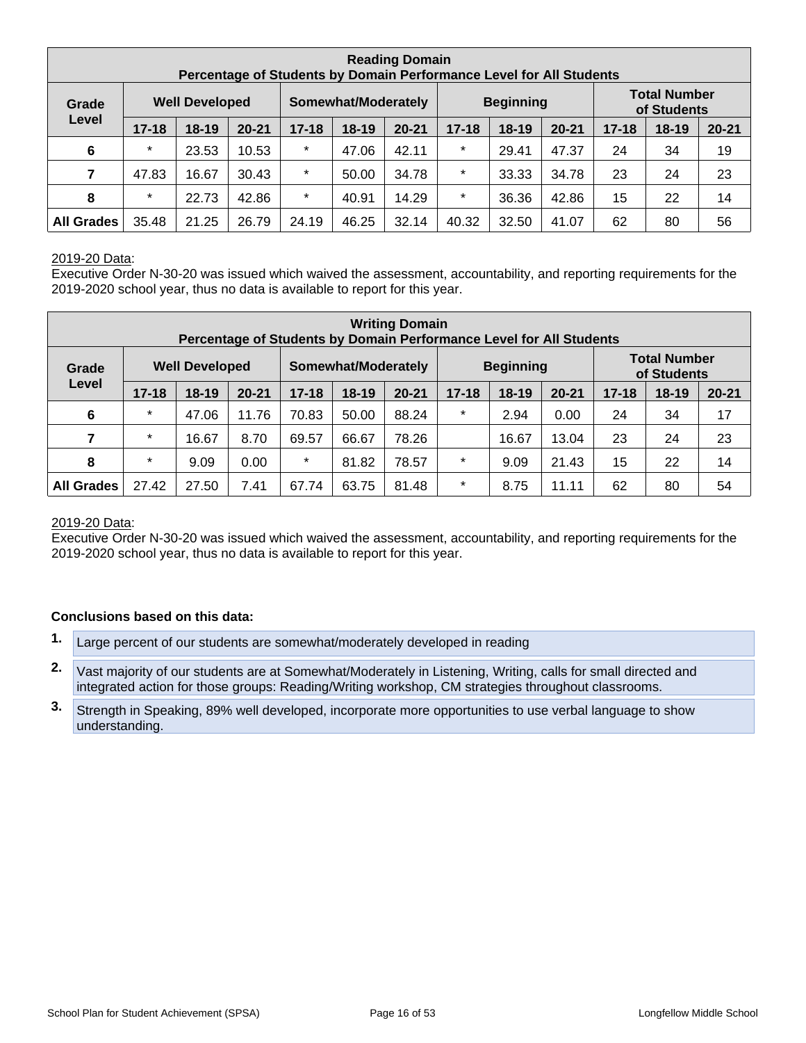| Reading Domain<br>Percentage of Students by Domain Performance Level for All Students | | | | | | | | | | | | |
|---|---|---|---|---|---|---|---|---|---|---|---|---|
| Grade Level | Well Developed | | | Somewhat/Moderately | | | Beginning | | | Total Number of Students | | |
| | 17-18 | 18-19 | 20-21 | 17-18 | 18-19 | 20-21 | 17-18 | 18-19 | 20-21 | 17-18 | 18-19 | 20-21 |
| 6 | * | 23.53 | 10.53 | * | 47.06 | 42.11 | * | 29.41 | 47.37 | 24 | 34 | 19 |
| 7 | 47.83 | 16.67 | 30.43 | * | 50.00 | 34.78 | * | 33.33 | 34.78 | 23 | 24 | 23 |
| 8 | * | 22.73 | 42.86 | * | 40.91 | 14.29 | * | 36.36 | 42.86 | 15 | 22 | 14 |
| All Grades | 35.48 | 21.25 | 26.79 | 24.19 | 46.25 | 32.14 | 40.32 | 32.50 | 41.07 | 62 | 80 | 56 |

2019-20 Data:
Executive Order N-30-20 was issued which waived the assessment, accountability, and reporting requirements for the 2019-2020 school year, thus no data is available to report for this year.

| Writing Domain<br>Percentage of Students by Domain Performance Level for All Students | | | | | | | | | | | | |
|---|---|---|---|---|---|---|---|---|---|---|---|---|
| Grade Level | Well Developed | | | Somewhat/Moderately | | | Beginning | | | Total Number of Students | | |
| | 17-18 | 18-19 | 20-21 | 17-18 | 18-19 | 20-21 | 17-18 | 18-19 | 20-21 | 17-18 | 18-19 | 20-21 |
| 6 | * | 47.06 | 11.76 | 70.83 | 50.00 | 88.24 | * | 2.94 | 0.00 | 24 | 34 | 17 |
| 7 | * | 16.67 | 8.70 | 69.57 | 66.67 | 78.26 | | 16.67 | 13.04 | 23 | 24 | 23 |
| 8 | * | 9.09 | 0.00 | * | 81.82 | 78.57 | * | 9.09 | 21.43 | 15 | 22 | 14 |
| All Grades | 27.42 | 27.50 | 7.41 | 67.74 | 63.75 | 81.48 | * | 8.75 | 11.11 | 62 | 80 | 54 |

2019-20 Data:
Executive Order N-30-20 was issued which waived the assessment, accountability, and reporting requirements for the 2019-2020 school year, thus no data is available to report for this year.

**Conclusions based on this data:**

1. Large percent of our students are somewhat/moderately developed in reading
2. Vast majority of our students are at Somewhat/Moderately in Listening, Writing, calls for small directed and integrated action for those groups: Reading/Writing workshop, CM strategies throughout classrooms.
3. Strength in Speaking, 89% well developed, incorporate more opportunities to use verbal language to show understanding.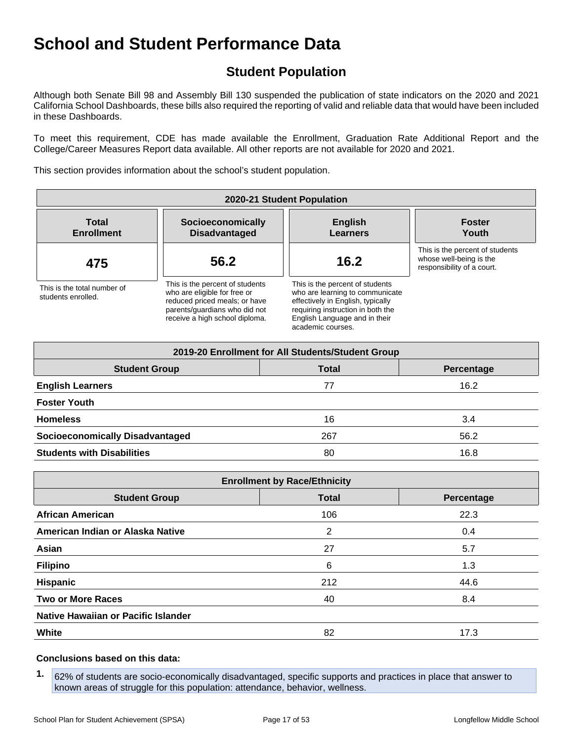# School and Student Performance Data

## Student Population

Although both Senate Bill 98 and Assembly Bill 130 suspended the publication of state indicators on the 2020 and 2021 California School Dashboards, these bills also required the reporting of valid and reliable data that would have been included in these Dashboards.

To meet this requirement, CDE has made available the Enrollment, Graduation Rate Additional Report and the College/Career Measures Report data available. All other reports are not available for 2020 and 2021.

This section provides information about the school's student population.

| 2020-21 Student Population | | | |
|---|---|---|---|
| **Total Enrollment** | **Socioeconomically Disadvantaged** | **English Learners** | **Foster Youth** |
| **475** | **56.2** | **16.2** | |
| This is the total number of students enrolled. | This is the percent of students who are eligible for free or reduced priced meals; or have parents/guardians who did not receive a high school diploma. | This is the percent of students who are learning to communicate effectively in English, typically requiring instruction in both the English Language and in their academic courses. | This is the percent of students whose well-being is the responsibility of a court. |

| 2019-20 Enrollment for All Students/Student Group | | |
|---|---|---|
| **Student Group** | **Total** | **Percentage** |
| **English Learners** | 77 | 16.2 |
| **Foster Youth** | | |
| **Homeless** | 16 | 3.4 |
| **Socioeconomically Disadvantaged** | 267 | 56.2 |
| **Students with Disabilities** | 80 | 16.8 |

| Enrollment by Race/Ethnicity | | |
|---|---|---|
| **Student Group** | **Total** | **Percentage** |
| **African American** | 106 | 22.3 |
| **American Indian or Alaska Native** | 2 | 0.4 |
| **Asian** | 27 | 5.7 |
| **Filipino** | 6 | 1.3 |
| **Hispanic** | 212 | 44.6 |
| **Two or More Races** | 40 | 8.4 |
| **Native Hawaiian or Pacific Islander** | | |
| **White** | 82 | 17.3 |

**Conclusions based on this data:**

1. 62% of students are socio-economically disadvantaged, specific supports and practices in place that answer to known areas of struggle for this population: attendance, behavior, wellness.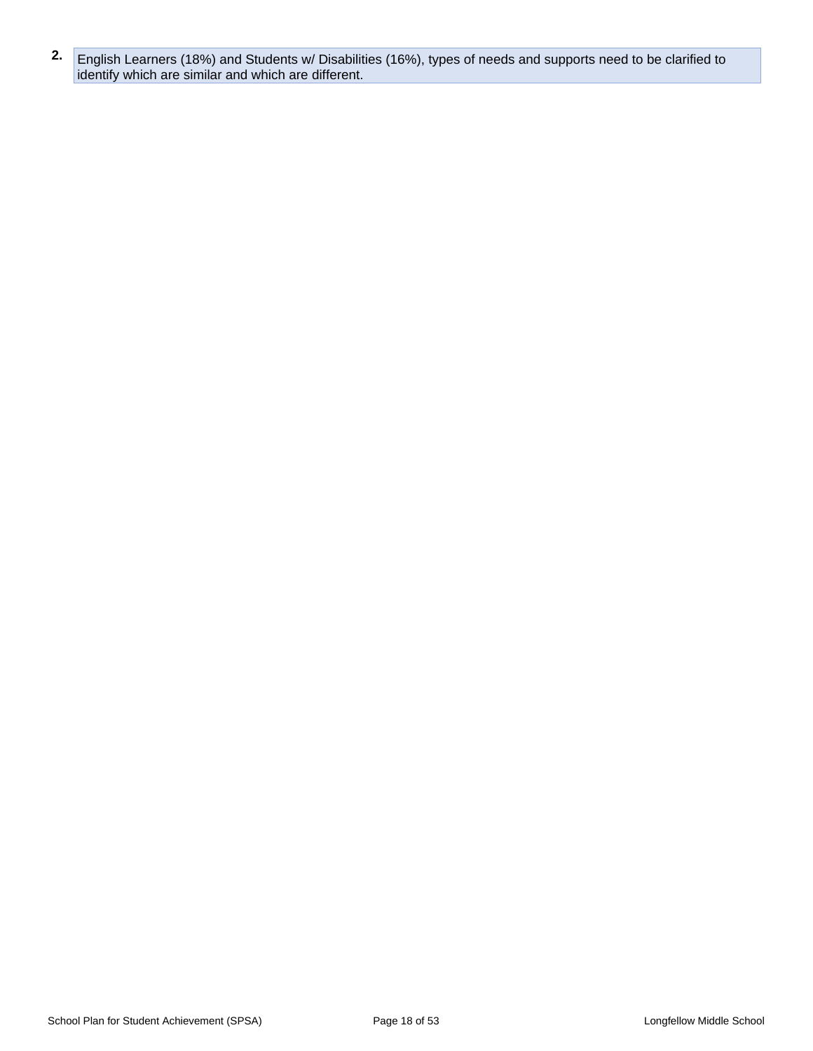2. English Learners (18%) and Students w/ Disabilities (16%), types of needs and supports need to be clarified to identify which are similar and which are different.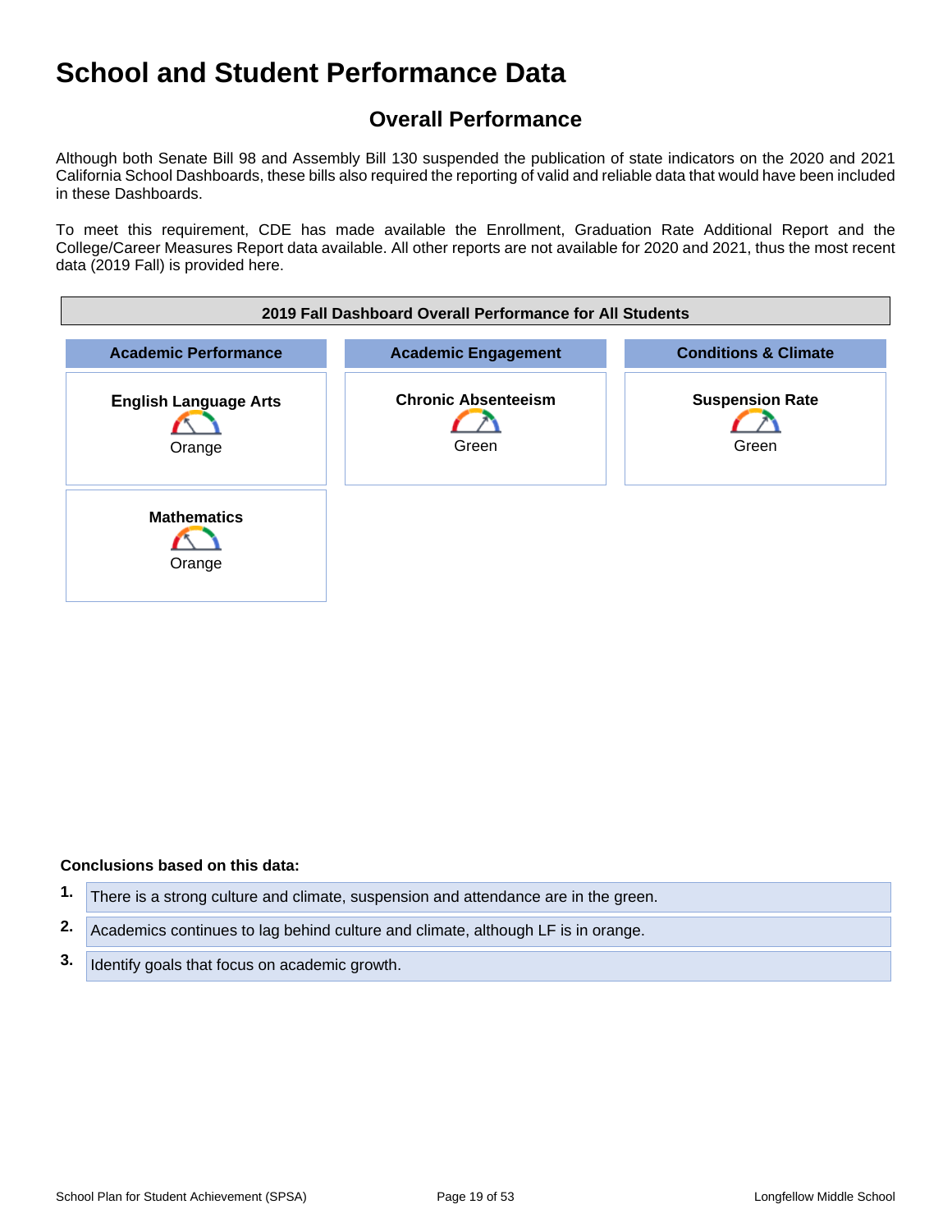# School and Student Performance Data

## Overall Performance

Although both Senate Bill 98 and Assembly Bill 130 suspended the publication of state indicators on the 2020 and 2021 California School Dashboards, these bills also required the reporting of valid and reliable data that would have been included in these Dashboards.

To meet this requirement, CDE has made available the Enrollment, Graduation Rate Additional Report and the College/Career Measures Report data available. All other reports are not available for 2020 and 2021, thus the most recent data (2019 Fall) is provided here.

| 2019 Fall Dashboard Overall Performance for All Students | | |
|---|---|---|
| **Academic Performance** | **Academic Engagement** | **Conditions & Climate** |
| **English Language Arts** Orange | **Chronic Absenteeism** Green | **Suspension Rate** Green |
| **Mathematics** Orange | | |

**Conclusions based on this data:**

1. There is a strong culture and climate, suspension and attendance are in the green.
2. Academics continues to lag behind culture and climate, although LF is in orange.
3. Identify goals that focus on academic growth.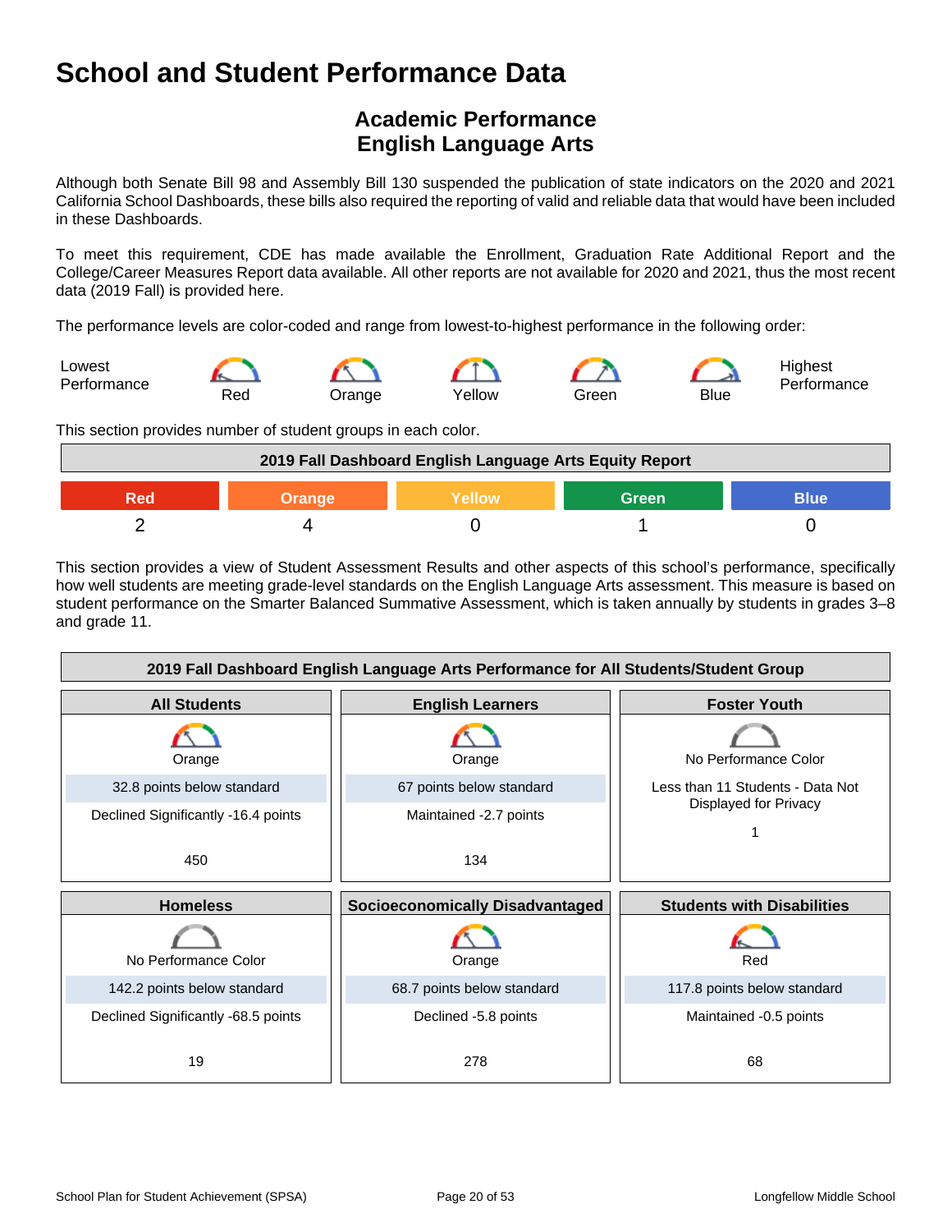# School and Student Performance Data

## Academic Performance
## English Language Arts

Although both Senate Bill 98 and Assembly Bill 130 suspended the publication of state indicators on the 2020 and 2021 California School Dashboards, these bills also required the reporting of valid and reliable data that would have been included in these Dashboards.

To meet this requirement, CDE has made available the Enrollment, Graduation Rate Additional Report and the College/Career Measures Report data available. All other reports are not available for 2020 and 2021, thus the most recent data (2019 Fall) is provided here.

The performance levels are color-coded and range from lowest-to-highest performance in the following order:

Lowest Performance — Red — Orange — Yellow — Green — Blue — Highest Performance

This section provides number of student groups in each color.

| 2019 Fall Dashboard English Language Arts Equity Report | | | | |
|---|---|---|---|---|
| Red | Orange | Yellow | Green | Blue |
| 2 | 4 | 0 | 1 | 0 |

This section provides a view of Student Assessment Results and other aspects of this school's performance, specifically how well students are meeting grade-level standards on the English Language Arts assessment. This measure is based on student performance on the Smarter Balanced Summative Assessment, which is taken annually by students in grades 3–8 and grade 11.

| 2019 Fall Dashboard English Language Arts Performance for All Students/Student Group | | |
|---|---|---|
| **All Students** | **English Learners** | **Foster Youth** |
| Orange | Orange | No Performance Color |
| 32.8 points below standard | 67 points below standard | Less than 11 Students - Data Not Displayed for Privacy |
| Declined Significantly -16.4 points | Maintained -2.7 points | 1 |
| 450 | 134 | |
| **Homeless** | **Socioeconomically Disadvantaged** | **Students with Disabilities** |
| No Performance Color | Orange | Red |
| 142.2 points below standard | 68.7 points below standard | 117.8 points below standard |
| Declined Significantly -68.5 points | Declined -5.8 points | Maintained -0.5 points |
| 19 | 278 | 68 |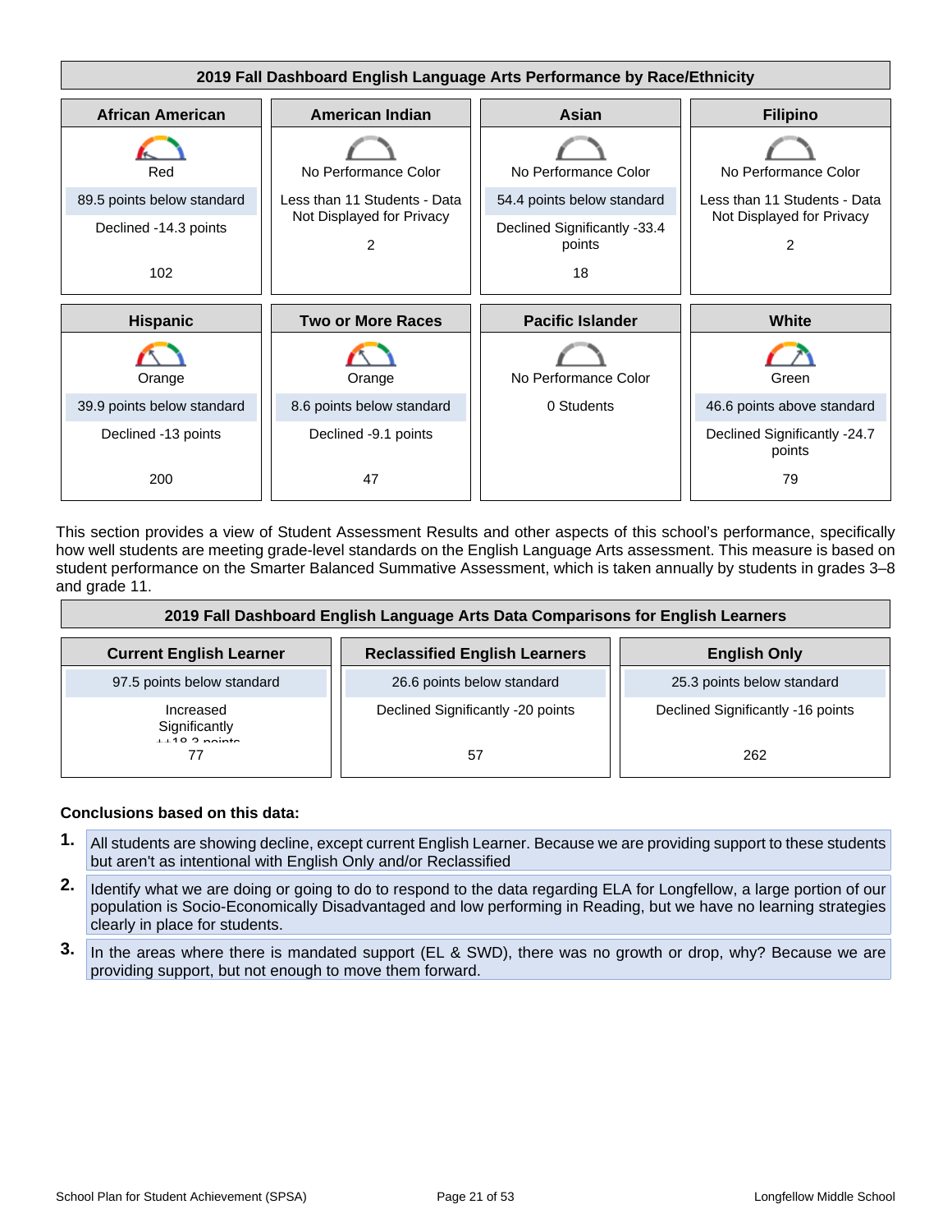## 2019 Fall Dashboard English Language Arts Performance by Race/Ethnicity

| African American | American Indian | Asian | Filipino |
|---|---|---|---|
| Red | No Performance Color | No Performance Color | No Performance Color |
| 89.5 points below standard | Less than 11 Students - Data Not Displayed for Privacy | 54.4 points below standard | Less than 11 Students - Data Not Displayed for Privacy |
| Declined -14.3 points | 2 | Declined Significantly -33.4 points | 2 |
| 102 | | 18 | |

| Hispanic | Two or More Races | Pacific Islander | White |
|---|---|---|---|
| Orange | Orange | No Performance Color | Green |
| 39.9 points below standard | 8.6 points below standard | 0 Students | 46.6 points above standard |
| Declined -13 points | Declined -9.1 points | | Declined Significantly -24.7 points |
| 200 | 47 | | 79 |

This section provides a view of Student Assessment Results and other aspects of this school's performance, specifically how well students are meeting grade-level standards on the English Language Arts assessment. This measure is based on student performance on the Smarter Balanced Summative Assessment, which is taken annually by students in grades 3–8 and grade 11.

## 2019 Fall Dashboard English Language Arts Data Comparisons for English Learners

| Current English Learner | Reclassified English Learners | English Only |
|---|---|---|
| 97.5 points below standard | 26.6 points below standard | 25.3 points below standard |
| Increased Significantly ++18.3 points | Declined Significantly -20 points | Declined Significantly -16 points |
| 77 | 57 | 262 |

**Conclusions based on this data:**

1. All students are showing decline, except current English Learner. Because we are providing support to these students but aren't as intentional with English Only and/or Reclassified
2. Identify what we are doing or going to do to respond to the data regarding ELA for Longfellow, a large portion of our population is Socio-Economically Disadvantaged and low performing in Reading, but we have no learning strategies clearly in place for students.
3. In the areas where there is mandated support (EL & SWD), there was no growth or drop, why? Because we are providing support, but not enough to move them forward.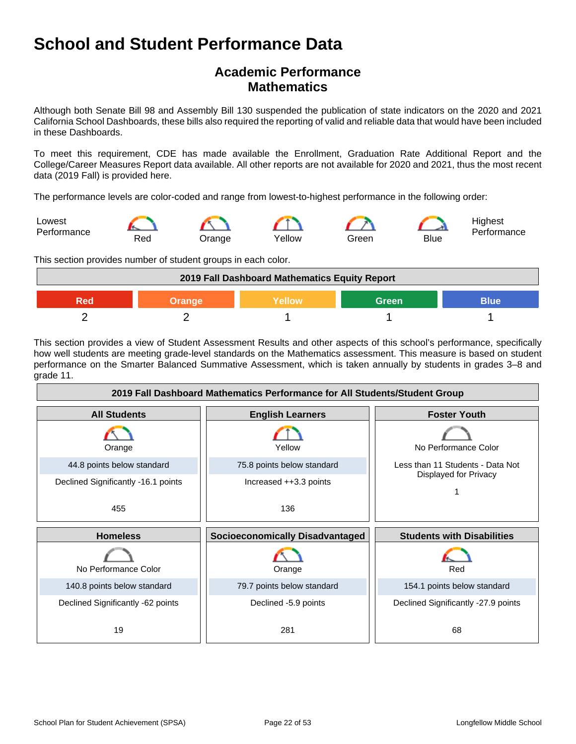# School and Student Performance Data

## Academic Performance
## Mathematics

Although both Senate Bill 98 and Assembly Bill 130 suspended the publication of state indicators on the 2020 and 2021 California School Dashboards, these bills also required the reporting of valid and reliable data that would have been included in these Dashboards.

To meet this requirement, CDE has made available the Enrollment, Graduation Rate Additional Report and the College/Career Measures Report data available. All other reports are not available for 2020 and 2021, thus the most recent data (2019 Fall) is provided here.

The performance levels are color-coded and range from lowest-to-highest performance in the following order:

Lowest Performance — Red — Orange — Yellow — Green — Blue — Highest Performance

This section provides number of student groups in each color.

| 2019 Fall Dashboard Mathematics Equity Report | | | | |
|---|---|---|---|---|
| Red | Orange | Yellow | Green | Blue |
| 2 | 2 | 1 | 1 | 1 |

This section provides a view of Student Assessment Results and other aspects of this school's performance, specifically how well students are meeting grade-level standards on the Mathematics assessment. This measure is based on student performance on the Smarter Balanced Summative Assessment, which is taken annually by students in grades 3–8 and grade 11.

| 2019 Fall Dashboard Mathematics Performance for All Students/Student Group | | |
|---|---|---|
| **All Students** | **English Learners** | **Foster Youth** |
| Orange | Yellow | No Performance Color |
| 44.8 points below standard | 75.8 points below standard | Less than 11 Students - Data Not Displayed for Privacy |
| Declined Significantly -16.1 points | Increased ++3.3 points | 1 |
| 455 | 136 | |
| **Homeless** | **Socioeconomically Disadvantaged** | **Students with Disabilities** |
| No Performance Color | Orange | Red |
| 140.8 points below standard | 79.7 points below standard | 154.1 points below standard |
| Declined Significantly -62 points | Declined -5.9 points | Declined Significantly -27.9 points |
| 19 | 281 | 68 |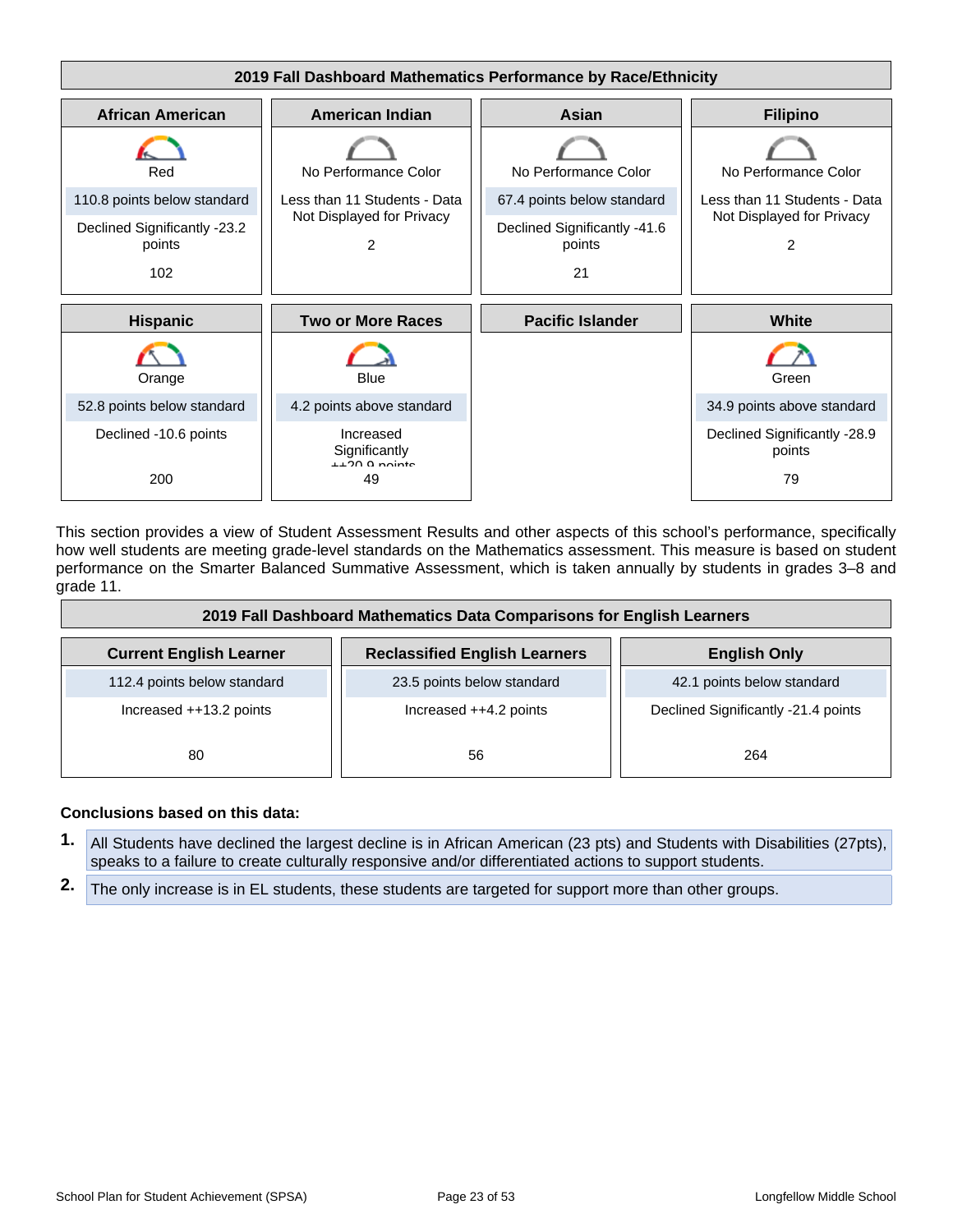| 2019 Fall Dashboard Mathematics Performance by Race/Ethnicity | | | |
|---|---|---|---|
| **African American** | **American Indian** | **Asian** | **Filipino** |
| Red | No Performance Color | No Performance Color | No Performance Color |
| 110.8 points below standard | Less than 11 Students - Data Not Displayed for Privacy | 67.4 points below standard | Less than 11 Students - Data Not Displayed for Privacy |
| Declined Significantly -23.2 points | | Declined Significantly -41.6 points | |
| 102 | 2 | 21 | 2 |
| **Hispanic** | **Two or More Races** | **Pacific Islander** | **White** |
| Orange | Blue | | Green |
| 52.8 points below standard | 4.2 points above standard | | 34.9 points above standard |
| Declined -10.6 points | Increased Significantly ++20.9 points | | Declined Significantly -28.9 points |
| 200 | 49 | | 79 |

This section provides a view of Student Assessment Results and other aspects of this school's performance, specifically how well students are meeting grade-level standards on the Mathematics assessment. This measure is based on student performance on the Smarter Balanced Summative Assessment, which is taken annually by students in grades 3–8 and grade 11.

| 2019 Fall Dashboard Mathematics Data Comparisons for English Learners | | |
|---|---|---|
| **Current English Learner** | **Reclassified English Learners** | **English Only** |
| 112.4 points below standard | 23.5 points below standard | 42.1 points below standard |
| Increased ++13.2 points | Increased ++4.2 points | Declined Significantly -21.4 points |
| 80 | 56 | 264 |

**Conclusions based on this data:**

1. All Students have declined the largest decline is in African American (23 pts) and Students with Disabilities (27pts), speaks to a failure to create culturally responsive and/or differentiated actions to support students.
2. The only increase is in EL students, these students are targeted for support more than other groups.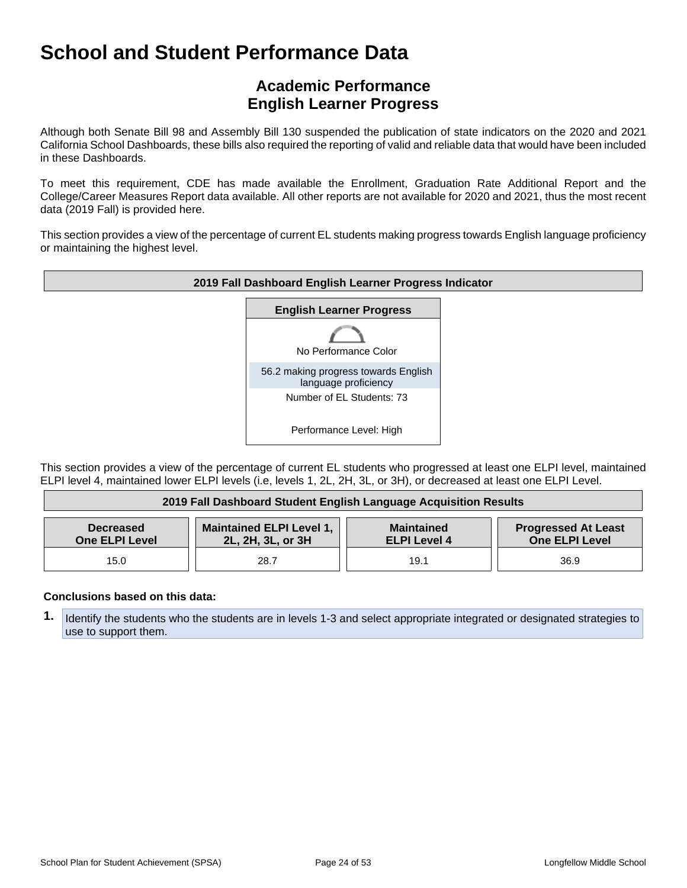# School and Student Performance Data

## Academic Performance
## English Learner Progress

Although both Senate Bill 98 and Assembly Bill 130 suspended the publication of state indicators on the 2020 and 2021 California School Dashboards, these bills also required the reporting of valid and reliable data that would have been included in these Dashboards.

To meet this requirement, CDE has made available the Enrollment, Graduation Rate Additional Report and the College/Career Measures Report data available. All other reports are not available for 2020 and 2021, thus the most recent data (2019 Fall) is provided here.

This section provides a view of the percentage of current EL students making progress towards English language proficiency or maintaining the highest level.

**2019 Fall Dashboard English Learner Progress Indicator**

| English Learner Progress |
| --- |
| No Performance Color |
| 56.2 making progress towards English language proficiency |
| Number of EL Students: 73 |
| Performance Level: High |

This section provides a view of the percentage of current EL students who progressed at least one ELPI level, maintained ELPI level 4, maintained lower ELPI levels (i.e, levels 1, 2L, 2H, 3L, or 3H), or decreased at least one ELPI Level.

**2019 Fall Dashboard Student English Language Acquisition Results**

| Decreased One ELPI Level | Maintained ELPI Level 1, 2L, 2H, 3L, or 3H | Maintained ELPI Level 4 | Progressed At Least One ELPI Level |
| --- | --- | --- | --- |
| 15.0 | 28.7 | 19.1 | 36.9 |

**Conclusions based on this data:**

1. Identify the students who the students are in levels 1-3 and select appropriate integrated or designated strategies to use to support them.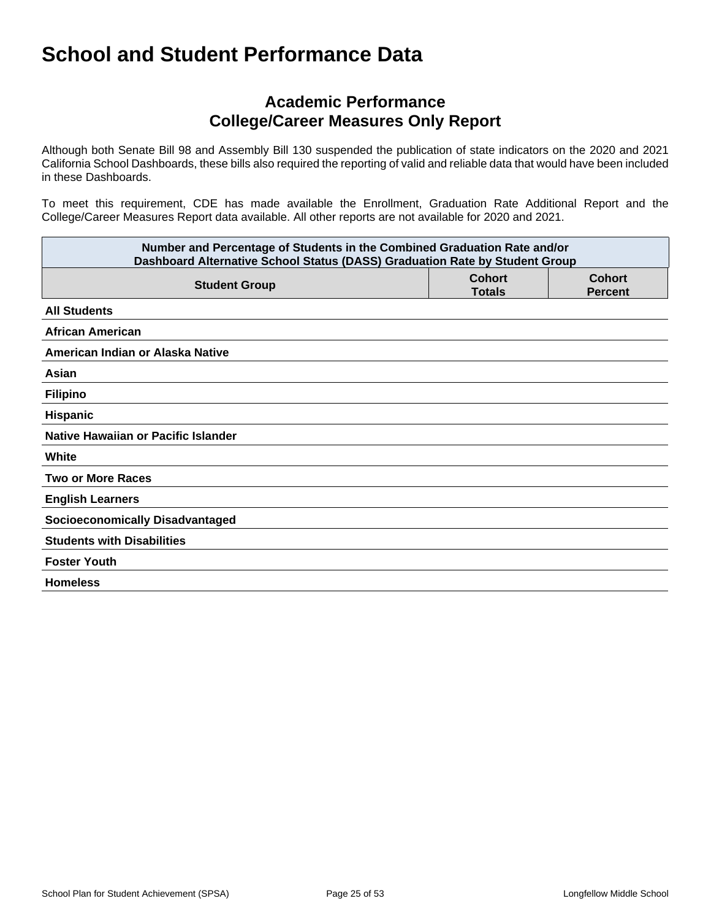# School and Student Performance Data

## Academic Performance
## College/Career Measures Only Report

Although both Senate Bill 98 and Assembly Bill 130 suspended the publication of state indicators on the 2020 and 2021 California School Dashboards, these bills also required the reporting of valid and reliable data that would have been included in these Dashboards.

To meet this requirement, CDE has made available the Enrollment, Graduation Rate Additional Report and the College/Career Measures Report data available. All other reports are not available for 2020 and 2021.

| Number and Percentage of Students in the Combined Graduation Rate and/or Dashboard Alternative School Status (DASS) Graduation Rate by Student Group | | |
|---|---|---|
| **Student Group** | **Cohort Totals** | **Cohort Percent** |
| **All Students** | | |
| **African American** | | |
| **American Indian or Alaska Native** | | |
| **Asian** | | |
| **Filipino** | | |
| **Hispanic** | | |
| **Native Hawaiian or Pacific Islander** | | |
| **White** | | |
| **Two or More Races** | | |
| **English Learners** | | |
| **Socioeconomically Disadvantaged** | | |
| **Students with Disabilities** | | |
| **Foster Youth** | | |
| **Homeless** | | |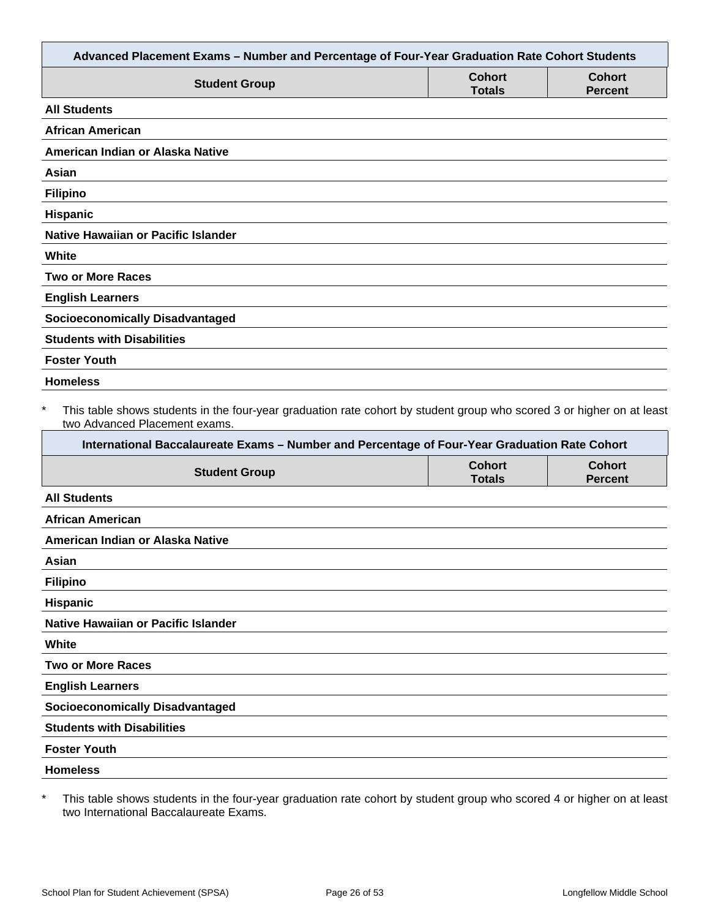| Advanced Placement Exams – Number and Percentage of Four-Year Graduation Rate Cohort Students | | |
|---|---|---|
| **Student Group** | **Cohort Totals** | **Cohort Percent** |
| **All Students** | | |
| **African American** | | |
| **American Indian or Alaska Native** | | |
| **Asian** | | |
| **Filipino** | | |
| **Hispanic** | | |
| **Native Hawaiian or Pacific Islander** | | |
| **White** | | |
| **Two or More Races** | | |
| **English Learners** | | |
| **Socioeconomically Disadvantaged** | | |
| **Students with Disabilities** | | |
| **Foster Youth** | | |
| **Homeless** | | |

* This table shows students in the four-year graduation rate cohort by student group who scored 3 or higher on at least two Advanced Placement exams.

| International Baccalaureate Exams – Number and Percentage of Four-Year Graduation Rate Cohort | | |
|---|---|---|
| **Student Group** | **Cohort Totals** | **Cohort Percent** |
| **All Students** | | |
| **African American** | | |
| **American Indian or Alaska Native** | | |
| **Asian** | | |
| **Filipino** | | |
| **Hispanic** | | |
| **Native Hawaiian or Pacific Islander** | | |
| **White** | | |
| **Two or More Races** | | |
| **English Learners** | | |
| **Socioeconomically Disadvantaged** | | |
| **Students with Disabilities** | | |
| **Foster Youth** | | |
| **Homeless** | | |

* This table shows students in the four-year graduation rate cohort by student group who scored 4 or higher on at least two International Baccalaureate Exams.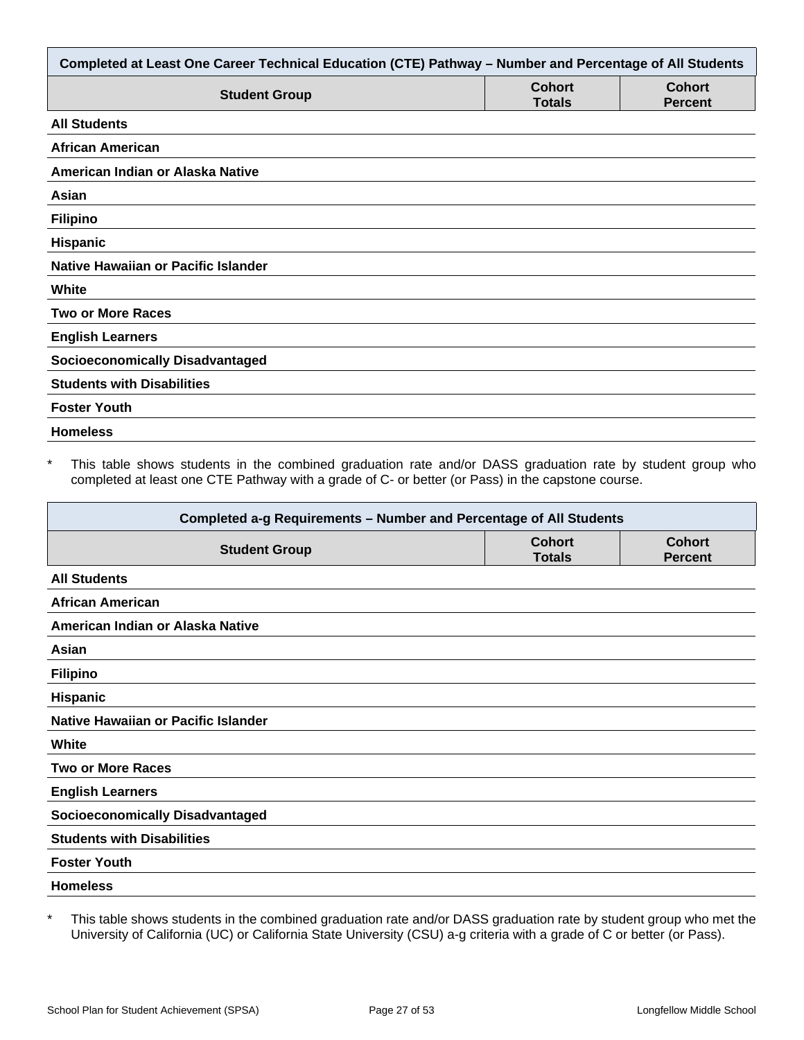| Completed at Least One Career Technical Education (CTE) Pathway – Number and Percentage of All Students | | |
|---|---|---|
| **Student Group** | **Cohort Totals** | **Cohort Percent** |
| **All Students** | | |
| **African American** | | |
| **American Indian or Alaska Native** | | |
| **Asian** | | |
| **Filipino** | | |
| **Hispanic** | | |
| **Native Hawaiian or Pacific Islander** | | |
| **White** | | |
| **Two or More Races** | | |
| **English Learners** | | |
| **Socioeconomically Disadvantaged** | | |
| **Students with Disabilities** | | |
| **Foster Youth** | | |
| **Homeless** | | |

* This table shows students in the combined graduation rate and/or DASS graduation rate by student group who completed at least one CTE Pathway with a grade of C- or better (or Pass) in the capstone course.

| Completed a-g Requirements – Number and Percentage of All Students | | |
|---|---|---|
| **Student Group** | **Cohort Totals** | **Cohort Percent** |
| **All Students** | | |
| **African American** | | |
| **American Indian or Alaska Native** | | |
| **Asian** | | |
| **Filipino** | | |
| **Hispanic** | | |
| **Native Hawaiian or Pacific Islander** | | |
| **White** | | |
| **Two or More Races** | | |
| **English Learners** | | |
| **Socioeconomically Disadvantaged** | | |
| **Students with Disabilities** | | |
| **Foster Youth** | | |
| **Homeless** | | |

* This table shows students in the combined graduation rate and/or DASS graduation rate by student group who met the University of California (UC) or California State University (CSU) a-g criteria with a grade of C or better (or Pass).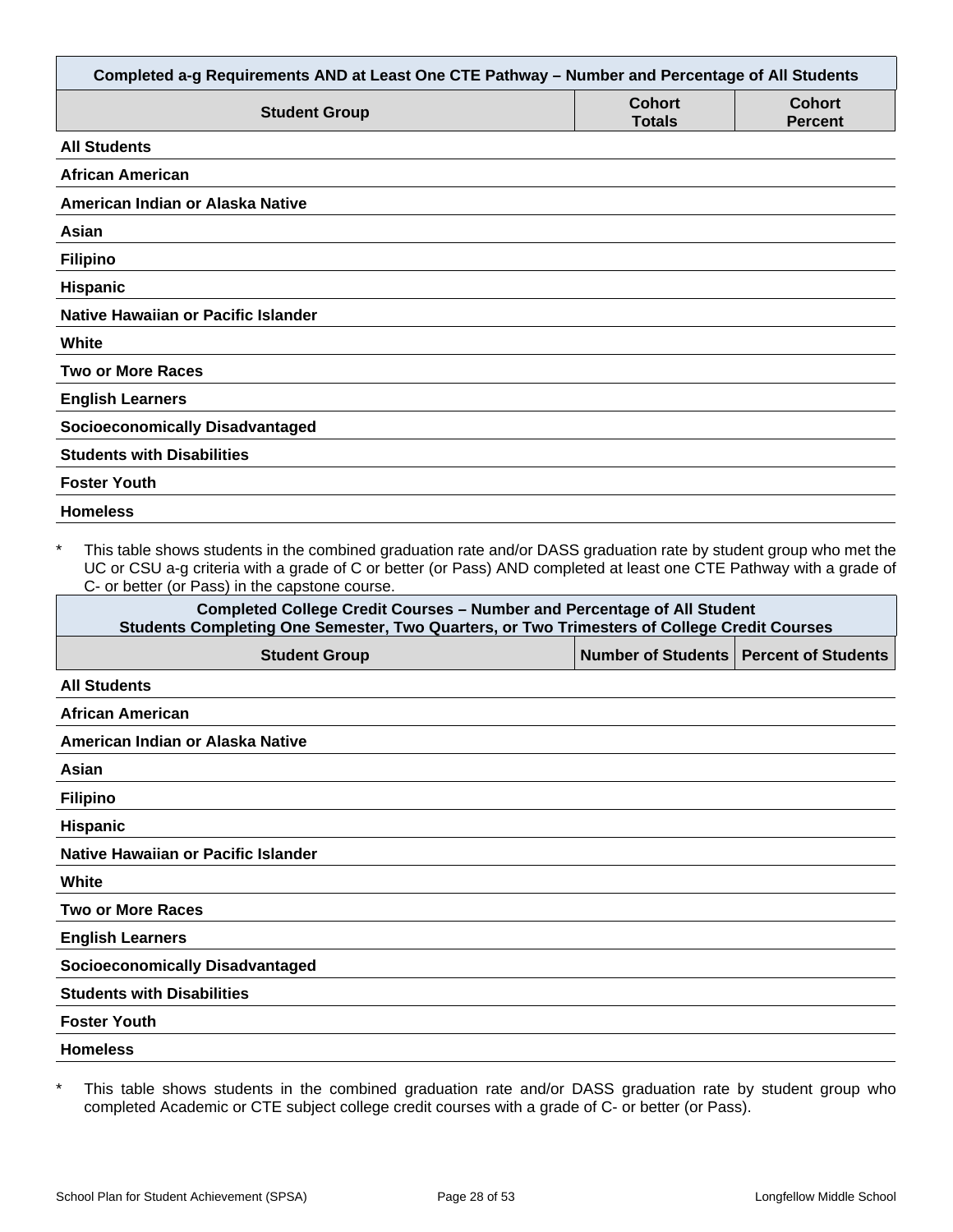| Completed a-g Requirements AND at Least One CTE Pathway – Number and Percentage of All Students | | |
|---|---|---|
| **Student Group** | **Cohort Totals** | **Cohort Percent** |
| **All Students** | | |
| **African American** | | |
| **American Indian or Alaska Native** | | |
| **Asian** | | |
| **Filipino** | | |
| **Hispanic** | | |
| **Native Hawaiian or Pacific Islander** | | |
| **White** | | |
| **Two or More Races** | | |
| **English Learners** | | |
| **Socioeconomically Disadvantaged** | | |
| **Students with Disabilities** | | |
| **Foster Youth** | | |
| **Homeless** | | |

\* This table shows students in the combined graduation rate and/or DASS graduation rate by student group who met the UC or CSU a-g criteria with a grade of C or better (or Pass) AND completed at least one CTE Pathway with a grade of C- or better (or Pass) in the capstone course.

| Completed College Credit Courses – Number and Percentage of All Student Students Completing One Semester, Two Quarters, or Two Trimesters of College Credit Courses | | |
|---|---|---|
| **Student Group** | **Number of Students** | **Percent of Students** |
| **All Students** | | |
| **African American** | | |
| **American Indian or Alaska Native** | | |
| **Asian** | | |
| **Filipino** | | |
| **Hispanic** | | |
| **Native Hawaiian or Pacific Islander** | | |
| **White** | | |
| **Two or More Races** | | |
| **English Learners** | | |
| **Socioeconomically Disadvantaged** | | |
| **Students with Disabilities** | | |
| **Foster Youth** | | |
| **Homeless** | | |

\* This table shows students in the combined graduation rate and/or DASS graduation rate by student group who completed Academic or CTE subject college credit courses with a grade of C- or better (or Pass).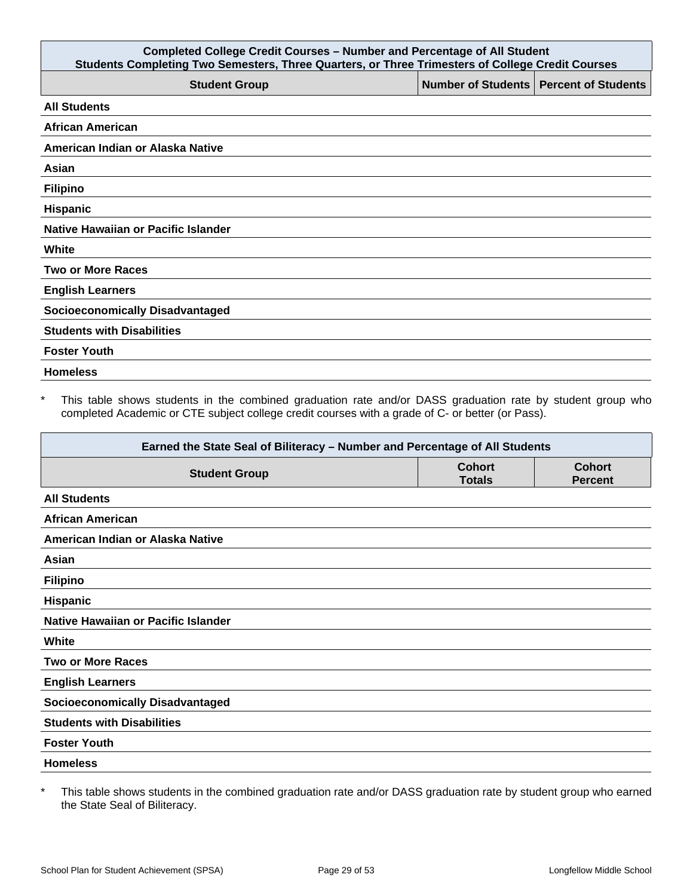| Completed College Credit Courses – Number and Percentage of All Student<br>Students Completing Two Semesters, Three Quarters, or Three Trimesters of College Credit Courses | | |
|---|---|---|
| **Student Group** | **Number of Students** | **Percent of Students** |
| **All Students** | | |
| **African American** | | |
| **American Indian or Alaska Native** | | |
| **Asian** | | |
| **Filipino** | | |
| **Hispanic** | | |
| **Native Hawaiian or Pacific Islander** | | |
| **White** | | |
| **Two or More Races** | | |
| **English Learners** | | |
| **Socioeconomically Disadvantaged** | | |
| **Students with Disabilities** | | |
| **Foster Youth** | | |
| **Homeless** | | |

* This table shows students in the combined graduation rate and/or DASS graduation rate by student group who completed Academic or CTE subject college credit courses with a grade of C- or better (or Pass).

| Earned the State Seal of Biliteracy – Number and Percentage of All Students | | |
|---|---|---|
| **Student Group** | **Cohort Totals** | **Cohort Percent** |
| **All Students** | | |
| **African American** | | |
| **American Indian or Alaska Native** | | |
| **Asian** | | |
| **Filipino** | | |
| **Hispanic** | | |
| **Native Hawaiian or Pacific Islander** | | |
| **White** | | |
| **Two or More Races** | | |
| **English Learners** | | |
| **Socioeconomically Disadvantaged** | | |
| **Students with Disabilities** | | |
| **Foster Youth** | | |
| **Homeless** | | |

* This table shows students in the combined graduation rate and/or DASS graduation rate by student group who earned the State Seal of Biliteracy.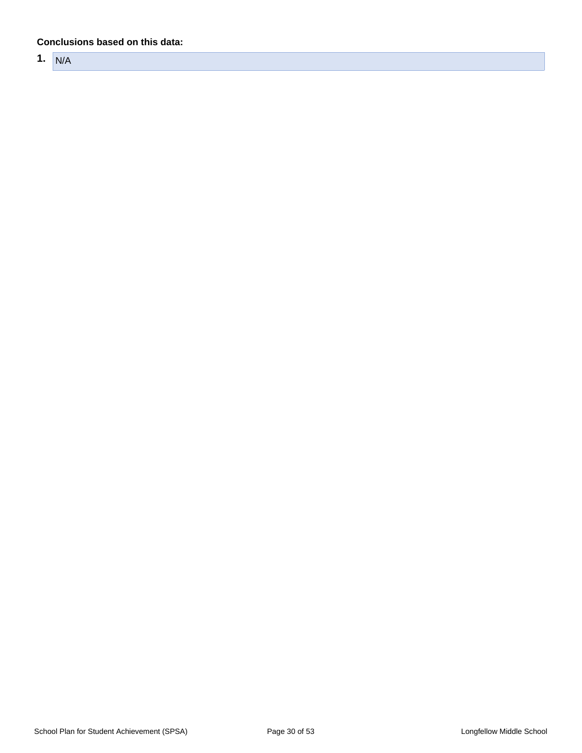**Conclusions based on this data:**

1. N/A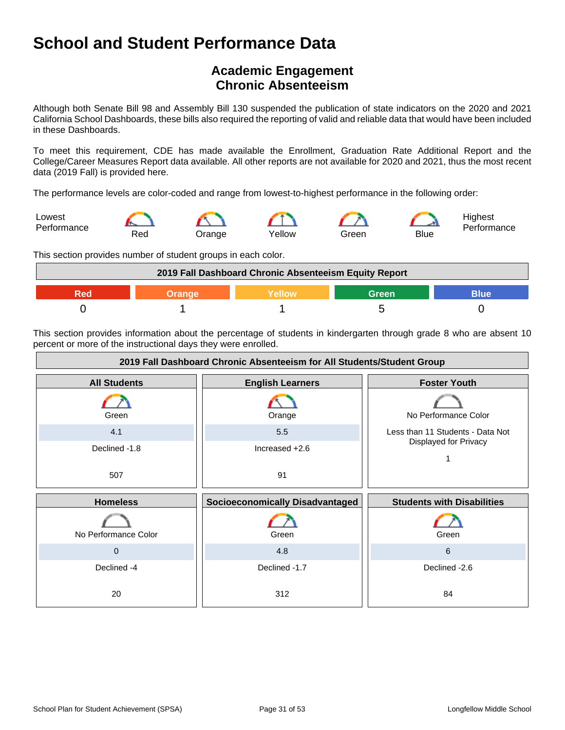# School and Student Performance Data

## Academic Engagement
## Chronic Absenteeism

Although both Senate Bill 98 and Assembly Bill 130 suspended the publication of state indicators on the 2020 and 2021 California School Dashboards, these bills also required the reporting of valid and reliable data that would have been included in these Dashboards.

To meet this requirement, CDE has made available the Enrollment, Graduation Rate Additional Report and the College/Career Measures Report data available. All other reports are not available for 2020 and 2021, thus the most recent data (2019 Fall) is provided here.

The performance levels are color-coded and range from lowest-to-highest performance in the following order:

Lowest Performance — Red — Orange — Yellow — Green — Blue — Highest Performance

This section provides number of student groups in each color.

| 2019 Fall Dashboard Chronic Absenteeism Equity Report | | | | |
|---|---|---|---|---|
| Red | Orange | Yellow | Green | Blue |
| 0 | 1 | 1 | 5 | 0 |

This section provides information about the percentage of students in kindergarten through grade 8 who are absent 10 percent or more of the instructional days they were enrolled.

**2019 Fall Dashboard Chronic Absenteeism for All Students/Student Group**

| All Students | English Learners | Foster Youth |
|---|---|---|
| Green | Orange | No Performance Color |
| 4.1 | 5.5 | Less than 11 Students - Data Not Displayed for Privacy |
| Declined -1.8 | Increased +2.6 | |
| 507 | 91 | 1 |

| Homeless | Socioeconomically Disadvantaged | Students with Disabilities |
|---|---|---|
| No Performance Color | Green | Green |
| 0 | 4.8 | 6 |
| Declined -4 | Declined -1.7 | Declined -2.6 |
| 20 | 312 | 84 |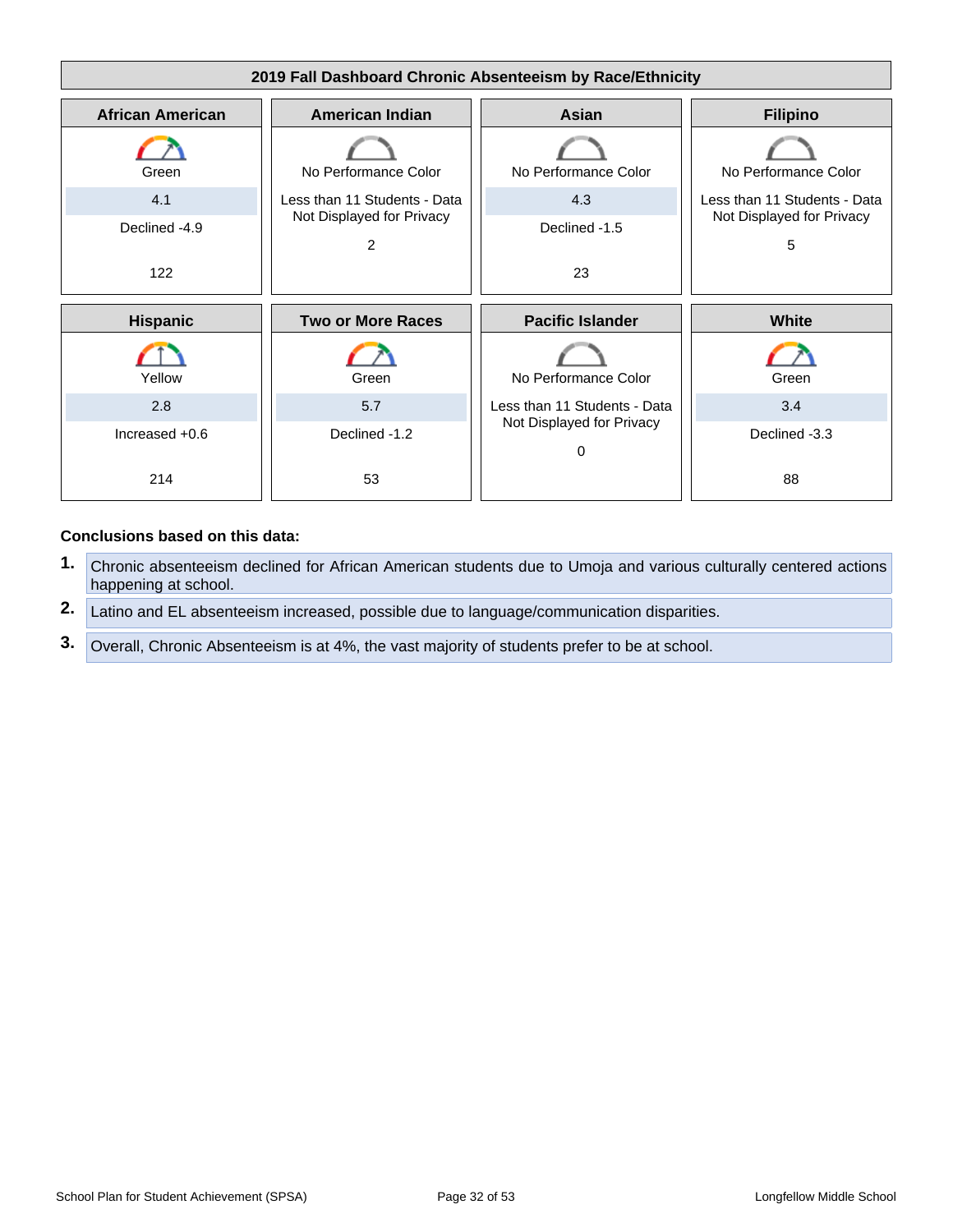## 2019 Fall Dashboard Chronic Absenteeism by Race/Ethnicity

| African American | American Indian | Asian | Filipino |
|---|---|---|---|
| Green | No Performance Color | No Performance Color | No Performance Color |
| 4.1 | Less than 11 Students - Data Not Displayed for Privacy | 4.3 | Less than 11 Students - Data Not Displayed for Privacy |
| Declined -4.9 | 2 | Declined -1.5 | 5 |
| 122 | | 23 | |

| Hispanic | Two or More Races | Pacific Islander | White |
|---|---|---|---|
| Yellow | Green | No Performance Color | Green |
| 2.8 | 5.7 | Less than 11 Students - Data Not Displayed for Privacy | 3.4 |
| Increased +0.6 | Declined -1.2 | 0 | Declined -3.3 |
| 214 | 53 | | 88 |

**Conclusions based on this data:**

1. Chronic absenteeism declined for African American students due to Umoja and various culturally centered actions happening at school.
2. Latino and EL absenteeism increased, possible due to language/communication disparities.
3. Overall, Chronic Absenteeism is at 4%, the vast majority of students prefer to be at school.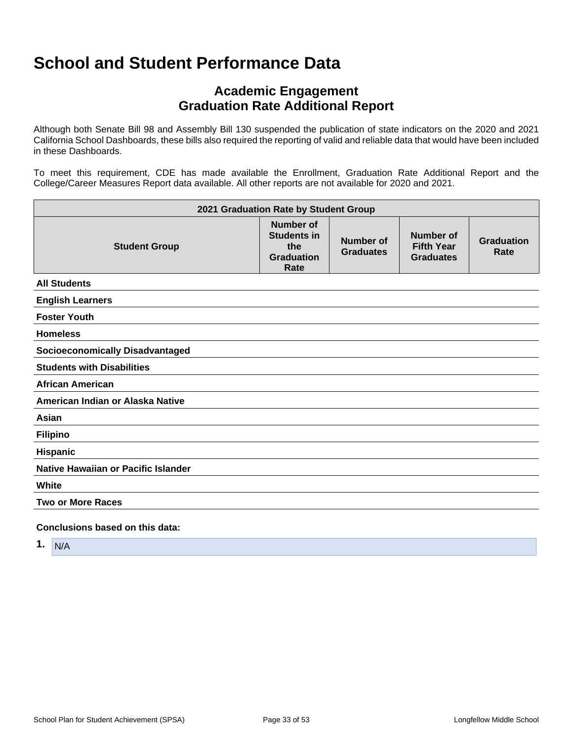# School and Student Performance Data

## Academic Engagement
## Graduation Rate Additional Report

Although both Senate Bill 98 and Assembly Bill 130 suspended the publication of state indicators on the 2020 and 2021 California School Dashboards, these bills also required the reporting of valid and reliable data that would have been included in these Dashboards.

To meet this requirement, CDE has made available the Enrollment, Graduation Rate Additional Report and the College/Career Measures Report data available. All other reports are not available for 2020 and 2021.

| 2021 Graduation Rate by Student Group | | | | |
|---|---|---|---|---|
| **Student Group** | **Number of Students in the Graduation Rate** | **Number of Graduates** | **Number of Fifth Year Graduates** | **Graduation Rate** |
| **All Students** | | | | |
| **English Learners** | | | | |
| **Foster Youth** | | | | |
| **Homeless** | | | | |
| **Socioeconomically Disadvantaged** | | | | |
| **Students with Disabilities** | | | | |
| **African American** | | | | |
| **American Indian or Alaska Native** | | | | |
| **Asian** | | | | |
| **Filipino** | | | | |
| **Hispanic** | | | | |
| **Native Hawaiian or Pacific Islander** | | | | |
| **White** | | | | |
| **Two or More Races** | | | | |

**Conclusions based on this data:**

1. N/A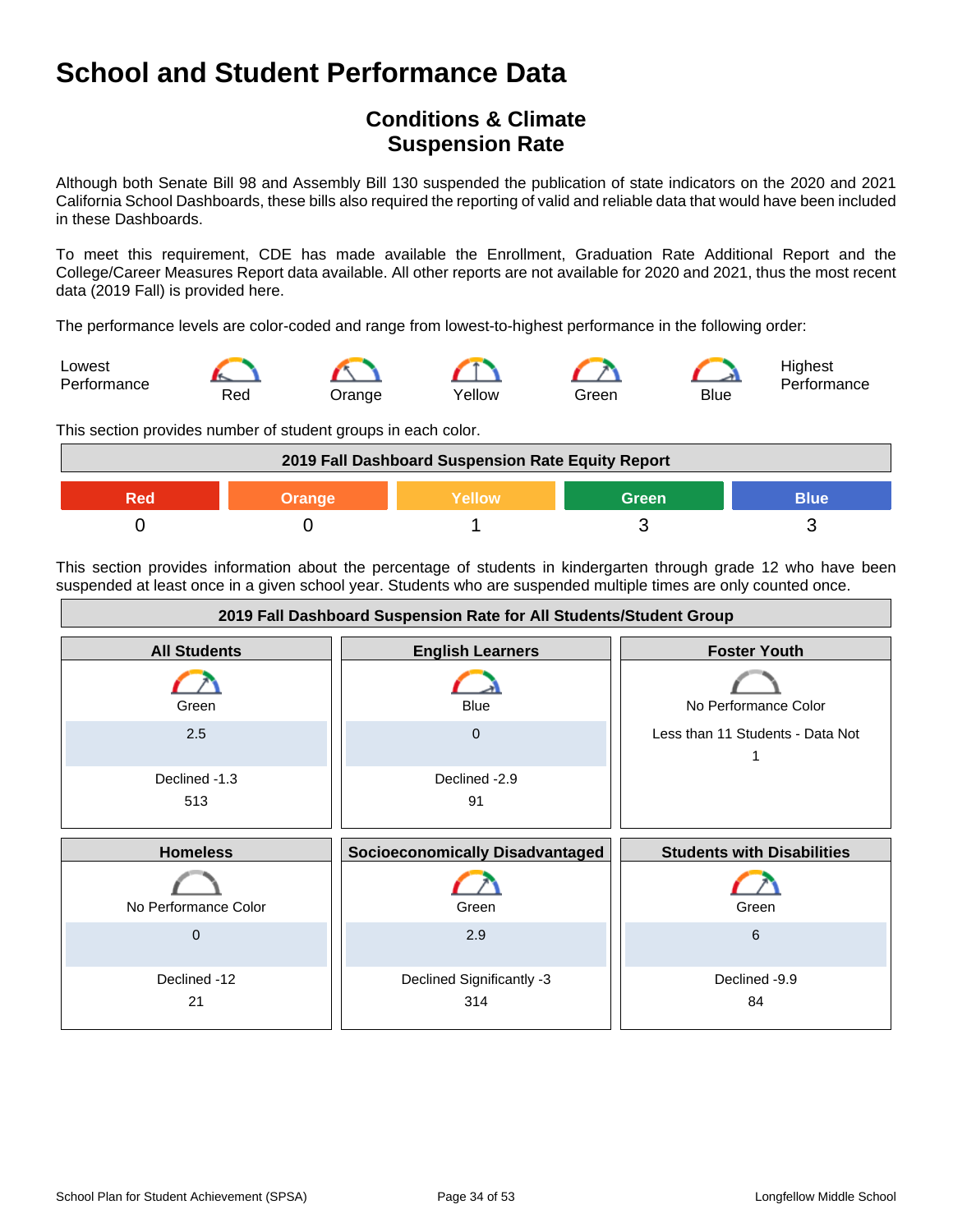# School and Student Performance Data

## Conditions & Climate
## Suspension Rate

Although both Senate Bill 98 and Assembly Bill 130 suspended the publication of state indicators on the 2020 and 2021 California School Dashboards, these bills also required the reporting of valid and reliable data that would have been included in these Dashboards.

To meet this requirement, CDE has made available the Enrollment, Graduation Rate Additional Report and the College/Career Measures Report data available. All other reports are not available for 2020 and 2021, thus the most recent data (2019 Fall) is provided here.

The performance levels are color-coded and range from lowest-to-highest performance in the following order:

Lowest Performance — Red — Orange — Yellow — Green — Blue — Highest Performance

This section provides number of student groups in each color.

| 2019 Fall Dashboard Suspension Rate Equity Report | | | | |
|---|---|---|---|---|
| Red | Orange | Yellow | Green | Blue |
| 0 | 0 | 1 | 3 | 3 |

This section provides information about the percentage of students in kindergarten through grade 12 who have been suspended at least once in a given school year. Students who are suspended multiple times are only counted once.

| 2019 Fall Dashboard Suspension Rate for All Students/Student Group | | |
|---|---|---|
| **All Students** | **English Learners** | **Foster Youth** |
| Green | Blue | No Performance Color |
| 2.5 | 0 | Less than 11 Students - Data Not |
| Declined -1.3 | Declined -2.9 | 1 |
| 513 | 91 | |
| **Homeless** | **Socioeconomically Disadvantaged** | **Students with Disabilities** |
| No Performance Color | Green | Green |
| 0 | 2.9 | 6 |
| Declined -12 | Declined Significantly -3 | Declined -9.9 |
| 21 | 314 | 84 |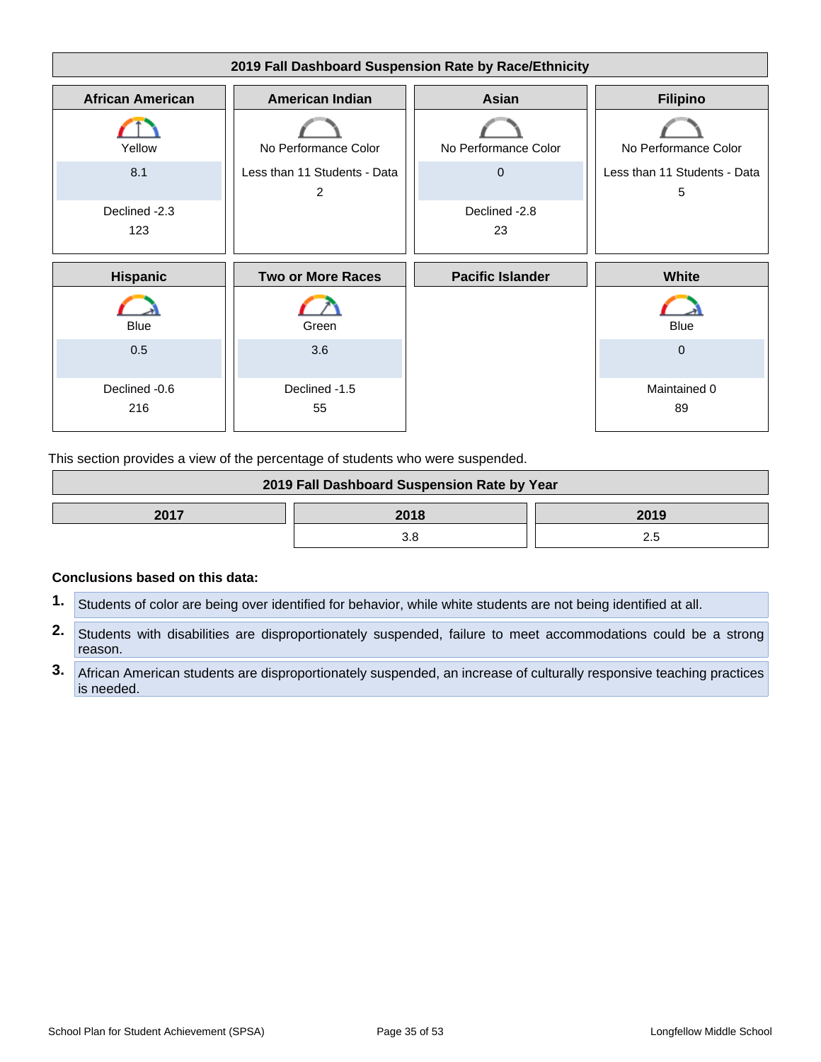## 2019 Fall Dashboard Suspension Rate by Race/Ethnicity

| African American | American Indian | Asian | Filipino |
|---|---|---|---|
| Yellow | No Performance Color | No Performance Color | No Performance Color |
| 8.1 | Less than 11 Students - Data 2 | 0 | Less than 11 Students - Data 5 |
| Declined -2.3 | | Declined -2.8 | |
| 123 | | 23 | |

| Hispanic | Two or More Races | Pacific Islander | White |
|---|---|---|---|
| Blue | Green | | Blue |
| 0.5 | 3.6 | | 0 |
| Declined -0.6 | Declined -1.5 | | Maintained 0 |
| 216 | 55 | | 89 |

This section provides a view of the percentage of students who were suspended.

## 2019 Fall Dashboard Suspension Rate by Year

| 2017 | 2018 | 2019 |
|---|---|---|
| | 3.8 | 2.5 |

**Conclusions based on this data:**

1. Students of color are being over identified for behavior, while white students are not being identified at all.
2. Students with disabilities are disproportionately suspended, failure to meet accommodations could be a strong reason.
3. African American students are disproportionately suspended, an increase of culturally responsive teaching practices is needed.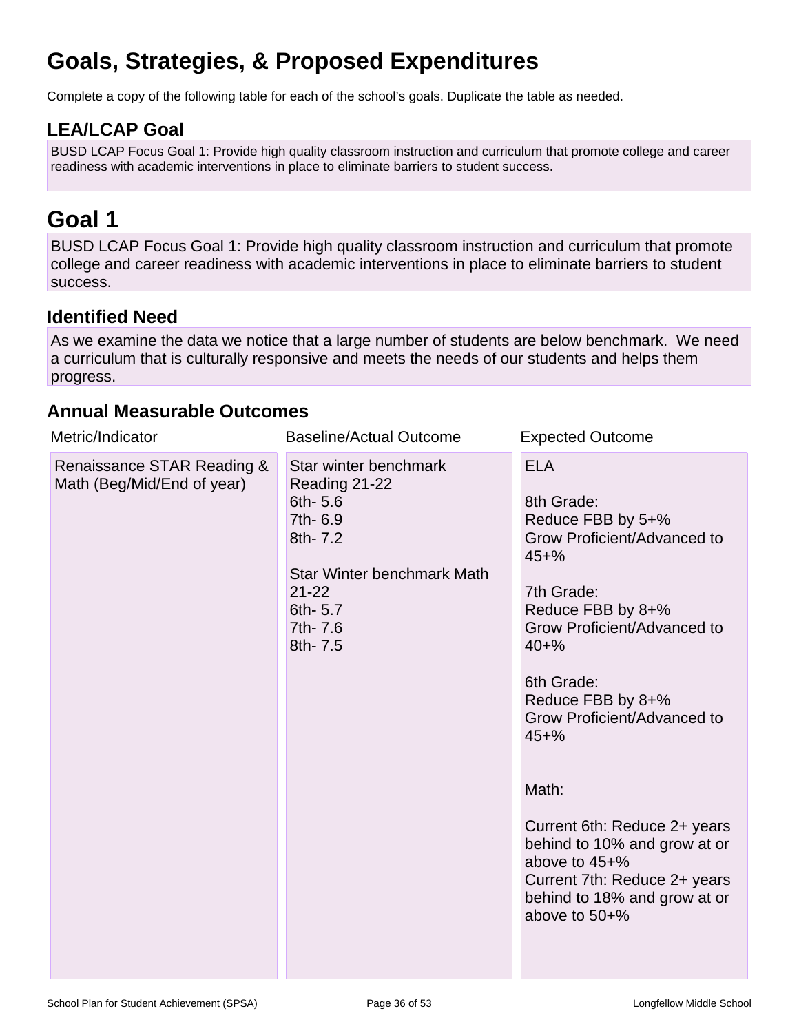# Goals, Strategies, & Proposed Expenditures

Complete a copy of the following table for each of the school's goals. Duplicate the table as needed.

## LEA/LCAP Goal

BUSD LCAP Focus Goal 1: Provide high quality classroom instruction and curriculum that promote college and career readiness with academic interventions in place to eliminate barriers to student success.

# Goal 1

BUSD LCAP Focus Goal 1: Provide high quality classroom instruction and curriculum that promote college and career readiness with academic interventions in place to eliminate barriers to student success.

## Identified Need

As we examine the data we notice that a large number of students are below benchmark. We need a curriculum that is culturally responsive and meets the needs of our students and helps them progress.

## Annual Measurable Outcomes

| Metric/Indicator | Baseline/Actual Outcome | Expected Outcome |
| --- | --- | --- |
| Renaissance STAR Reading & Math (Beg/Mid/End of year) | Star winter benchmark Reading 21-22<br>6th- 5.6<br>7th- 6.9<br>8th- 7.2<br><br>Star Winter benchmark Math 21-22<br>6th- 5.7<br>7th- 7.6<br>8th- 7.5 | ELA<br><br>8th Grade:<br>Reduce FBB by 5+%<br>Grow Proficient/Advanced to 45+%<br><br>7th Grade:<br>Reduce FBB by 8+%<br>Grow Proficient/Advanced to 40+%<br><br>6th Grade:<br>Reduce FBB by 8+%<br>Grow Proficient/Advanced to 45+%<br><br>Math:<br><br>Current 6th: Reduce 2+ years behind to 10% and grow at or above to 45+%<br>Current 7th: Reduce 2+ years behind to 18% and grow at or above to 50+% |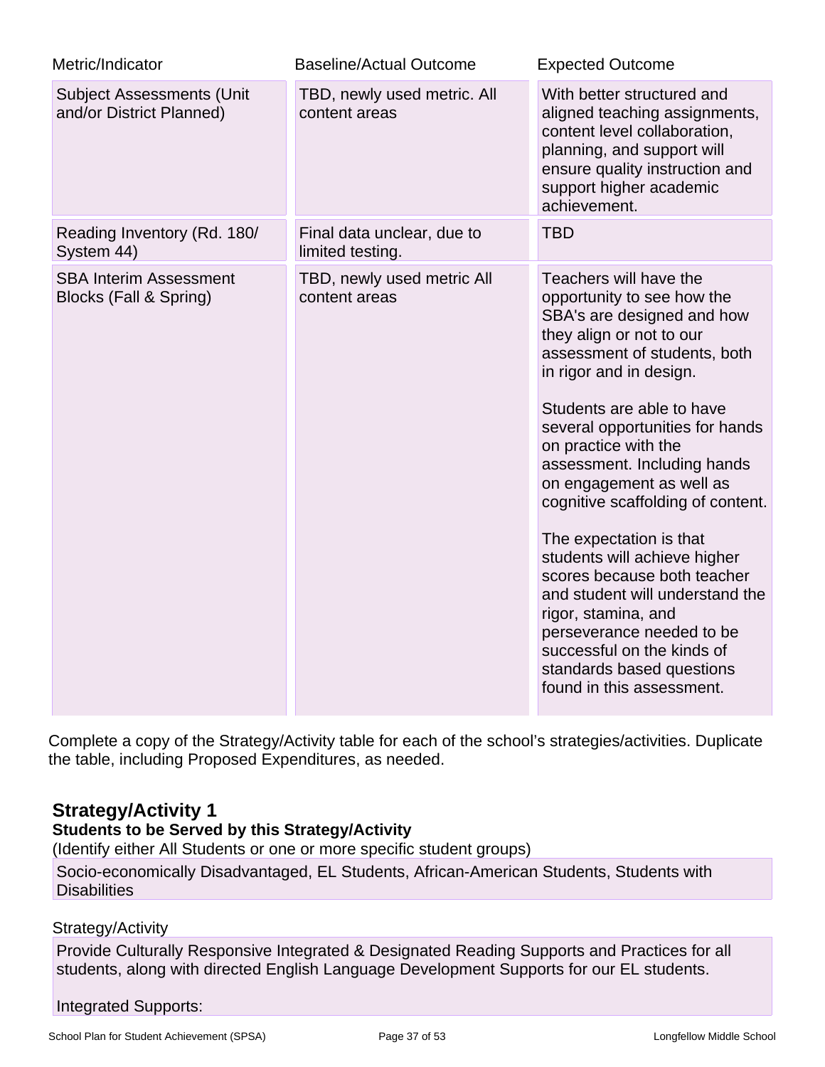| Metric/Indicator | Baseline/Actual Outcome | Expected Outcome |
| --- | --- | --- |
| Subject Assessments (Unit and/or District Planned) | TBD, newly used metric. All content areas | With better structured and aligned teaching assignments, content level collaboration, planning, and support will ensure quality instruction and support higher academic achievement. |
| Reading Inventory (Rd. 180/ System 44) | Final data unclear, due to limited testing. | TBD |
| SBA Interim Assessment Blocks (Fall & Spring) | TBD, newly used metric All content areas | Teachers will have the opportunity to see how the SBA's are designed and how they align or not to our assessment of students, both in rigor and in design.<br><br>Students are able to have several opportunities for hands on practice with the assessment. Including hands on engagement as well as cognitive scaffolding of content.<br><br>The expectation is that students will achieve higher scores because both teacher and student will understand the rigor, stamina, and perseverance needed to be successful on the kinds of standards based questions found in this assessment. |

Complete a copy of the Strategy/Activity table for each of the school's strategies/activities. Duplicate the table, including Proposed Expenditures, as needed.

## Strategy/Activity 1

**Students to be Served by this Strategy/Activity**

(Identify either All Students or one or more specific student groups)

Socio-economically Disadvantaged, EL Students, African-American Students, Students with Disabilities

Strategy/Activity

Provide Culturally Responsive Integrated & Designated Reading Supports and Practices for all students, along with directed English Language Development Supports for our EL students.

Integrated Supports: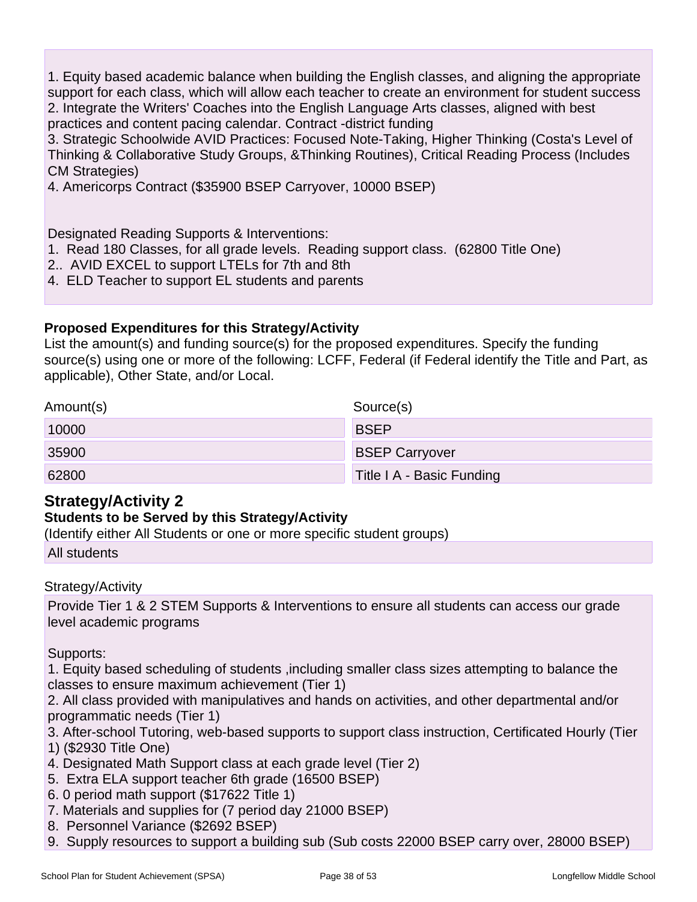1. Equity based academic balance when building the English classes, and aligning the appropriate support for each class, which will allow each teacher to create an environment for student success
2. Integrate the Writers' Coaches into the English Language Arts classes, aligned with best practices and content pacing calendar. Contract -district funding
3. Strategic Schoolwide AVID Practices: Focused Note-Taking, Higher Thinking (Costa's Level of Thinking & Collaborative Study Groups, &Thinking Routines), Critical Reading Process (Includes CM Strategies)
4. Americorps Contract ($35900 BSEP Carryover, 10000 BSEP)

Designated Reading Supports & Interventions:
1. Read 180 Classes, for all grade levels. Reading support class. (62800 Title One)
2.. AVID EXCEL to support LTELs for 7th and 8th
4. ELD Teacher to support EL students and parents

**Proposed Expenditures for this Strategy/Activity**

List the amount(s) and funding source(s) for the proposed expenditures. Specify the funding source(s) using one or more of the following: LCFF, Federal (if Federal identify the Title and Part, as applicable), Other State, and/or Local.

| Amount(s) | Source(s) |
| --- | --- |
| 10000 | BSEP |
| 35900 | BSEP Carryover |
| 62800 | Title I A - Basic Funding |

## Strategy/Activity 2

**Students to be Served by this Strategy/Activity**

(Identify either All Students or one or more specific student groups)

All students

Strategy/Activity

Provide Tier 1 & 2 STEM Supports & Interventions to ensure all students can access our grade level academic programs

Supports:
1. Equity based scheduling of students ,including smaller class sizes attempting to balance the classes to ensure maximum achievement (Tier 1)
2. All class provided with manipulatives and hands on activities, and other departmental and/or programmatic needs (Tier 1)
3. After-school Tutoring, web-based supports to support class instruction, Certificated Hourly (Tier 1) ($2930 Title One)
4. Designated Math Support class at each grade level (Tier 2)
5. Extra ELA support teacher 6th grade (16500 BSEP)
6. 0 period math support ($17622 Title 1)
7. Materials and supplies for (7 period day 21000 BSEP)
8. Personnel Variance ($2692 BSEP)
9. Supply resources to support a building sub (Sub costs 22000 BSEP carry over, 28000 BSEP)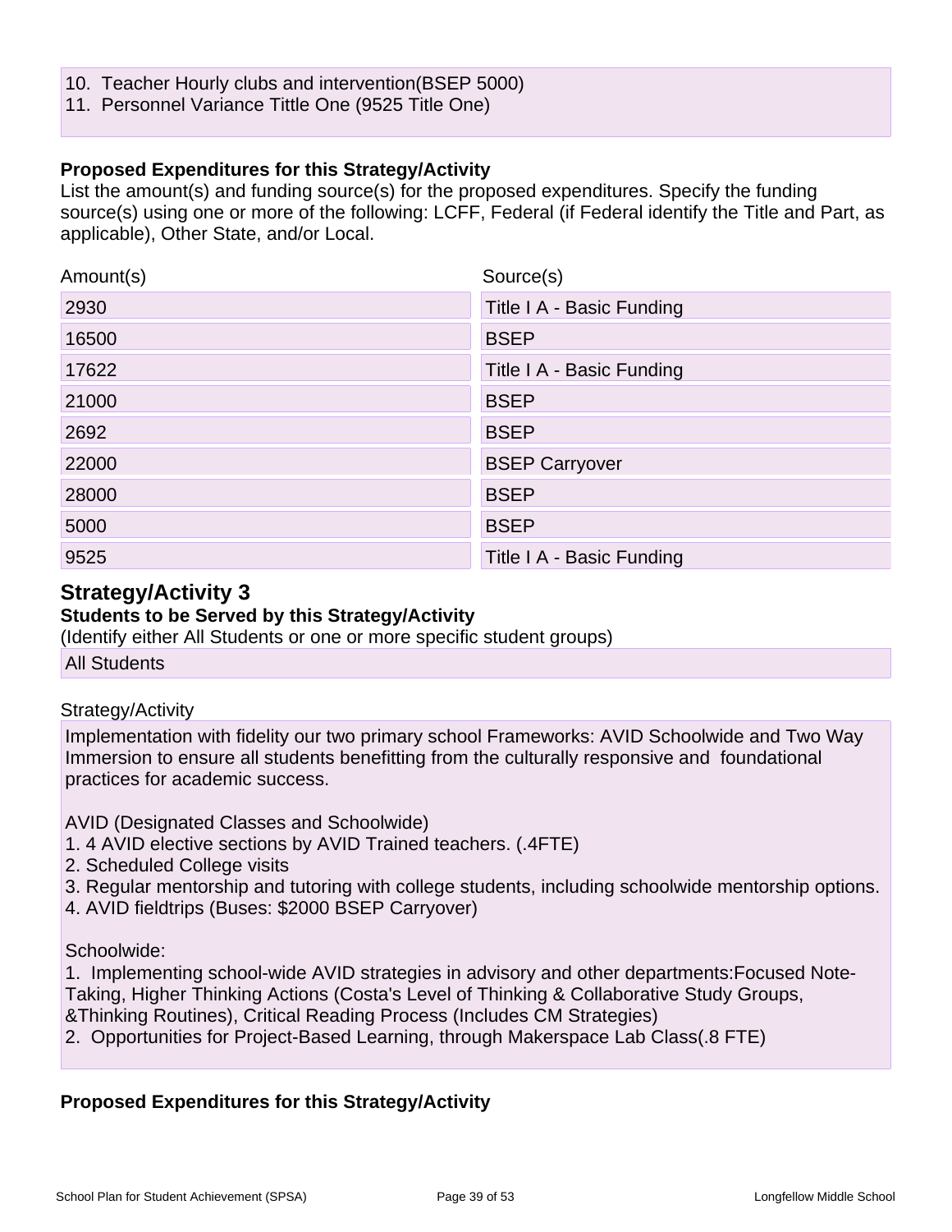10. Teacher Hourly clubs and intervention(BSEP 5000)
11. Personnel Variance Tittle One (9525 Title One)

**Proposed Expenditures for this Strategy/Activity**

List the amount(s) and funding source(s) for the proposed expenditures. Specify the funding source(s) using one or more of the following: LCFF, Federal (if Federal identify the Title and Part, as applicable), Other State, and/or Local.

| Amount(s) | Source(s) |
|---|---|
| 2930 | Title I A - Basic Funding |
| 16500 | BSEP |
| 17622 | Title I A - Basic Funding |
| 21000 | BSEP |
| 2692 | BSEP |
| 22000 | BSEP Carryover |
| 28000 | BSEP |
| 5000 | BSEP |
| 9525 | Title I A - Basic Funding |

## Strategy/Activity 3

**Students to be Served by this Strategy/Activity**

(Identify either All Students or one or more specific student groups)

All Students

Strategy/Activity

Implementation with fidelity our two primary school Frameworks: AVID Schoolwide and Two Way Immersion to ensure all students benefitting from the culturally responsive and foundational practices for academic success.

AVID (Designated Classes and Schoolwide)
1. 4 AVID elective sections by AVID Trained teachers. (.4FTE)
2. Scheduled College visits
3. Regular mentorship and tutoring with college students, including schoolwide mentorship options.
4. AVID fieldtrips (Buses: $2000 BSEP Carryover)

Schoolwide:
1. Implementing school-wide AVID strategies in advisory and other departments:Focused Note-Taking, Higher Thinking Actions (Costa's Level of Thinking & Collaborative Study Groups, &Thinking Routines), Critical Reading Process (Includes CM Strategies)
2. Opportunities for Project-Based Learning, through Makerspace Lab Class(.8 FTE)

**Proposed Expenditures for this Strategy/Activity**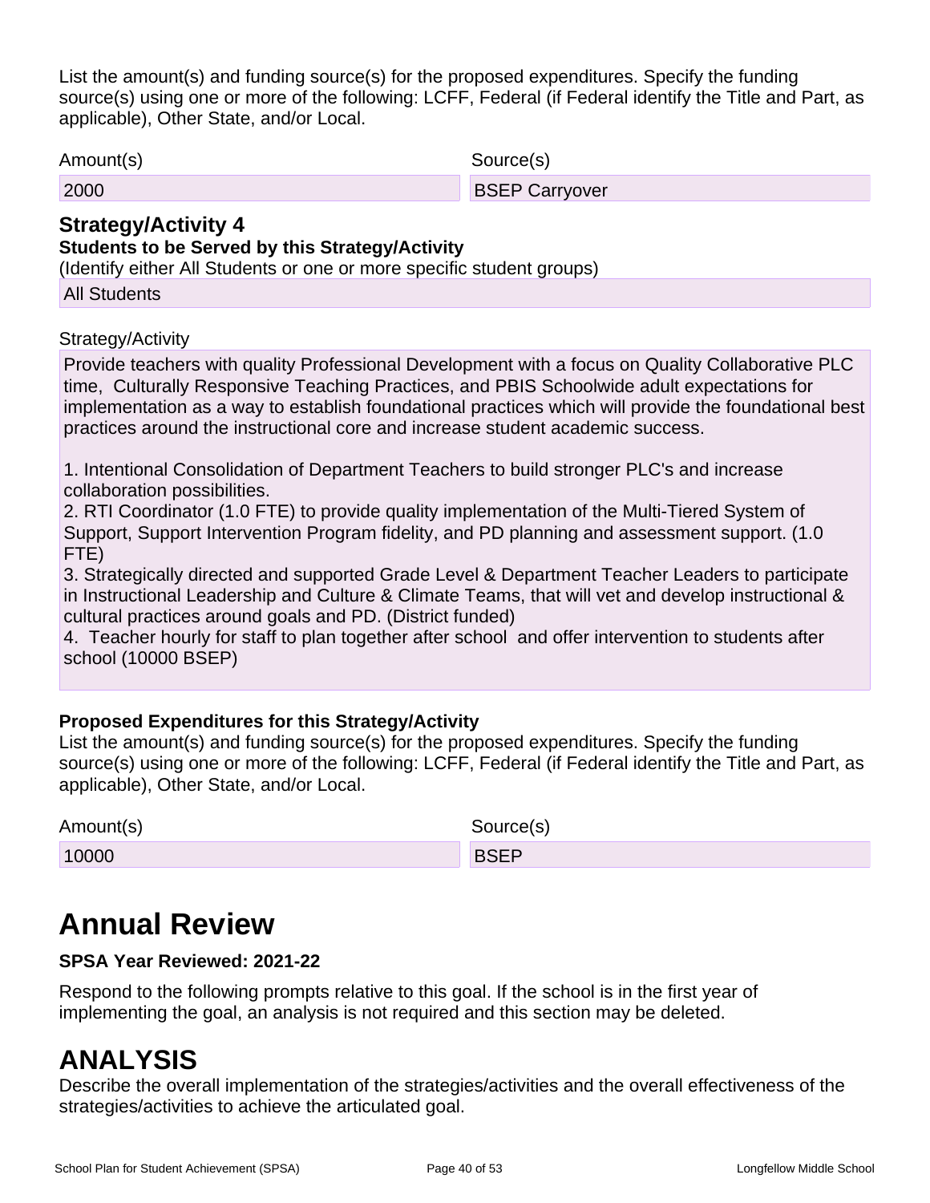List the amount(s) and funding source(s) for the proposed expenditures. Specify the funding source(s) using one or more of the following: LCFF, Federal (if Federal identify the Title and Part, as applicable), Other State, and/or Local.

| Amount(s) | Source(s) |
| --- | --- |
| 2000 | BSEP Carryover |

### Strategy/Activity 4

**Students to be Served by this Strategy/Activity**

(Identify either All Students or one or more specific student groups)

All Students

Strategy/Activity

Provide teachers with quality Professional Development with a focus on Quality Collaborative PLC time, Culturally Responsive Teaching Practices, and PBIS Schoolwide adult expectations for implementation as a way to establish foundational practices which will provide the foundational best practices around the instructional core and increase student academic success.

1. Intentional Consolidation of Department Teachers to build stronger PLC's and increase collaboration possibilities.
2. RTI Coordinator (1.0 FTE) to provide quality implementation of the Multi-Tiered System of Support, Support Intervention Program fidelity, and PD planning and assessment support. (1.0 FTE)
3. Strategically directed and supported Grade Level & Department Teacher Leaders to participate in Instructional Leadership and Culture & Climate Teams, that will vet and develop instructional & cultural practices around goals and PD. (District funded)
4. Teacher hourly for staff to plan together after school and offer intervention to students after school (10000 BSEP)

**Proposed Expenditures for this Strategy/Activity**

List the amount(s) and funding source(s) for the proposed expenditures. Specify the funding source(s) using one or more of the following: LCFF, Federal (if Federal identify the Title and Part, as applicable), Other State, and/or Local.

| Amount(s) | Source(s) |
| --- | --- |
| 10000 | BSEP |

# Annual Review

**SPSA Year Reviewed: 2021-22**

Respond to the following prompts relative to this goal. If the school is in the first year of implementing the goal, an analysis is not required and this section may be deleted.

# ANALYSIS

Describe the overall implementation of the strategies/activities and the overall effectiveness of the strategies/activities to achieve the articulated goal.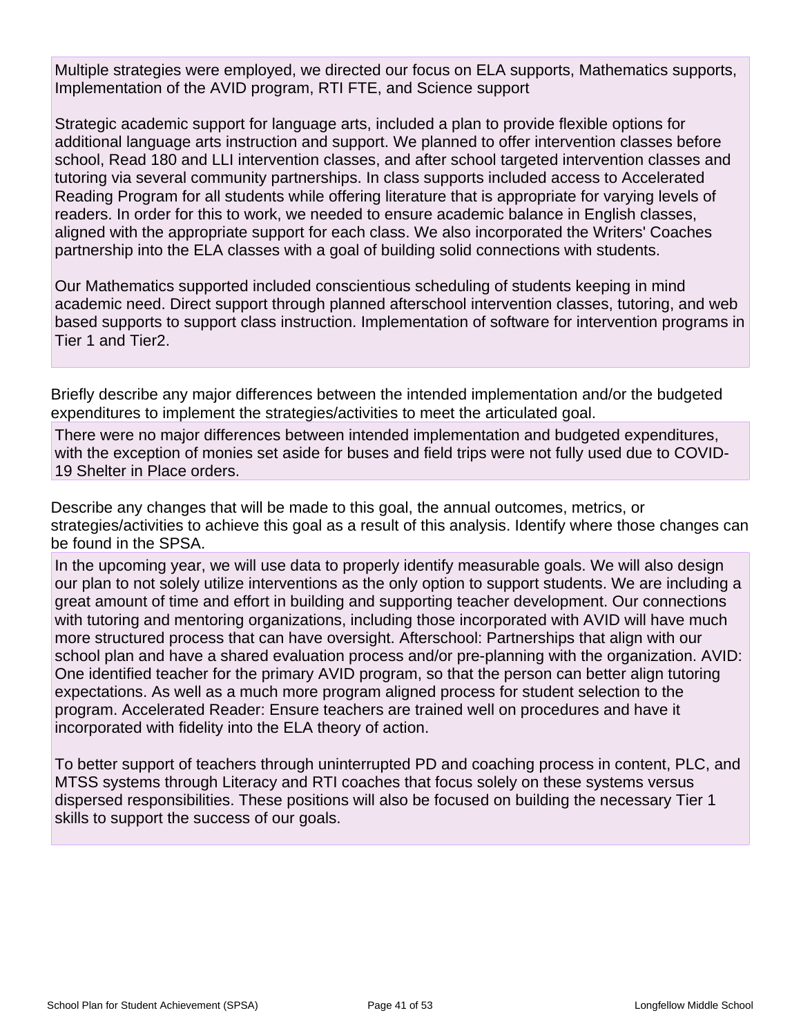Multiple strategies were employed, we directed our focus on ELA supports, Mathematics supports, Implementation of the AVID program, RTI FTE, and Science support

Strategic academic support for language arts, included a plan to provide flexible options for additional language arts instruction and support. We planned to offer intervention classes before school, Read 180 and LLI intervention classes, and after school targeted intervention classes and tutoring via several community partnerships. In class supports included access to Accelerated Reading Program for all students while offering literature that is appropriate for varying levels of readers. In order for this to work, we needed to ensure academic balance in English classes, aligned with the appropriate support for each class. We also incorporated the Writers' Coaches partnership into the ELA classes with a goal of building solid connections with students.

Our Mathematics supported included conscientious scheduling of students keeping in mind academic need. Direct support through planned afterschool intervention classes, tutoring, and web based supports to support class instruction. Implementation of software for intervention programs in Tier 1 and Tier2.

Briefly describe any major differences between the intended implementation and/or the budgeted expenditures to implement the strategies/activities to meet the articulated goal.

There were no major differences between intended implementation and budgeted expenditures, with the exception of monies set aside for buses and field trips were not fully used due to COVID-19 Shelter in Place orders.

Describe any changes that will be made to this goal, the annual outcomes, metrics, or strategies/activities to achieve this goal as a result of this analysis. Identify where those changes can be found in the SPSA.

In the upcoming year, we will use data to properly identify measurable goals. We will also design our plan to not solely utilize interventions as the only option to support students. We are including a great amount of time and effort in building and supporting teacher development. Our connections with tutoring and mentoring organizations, including those incorporated with AVID will have much more structured process that can have oversight. Afterschool: Partnerships that align with our school plan and have a shared evaluation process and/or pre-planning with the organization. AVID: One identified teacher for the primary AVID program, so that the person can better align tutoring expectations. As well as a much more program aligned process for student selection to the program. Accelerated Reader: Ensure teachers are trained well on procedures and have it incorporated with fidelity into the ELA theory of action.

To better support of teachers through uninterrupted PD and coaching process in content, PLC, and MTSS systems through Literacy and RTI coaches that focus solely on these systems versus dispersed responsibilities. These positions will also be focused on building the necessary Tier 1 skills to support the success of our goals.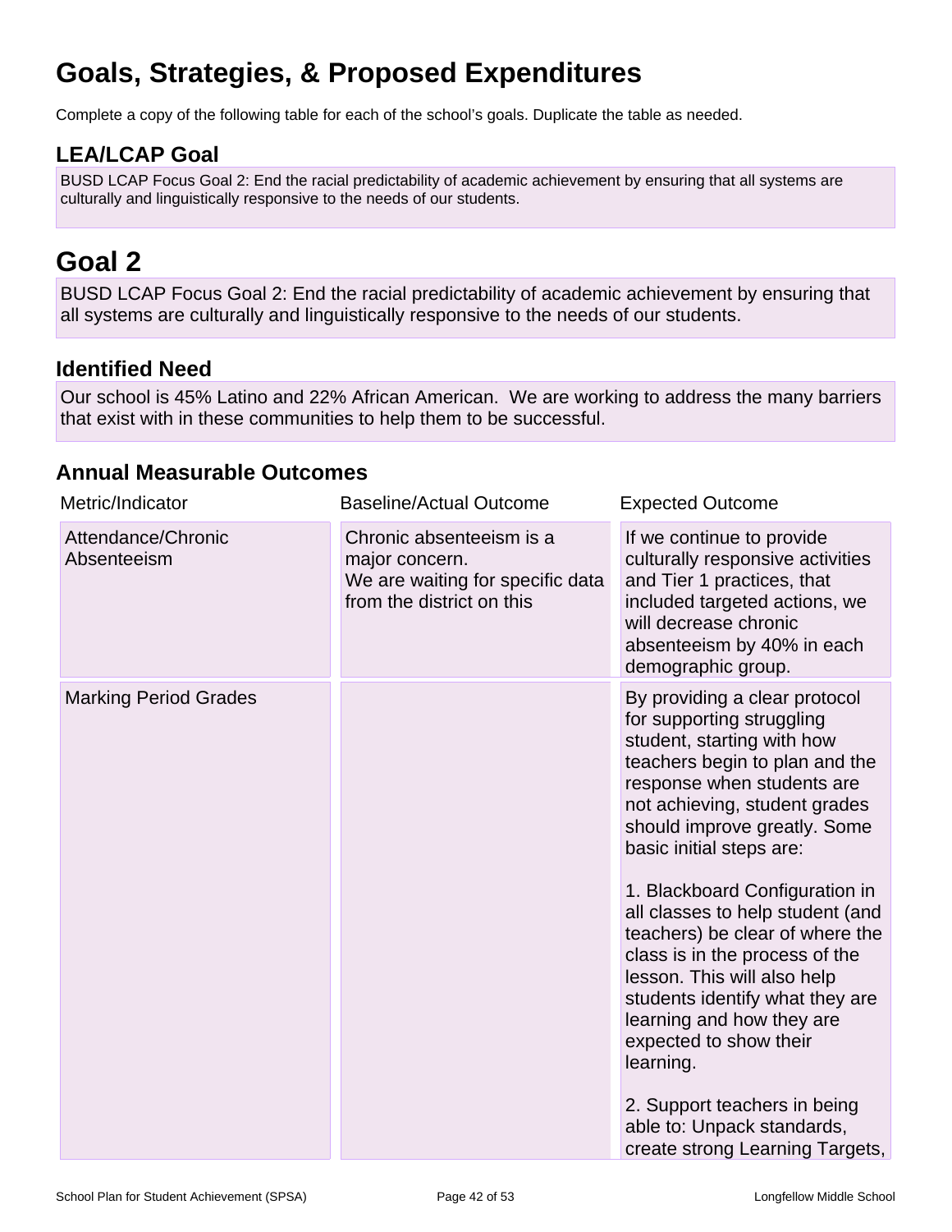# Goals, Strategies, & Proposed Expenditures

Complete a copy of the following table for each of the school's goals. Duplicate the table as needed.

## LEA/LCAP Goal

BUSD LCAP Focus Goal 2: End the racial predictability of academic achievement by ensuring that all systems are culturally and linguistically responsive to the needs of our students.

# Goal 2

BUSD LCAP Focus Goal 2: End the racial predictability of academic achievement by ensuring that all systems are culturally and linguistically responsive to the needs of our students.

## Identified Need

Our school is 45% Latino and 22% African American. We are working to address the many barriers that exist with in these communities to help them to be successful.

## Annual Measurable Outcomes

| Metric/Indicator | Baseline/Actual Outcome | Expected Outcome |
| --- | --- | --- |
| Attendance/Chronic Absenteeism | Chronic absenteeism is a major concern.<br>We are waiting for specific data from the district on this | If we continue to provide culturally responsive activities and Tier 1 practices, that included targeted actions, we will decrease chronic absenteeism by 40% in each demographic group. |
| Marking Period Grades | | By providing a clear protocol for supporting struggling student, starting with how teachers begin to plan and the response when students are not achieving, student grades should improve greatly. Some basic initial steps are:<br><br>1. Blackboard Configuration in all classes to help student (and teachers) be clear of where the class is in the process of the lesson. This will also help students identify what they are learning and how they are expected to show their learning.<br><br>2. Support teachers in being able to: Unpack standards, create strong Learning Targets, |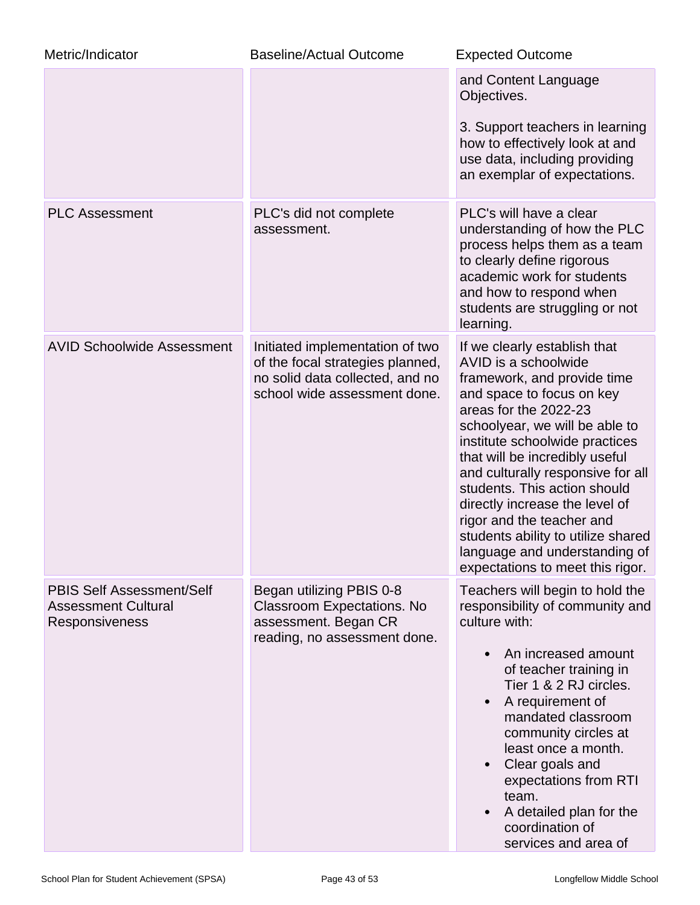| Metric/Indicator | Baseline/Actual Outcome | Expected Outcome |
| --- | --- | --- |
| | | and Content Language Objectives.<br><br>3. Support teachers in learning how to effectively look at and use data, including providing an exemplar of expectations. |
| PLC Assessment | PLC's did not complete assessment. | PLC's will have a clear understanding of how the PLC process helps them as a team to clearly define rigorous academic work for students and how to respond when students are struggling or not learning. |
| AVID Schoolwide Assessment | Initiated implementation of two of the focal strategies planned, no solid data collected, and no school wide assessment done. | If we clearly establish that AVID is a schoolwide framework, and provide time and space to focus on key areas for the 2022-23 schoolyear, we will be able to institute schoolwide practices that will be incredibly useful and culturally responsive for all students. This action should directly increase the level of rigor and the teacher and students ability to utilize shared language and understanding of expectations to meet this rigor. |
| PBIS Self Assessment/Self Assessment Cultural Responsiveness | Began utilizing PBIS 0-8 Classroom Expectations. No assessment. Began CR reading, no assessment done. | Teachers will begin to hold the responsibility of community and culture with:<br><br>• An increased amount of teacher training in Tier 1 & 2 RJ circles.<br>• A requirement of mandated classroom community circles at least once a month.<br>• Clear goals and expectations from RTI team.<br>• A detailed plan for the coordination of services and area of |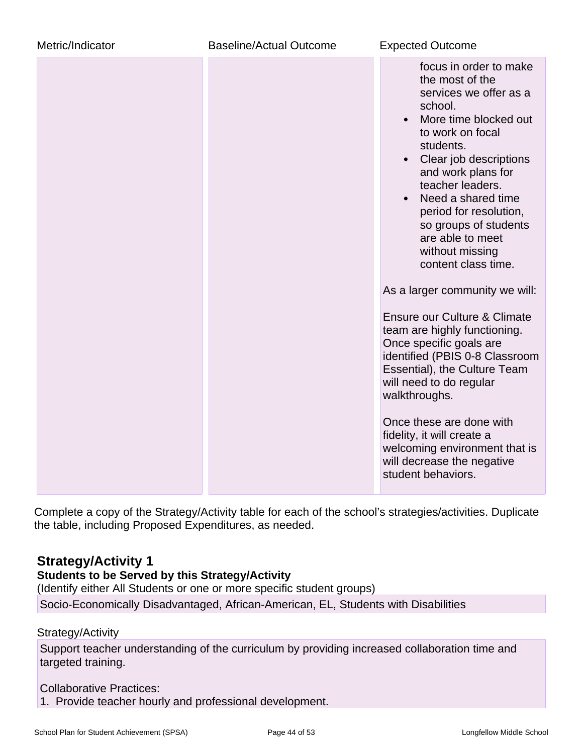| Metric/Indicator | Baseline/Actual Outcome | Expected Outcome |
|---|---|---|
| | | focus in order to make the most of the services we offer as a school.<br>• More time blocked out to work on focal students.<br>• Clear job descriptions and work plans for teacher leaders.<br>• Need a shared time period for resolution, so groups of students are able to meet without missing content class time.<br><br>As a larger community we will:<br><br>Ensure our Culture & Climate team are highly functioning. Once specific goals are identified (PBIS 0-8 Classroom Essential), the Culture Team will need to do regular walkthroughs.<br><br>Once these are done with fidelity, it will create a welcoming environment that is will decrease the negative student behaviors. |

Complete a copy of the Strategy/Activity table for each of the school's strategies/activities. Duplicate the table, including Proposed Expenditures, as needed.

## Strategy/Activity 1

**Students to be Served by this Strategy/Activity**

(Identify either All Students or one or more specific student groups)

Socio-Economically Disadvantaged, African-American, EL, Students with Disabilities

Strategy/Activity

Support teacher understanding of the curriculum by providing increased collaboration time and targeted training.

Collaborative Practices:

1. Provide teacher hourly and professional development.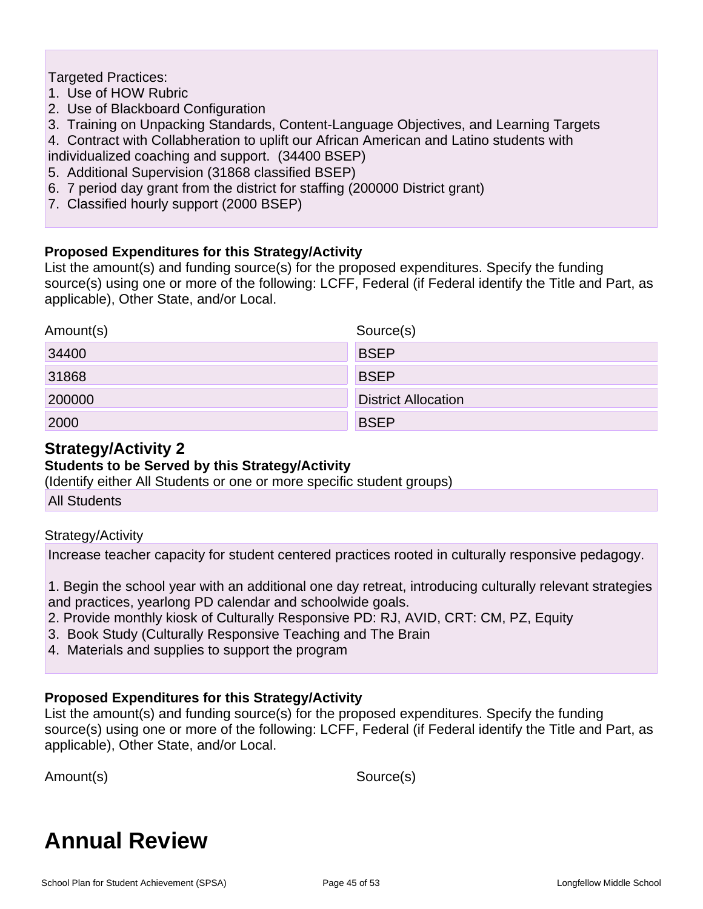Targeted Practices:
1. Use of HOW Rubric
2. Use of Blackboard Configuration
3. Training on Unpacking Standards, Content-Language Objectives, and Learning Targets
4. Contract with Collabheration to uplift our African American and Latino students with individualized coaching and support. (34400 BSEP)
5. Additional Supervision (31868 classified BSEP)
6. 7 period day grant from the district for staffing (200000 District grant)
7. Classified hourly support (2000 BSEP)

**Proposed Expenditures for this Strategy/Activity**

List the amount(s) and funding source(s) for the proposed expenditures. Specify the funding source(s) using one or more of the following: LCFF, Federal (if Federal identify the Title and Part, as applicable), Other State, and/or Local.

| Amount(s) | Source(s) |
|---|---|
| 34400 | BSEP |
| 31868 | BSEP |
| 200000 | District Allocation |
| 2000 | BSEP |

## Strategy/Activity 2

**Students to be Served by this Strategy/Activity**

(Identify either All Students or one or more specific student groups)

All Students

Strategy/Activity

Increase teacher capacity for student centered practices rooted in culturally responsive pedagogy.

1. Begin the school year with an additional one day retreat, introducing culturally relevant strategies and practices, yearlong PD calendar and schoolwide goals.
2. Provide monthly kiosk of Culturally Responsive PD: RJ, AVID, CRT: CM, PZ, Equity
3. Book Study (Culturally Responsive Teaching and The Brain
4. Materials and supplies to support the program

**Proposed Expenditures for this Strategy/Activity**

List the amount(s) and funding source(s) for the proposed expenditures. Specify the funding source(s) using one or more of the following: LCFF, Federal (if Federal identify the Title and Part, as applicable), Other State, and/or Local.

| Amount(s) | Source(s) |
|---|---|

# Annual Review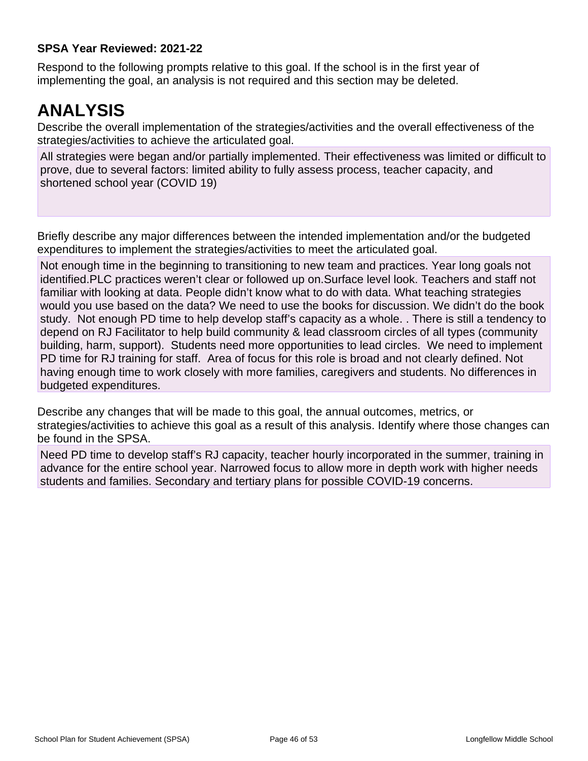**SPSA Year Reviewed: 2021-22**

Respond to the following prompts relative to this goal. If the school is in the first year of implementing the goal, an analysis is not required and this section may be deleted.

# ANALYSIS

Describe the overall implementation of the strategies/activities and the overall effectiveness of the strategies/activities to achieve the articulated goal.

All strategies were began and/or partially implemented. Their effectiveness was limited or difficult to prove, due to several factors: limited ability to fully assess process, teacher capacity, and shortened school year (COVID 19)

Briefly describe any major differences between the intended implementation and/or the budgeted expenditures to implement the strategies/activities to meet the articulated goal.

Not enough time in the beginning to transitioning to new team and practices. Year long goals not identified.PLC practices weren't clear or followed up on.Surface level look. Teachers and staff not familiar with looking at data. People didn't know what to do with data. What teaching strategies would you use based on the data? We need to use the books for discussion. We didn't do the book study. Not enough PD time to help develop staff's capacity as a whole. . There is still a tendency to depend on RJ Facilitator to help build community & lead classroom circles of all types (community building, harm, support). Students need more opportunities to lead circles. We need to implement PD time for RJ training for staff. Area of focus for this role is broad and not clearly defined. Not having enough time to work closely with more families, caregivers and students. No differences in budgeted expenditures.

Describe any changes that will be made to this goal, the annual outcomes, metrics, or strategies/activities to achieve this goal as a result of this analysis. Identify where those changes can be found in the SPSA.

Need PD time to develop staff's RJ capacity, teacher hourly incorporated in the summer, training in advance for the entire school year. Narrowed focus to allow more in depth work with higher needs students and families. Secondary and tertiary plans for possible COVID-19 concerns.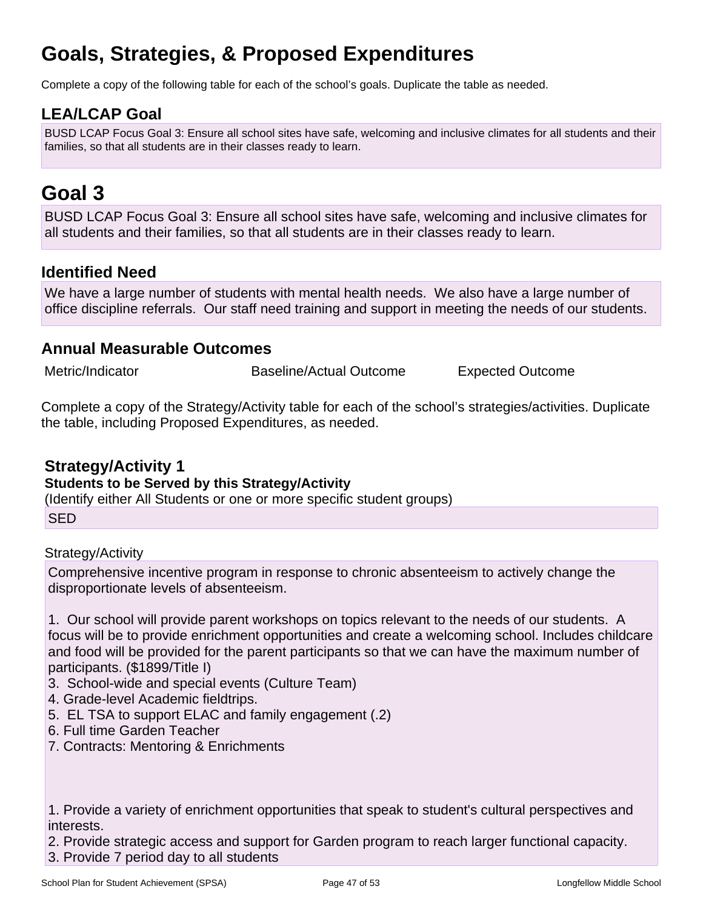# Goals, Strategies, & Proposed Expenditures

Complete a copy of the following table for each of the school's goals. Duplicate the table as needed.

## LEA/LCAP Goal

BUSD LCAP Focus Goal 3: Ensure all school sites have safe, welcoming and inclusive climates for all students and their families, so that all students are in their classes ready to learn.

# Goal 3

BUSD LCAP Focus Goal 3: Ensure all school sites have safe, welcoming and inclusive climates for all students and their families, so that all students are in their classes ready to learn.

## Identified Need

We have a large number of students with mental health needs. We also have a large number of office discipline referrals. Our staff need training and support in meeting the needs of our students.

## Annual Measurable Outcomes

| Metric/Indicator | Baseline/Actual Outcome | Expected Outcome |
| --- | --- | --- |

Complete a copy of the Strategy/Activity table for each of the school's strategies/activities. Duplicate the table, including Proposed Expenditures, as needed.

### Strategy/Activity 1

**Students to be Served by this Strategy/Activity**

(Identify either All Students or one or more specific student groups)

SED

Strategy/Activity

Comprehensive incentive program in response to chronic absenteeism to actively change the disproportionate levels of absenteeism.

1. Our school will provide parent workshops on topics relevant to the needs of our students. A focus will be to provide enrichment opportunities and create a welcoming school. Includes childcare and food will be provided for the parent participants so that we can have the maximum number of participants. ($1899/Title I)
3. School-wide and special events (Culture Team)
4. Grade-level Academic fieldtrips.
5. EL TSA to support ELAC and family engagement (.2)
6. Full time Garden Teacher
7. Contracts: Mentoring & Enrichments

1. Provide a variety of enrichment opportunities that speak to student's cultural perspectives and interests.
2. Provide strategic access and support for Garden program to reach larger functional capacity.
3. Provide 7 period day to all students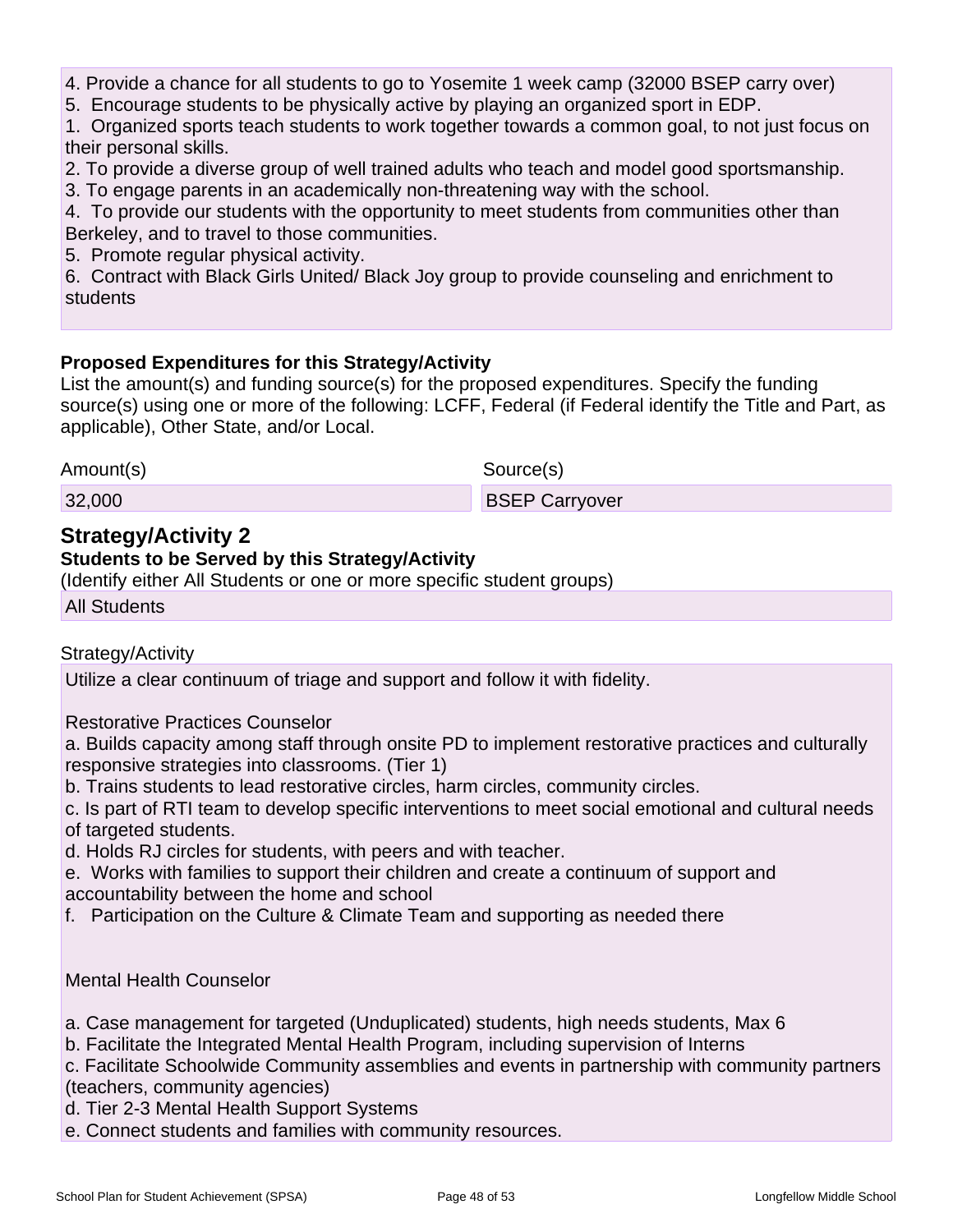4. Provide a chance for all students to go to Yosemite 1 week camp (32000 BSEP carry over)
5. Encourage students to be physically active by playing an organized sport in EDP.
1. Organized sports teach students to work together towards a common goal, to not just focus on their personal skills.
2. To provide a diverse group of well trained adults who teach and model good sportsmanship.
3. To engage parents in an academically non-threatening way with the school.
4. To provide our students with the opportunity to meet students from communities other than Berkeley, and to travel to those communities.
5. Promote regular physical activity.
6. Contract with Black Girls United/ Black Joy group to provide counseling and enrichment to students

**Proposed Expenditures for this Strategy/Activity**

List the amount(s) and funding source(s) for the proposed expenditures. Specify the funding source(s) using one or more of the following: LCFF, Federal (if Federal identify the Title and Part, as applicable), Other State, and/or Local.

| Amount(s) | Source(s) |
| --- | --- |
| 32,000 | BSEP Carryover |

## Strategy/Activity 2

**Students to be Served by this Strategy/Activity**

(Identify either All Students or one or more specific student groups)

All Students

Strategy/Activity

Utilize a clear continuum of triage and support and follow it with fidelity.

Restorative Practices Counselor

a. Builds capacity among staff through onsite PD to implement restorative practices and culturally responsive strategies into classrooms. (Tier 1)
b. Trains students to lead restorative circles, harm circles, community circles.
c. Is part of RTI team to develop specific interventions to meet social emotional and cultural needs of targeted students.
d. Holds RJ circles for students, with peers and with teacher.
e. Works with families to support their children and create a continuum of support and accountability between the home and school
f. Participation on the Culture & Climate Team and supporting as needed there

Mental Health Counselor

a. Case management for targeted (Unduplicated) students, high needs students, Max 6
b. Facilitate the Integrated Mental Health Program, including supervision of Interns
c. Facilitate Schoolwide Community assemblies and events in partnership with community partners (teachers, community agencies)
d. Tier 2-3 Mental Health Support Systems
e. Connect students and families with community resources.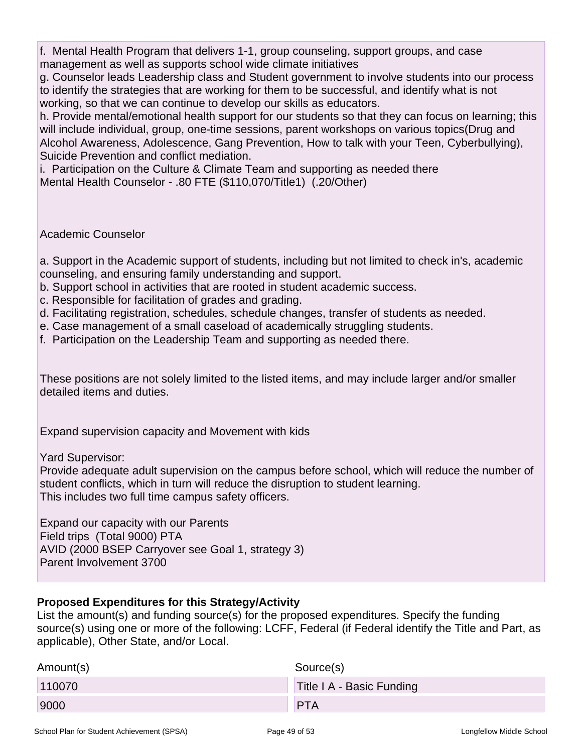f. Mental Health Program that delivers 1-1, group counseling, support groups, and case management as well as supports school wide climate initiatives
g. Counselor leads Leadership class and Student government to involve students into our process to identify the strategies that are working for them to be successful, and identify what is not working, so that we can continue to develop our skills as educators.
h. Provide mental/emotional health support for our students so that they can focus on learning; this will include individual, group, one-time sessions, parent workshops on various topics(Drug and Alcohol Awareness, Adolescence, Gang Prevention, How to talk with your Teen, Cyberbullying), Suicide Prevention and conflict mediation.
i. Participation on the Culture & Climate Team and supporting as needed there
Mental Health Counselor - .80 FTE ($110,070/Title1) (.20/Other)

Academic Counselor

a. Support in the Academic support of students, including but not limited to check in's, academic counseling, and ensuring family understanding and support.
b. Support school in activities that are rooted in student academic success.
c. Responsible for facilitation of grades and grading.
d. Facilitating registration, schedules, schedule changes, transfer of students as needed.
e. Case management of a small caseload of academically struggling students.
f. Participation on the Leadership Team and supporting as needed there.

These positions are not solely limited to the listed items, and may include larger and/or smaller detailed items and duties.

Expand supervision capacity and Movement with kids

Yard Supervisor:
Provide adequate adult supervision on the campus before school, which will reduce the number of student conflicts, which in turn will reduce the disruption to student learning.
This includes two full time campus safety officers.

Expand our capacity with our Parents
Field trips (Total 9000) PTA
AVID (2000 BSEP Carryover see Goal 1, strategy 3)
Parent Involvement 3700

**Proposed Expenditures for this Strategy/Activity**

List the amount(s) and funding source(s) for the proposed expenditures. Specify the funding source(s) using one or more of the following: LCFF, Federal (if Federal identify the Title and Part, as applicable), Other State, and/or Local.

| Amount(s) | Source(s) |
|---|---|
| 110070 | Title I A - Basic Funding |
| 9000 | PTA |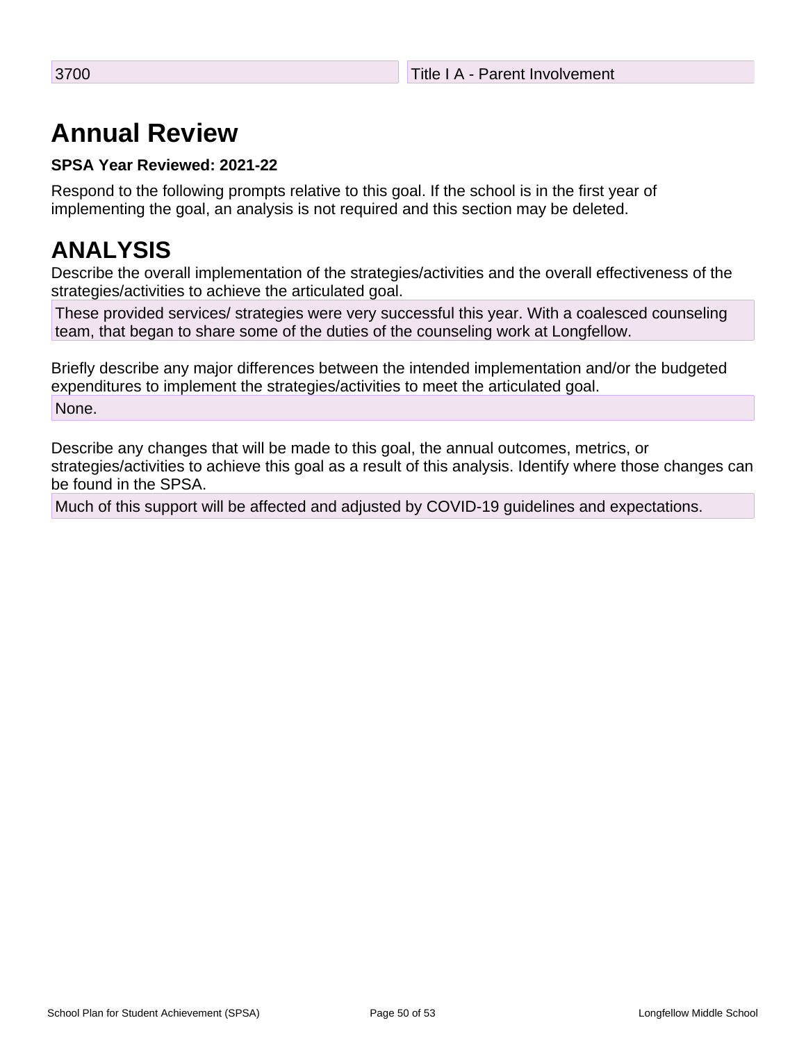| 3700 | Title I A - Parent Involvement |
| --- | --- |

# Annual Review

**SPSA Year Reviewed: 2021-22**

Respond to the following prompts relative to this goal. If the school is in the first year of implementing the goal, an analysis is not required and this section may be deleted.

## ANALYSIS

Describe the overall implementation of the strategies/activities and the overall effectiveness of the strategies/activities to achieve the articulated goal.

These provided services/ strategies were very successful this year. With a coalesced counseling team, that began to share some of the duties of the counseling work at Longfellow.

Briefly describe any major differences between the intended implementation and/or the budgeted expenditures to implement the strategies/activities to meet the articulated goal.

None.

Describe any changes that will be made to this goal, the annual outcomes, metrics, or strategies/activities to achieve this goal as a result of this analysis. Identify where those changes can be found in the SPSA.

Much of this support will be affected and adjusted by COVID-19 guidelines and expectations.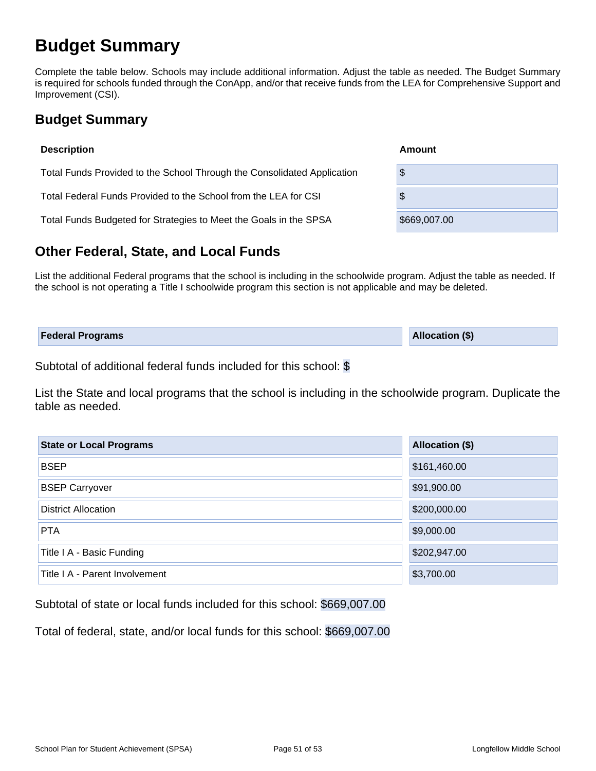# Budget Summary

Complete the table below. Schools may include additional information. Adjust the table as needed. The Budget Summary is required for schools funded through the ConApp, and/or that receive funds from the LEA for Comprehensive Support and Improvement (CSI).

## Budget Summary

| Description | Amount |
| --- | --- |
| Total Funds Provided to the School Through the Consolidated Application | $ |
| Total Federal Funds Provided to the School from the LEA for CSI | $ |
| Total Funds Budgeted for Strategies to Meet the Goals in the SPSA | $669,007.00 |

## Other Federal, State, and Local Funds

List the additional Federal programs that the school is including in the schoolwide program. Adjust the table as needed. If the school is not operating a Title I schoolwide program this section is not applicable and may be deleted.

| Federal Programs | Allocation ($) |
| --- | --- |

Subtotal of additional federal funds included for this school: $

List the State and local programs that the school is including in the schoolwide program. Duplicate the table as needed.

| State or Local Programs | Allocation ($) |
| --- | --- |
| BSEP | $161,460.00 |
| BSEP Carryover | $91,900.00 |
| District Allocation | $200,000.00 |
| PTA | $9,000.00 |
| Title I A - Basic Funding | $202,947.00 |
| Title I A - Parent Involvement | $3,700.00 |

Subtotal of state or local funds included for this school: $669,007.00

Total of federal, state, and/or local funds for this school: $669,007.00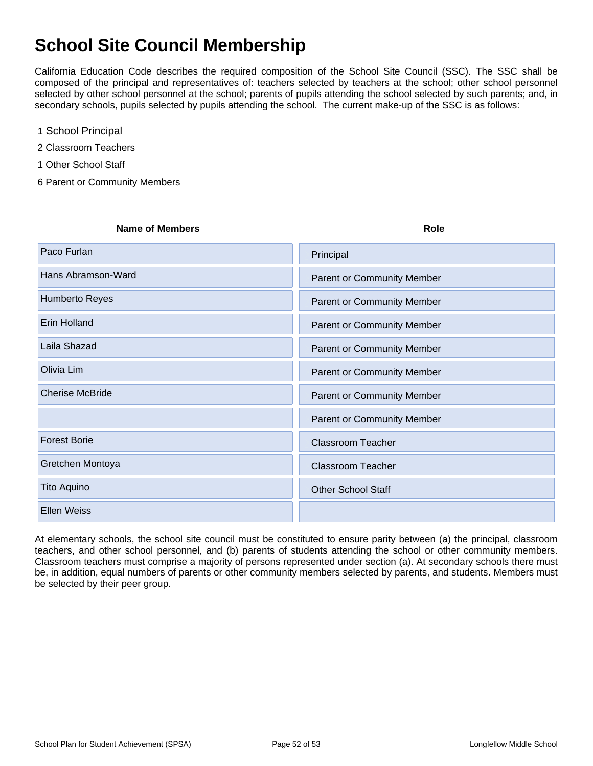# School Site Council Membership

California Education Code describes the required composition of the School Site Council (SSC). The SSC shall be composed of the principal and representatives of: teachers selected by teachers at the school; other school personnel selected by other school personnel at the school; parents of pupils attending the school selected by such parents; and, in secondary schools, pupils selected by pupils attending the school. The current make-up of the SSC is as follows:

1 School Principal

2 Classroom Teachers

1 Other School Staff

6 Parent or Community Members

| Name of Members | Role |
|---|---|
| Paco Furlan | Principal |
| Hans Abramson-Ward | Parent or Community Member |
| Humberto Reyes | Parent or Community Member |
| Erin Holland | Parent or Community Member |
| Laila Shazad | Parent or Community Member |
| Olivia Lim | Parent or Community Member |
| Cherise McBride | Parent or Community Member |
| | Parent or Community Member |
| Forest Borie | Classroom Teacher |
| Gretchen Montoya | Classroom Teacher |
| Tito Aquino | Other School Staff |
| Ellen Weiss | |

At elementary schools, the school site council must be constituted to ensure parity between (a) the principal, classroom teachers, and other school personnel, and (b) parents of students attending the school or other community members. Classroom teachers must comprise a majority of persons represented under section (a). At secondary schools there must be, in addition, equal numbers of parents or other community members selected by parents, and students. Members must be selected by their peer group.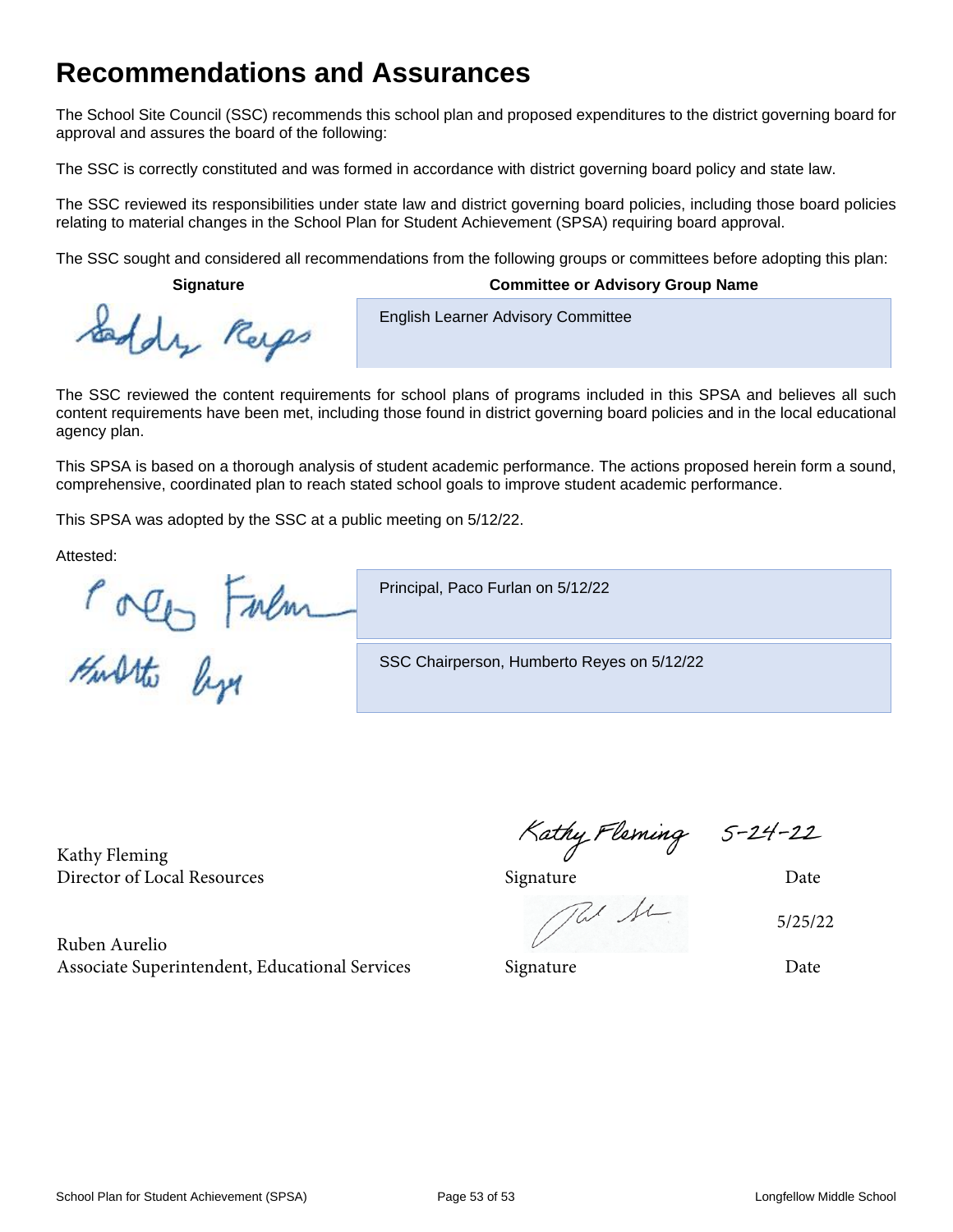# Recommendations and Assurances

The School Site Council (SSC) recommends this school plan and proposed expenditures to the district governing board for approval and assures the board of the following:

The SSC is correctly constituted and was formed in accordance with district governing board policy and state law.

The SSC reviewed its responsibilities under state law and district governing board policies, including those board policies relating to material changes in the School Plan for Student Achievement (SPSA) requiring board approval.

The SSC sought and considered all recommendations from the following groups or committees before adopting this plan:

| Signature | Committee or Advisory Group Name |
| --- | --- |
| Saddy Reyes | English Learner Advisory Committee |

The SSC reviewed the content requirements for school plans of programs included in this SPSA and believes all such content requirements have been met, including those found in district governing board policies and in the local educational agency plan.

This SPSA is based on a thorough analysis of student academic performance. The actions proposed herein form a sound, comprehensive, coordinated plan to reach stated school goals to improve student academic performance.

This SPSA was adopted by the SSC at a public meeting on 5/12/22.

Attested:

| Signature | |
| --- | --- |
| Paco Furlan | Principal, Paco Furlan on 5/12/22 |
| Humberto Reyes | SSC Chairperson, Humberto Reyes on 5/12/22 |

| | Signature | Date |
| --- | --- | --- |
| Kathy Fleming<br>Director of Local Resources | Kathy Fleming | 5-24-22 |
| Ruben Aurelio<br>Associate Superintendent, Educational Services | | 5/25/22 |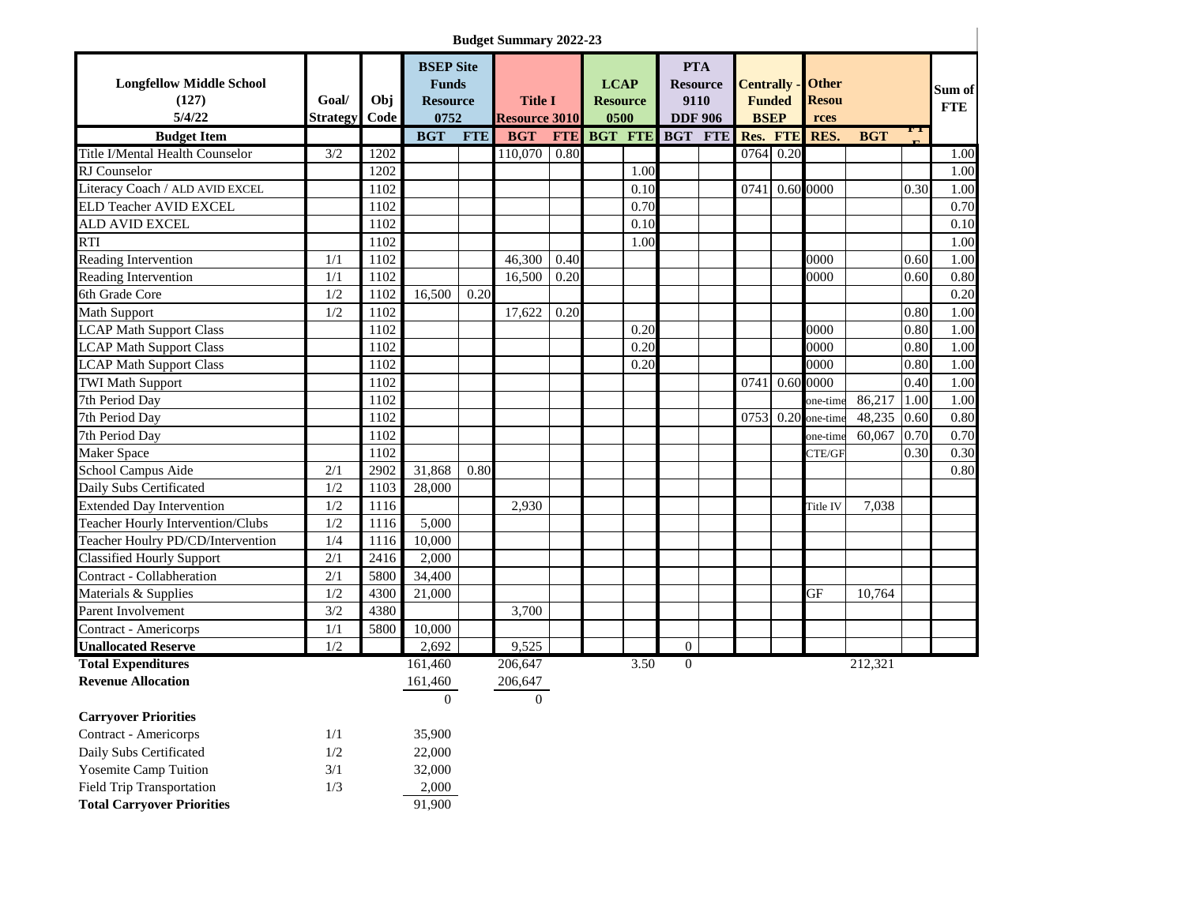## Budget Summary 2022-23

| Longfellow Middle School (127) 5/4/22 | Goal/ Strategy | Obj Code | BSEP Site Funds Resource 0752 | | Title I Resource 3010 | | LCAP Resource 0500 | | PTA Resource 9110 DDF 906 | | Centrally - Funded BSEP | | Other Resources | | | Sum of FTE |
|---|---|---|---|---|---|---|---|---|---|---|---|---|---|---|---|---|
| **Budget Item** | | | **BGT** | **FTE** | **BGT** | **FTE** | **BGT** | **FTE** | **BGT** | **FTE** | **Res.** | **FTE** | **RES.** | **BGT** | **FTE** | |
| Title I/Mental Health Counselor | 3/2 | 1202 | | | 110,070 | 0.80 | | | | | 0764 | 0.20 | | | | 1.00 |
| RJ Counselor | | 1202 | | | | | | 1.00 | | | | | | | | 1.00 |
| Literacy Coach / ALD AVID EXCEL | | 1102 | | | | | | 0.10 | | | 0741 | 0.60 | 0000 | | 0.30 | 1.00 |
| ELD Teacher AVID EXCEL | | 1102 | | | | | | 0.70 | | | | | | | | 0.70 |
| ALD AVID EXCEL | | 1102 | | | | | | 0.10 | | | | | | | | 0.10 |
| RTI | | 1102 | | | | | | 1.00 | | | | | | | | 1.00 |
| Reading Intervention | 1/1 | 1102 | | | 46,300 | 0.40 | | | | | | | 0000 | | 0.60 | 1.00 |
| Reading Intervention | 1/1 | 1102 | | | 16,500 | 0.20 | | | | | | | 0000 | | 0.60 | 0.80 |
| 6th Grade Core | 1/2 | 1102 | 16,500 | 0.20 | | | | | | | | | | | | 0.20 |
| Math Support | 1/2 | 1102 | | | 17,622 | 0.20 | | | | | | | | | 0.80 | 1.00 |
| LCAP Math Support Class | | 1102 | | | | | | 0.20 | | | | | 0000 | | 0.80 | 1.00 |
| LCAP Math Support Class | | 1102 | | | | | | 0.20 | | | | | 0000 | | 0.80 | 1.00 |
| LCAP Math Support Class | | 1102 | | | | | | 0.20 | | | | | 0000 | | 0.80 | 1.00 |
| TWI Math Support | | 1102 | | | | | | | | | 0741 | 0.60 | 0000 | | 0.40 | 1.00 |
| 7th Period Day | | 1102 | | | | | | | | | | | one-time | 86,217 | 1.00 | 1.00 |
| 7th Period Day | | 1102 | | | | | | | | | 0753 | 0.20 | one-time | 48,235 | 0.60 | 0.80 |
| 7th Period Day | | 1102 | | | | | | | | | | | one-time | 60,067 | 0.70 | 0.70 |
| Maker Space | | 1102 | | | | | | | | | | | CTE/GF | | 0.30 | 0.30 |
| School Campus Aide | 2/1 | 2902 | 31,868 | 0.80 | | | | | | | | | | | | 0.80 |
| Daily Subs Certificated | 1/2 | 1103 | 28,000 | | | | | | | | | | | | | |
| Extended Day Intervention | 1/2 | 1116 | | | 2,930 | | | | | | | | Title IV | 7,038 | | |
| Teacher Hourly Intervention/Clubs | 1/2 | 1116 | 5,000 | | | | | | | | | | | | | |
| Teacher Houlry PD/CD/Intervention | 1/4 | 1116 | 10,000 | | | | | | | | | | | | | |
| Classified Hourly Support | 2/1 | 2416 | 2,000 | | | | | | | | | | | | | |
| Contract - Collabheration | 2/1 | 5800 | 34,400 | | | | | | | | | | | | | |
| Materials & Supplies | 1/2 | 4300 | 21,000 | | | | | | | | | | GF | 10,764 | | |
| Parent Involvement | 3/2 | 4380 | | | 3,700 | | | | | | | | | | | |
| Contract - Americorps | 1/1 | 5800 | 10,000 | | | | | | | | | | | | | |
| **Unallocated Reserve** | 1/2 | | 2,692 | | 9,525 | | | | 0 | | | | | | | |
| **Total Expenditures** | | | 161,460 | | 206,647 | | | 3.50 | 0 | | | | | 212,321 | | |
| **Revenue Allocation** | | | 161,460 | | 206,647 | | | | | | | | | | | |
| | | | 0 | | 0 | | | | | | | | | | | |

**Carryover Priorities**

| | | |
|---|---|---|
| Contract - Americorps | 1/1 | 35,900 |
| Daily Subs Certificated | 1/2 | 22,000 |
| Yosemite Camp Tuition | 3/1 | 32,000 |
| Field Trip Transportation | 1/3 | 2,000 |
| **Total Carryover Priorities** | | 91,900 |